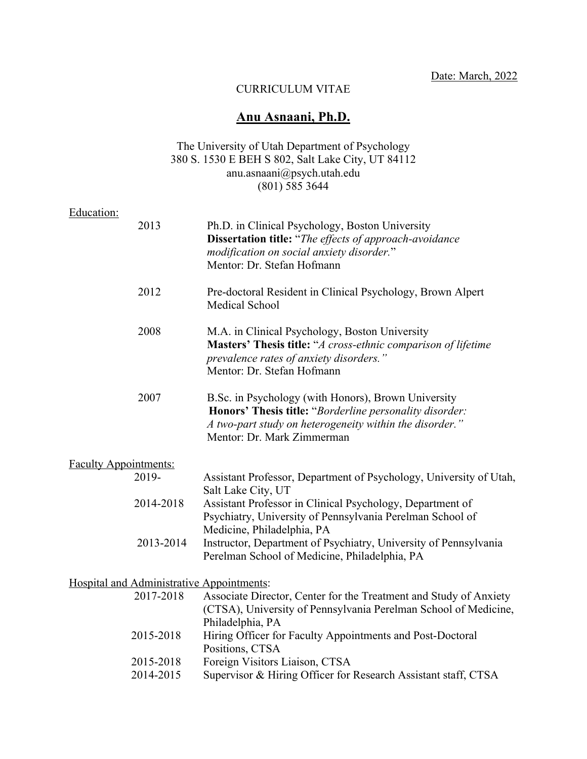Date: March, 2022

CURRICULUM VITAE

# Anu Asnaani, Ph.D.

The University of Utah Department of Psychology
380 S. 1530 E BEH S 802, Salt Lake City, UT 84112
anu.asnaani@psych.utah.edu
(801) 585 3644

## Education:

**2013** — Ph.D. in Clinical Psychology, Boston University
**Dissertation title:** "*The effects of approach-avoidance modification on social anxiety disorder.*"
Mentor: Dr. Stefan Hofmann

**2012** — Pre-doctoral Resident in Clinical Psychology, Brown Alpert Medical School

**2008** — M.A. in Clinical Psychology, Boston University
**Masters' Thesis title:** "*A cross-ethnic comparison of lifetime prevalence rates of anxiety disorders.*"
Mentor: Dr. Stefan Hofmann

**2007** — B.Sc. in Psychology (with Honors), Brown University
**Honors' Thesis title:** "*Borderline personality disorder: A two-part study on heterogeneity within the disorder.*"
Mentor: Dr. Mark Zimmerman

## Faculty Appointments:

- **2019-** — Assistant Professor, Department of Psychology, University of Utah, Salt Lake City, UT
- **2014-2018** — Assistant Professor in Clinical Psychology, Department of Psychiatry, University of Pennsylvania Perelman School of Medicine, Philadelphia, PA
- **2013-2014** — Instructor, Department of Psychiatry, University of Pennsylvania Perelman School of Medicine, Philadelphia, PA

## Hospital and Administrative Appointments:

- **2017-2018** — Associate Director, Center for the Treatment and Study of Anxiety (CTSA), University of Pennsylvania Perelman School of Medicine, Philadelphia, PA
- **2015-2018** — Hiring Officer for Faculty Appointments and Post-Doctoral Positions, CTSA
- **2015-2018** — Foreign Visitors Liaison, CTSA
- **2014-2015** — Supervisor & Hiring Officer for Research Assistant staff, CTSA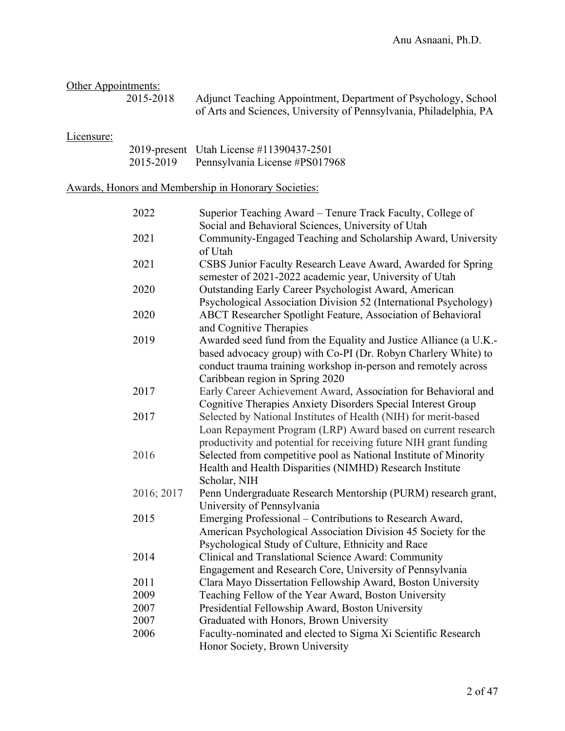Other Appointments:

| | |
|---|---|
| 2015-2018 | Adjunct Teaching Appointment, Department of Psychology, School of Arts and Sciences, University of Pennsylvania, Philadelphia, PA |

Licensure:

| | |
|---|---|
| 2019-present | Utah License #11390437-2501 |
| 2015-2019 | Pennsylvania License #PS017968 |

Awards, Honors and Membership in Honorary Societies:

| | |
|---|---|
| 2022 | Superior Teaching Award – Tenure Track Faculty, College of Social and Behavioral Sciences, University of Utah |
| 2021 | Community-Engaged Teaching and Scholarship Award, University of Utah |
| 2021 | CSBS Junior Faculty Research Leave Award, Awarded for Spring semester of 2021-2022 academic year, University of Utah |
| 2020 | Outstanding Early Career Psychologist Award, American Psychological Association Division 52 (International Psychology) |
| 2020 | ABCT Researcher Spotlight Feature, Association of Behavioral and Cognitive Therapies |
| 2019 | Awarded seed fund from the Equality and Justice Alliance (a U.K.-based advocacy group) with Co-PI (Dr. Robyn Charlery White) to conduct trauma training workshop in-person and remotely across Caribbean region in Spring 2020 |
| 2017 | Early Career Achievement Award, Association for Behavioral and Cognitive Therapies Anxiety Disorders Special Interest Group |
| 2017 | Selected by National Institutes of Health (NIH) for merit-based Loan Repayment Program (LRP) Award based on current research productivity and potential for receiving future NIH grant funding |
| 2016 | Selected from competitive pool as National Institute of Minority Health and Health Disparities (NIMHD) Research Institute Scholar, NIH |
| 2016; 2017 | Penn Undergraduate Research Mentorship (PURM) research grant, University of Pennsylvania |
| 2015 | Emerging Professional – Contributions to Research Award, American Psychological Association Division 45 Society for the Psychological Study of Culture, Ethnicity and Race |
| 2014 | Clinical and Translational Science Award: Community Engagement and Research Core, University of Pennsylvania |
| 2011 | Clara Mayo Dissertation Fellowship Award, Boston University |
| 2009 | Teaching Fellow of the Year Award, Boston University |
| 2007 | Presidential Fellowship Award, Boston University |
| 2007 | Graduated with Honors, Brown University |
| 2006 | Faculty-nominated and elected to Sigma Xi Scientific Research Honor Society, Brown University |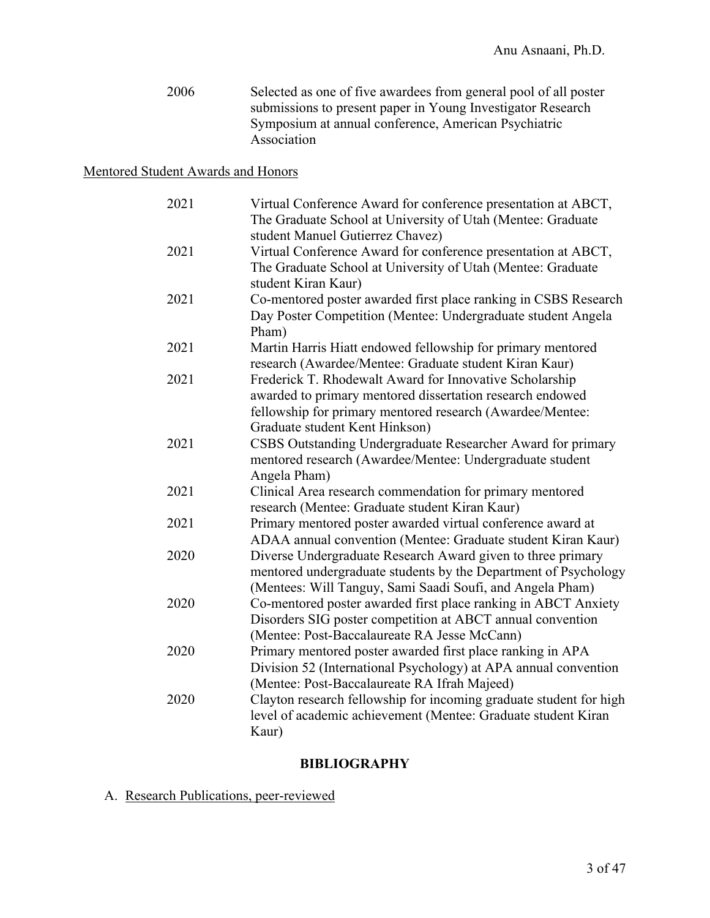2006 Selected as one of five awardees from general pool of all poster submissions to present paper in Young Investigator Research Symposium at annual conference, American Psychiatric Association

## Mentored Student Awards and Honors

2021 Virtual Conference Award for conference presentation at ABCT, The Graduate School at University of Utah (Mentee: Graduate student Manuel Gutierrez Chavez)

2021 Virtual Conference Award for conference presentation at ABCT, The Graduate School at University of Utah (Mentee: Graduate student Kiran Kaur)

2021 Co-mentored poster awarded first place ranking in CSBS Research Day Poster Competition (Mentee: Undergraduate student Angela Pham)

2021 Martin Harris Hiatt endowed fellowship for primary mentored research (Awardee/Mentee: Graduate student Kiran Kaur)

2021 Frederick T. Rhodewalt Award for Innovative Scholarship awarded to primary mentored dissertation research endowed fellowship for primary mentored research (Awardee/Mentee: Graduate student Kent Hinkson)

2021 CSBS Outstanding Undergraduate Researcher Award for primary mentored research (Awardee/Mentee: Undergraduate student Angela Pham)

2021 Clinical Area research commendation for primary mentored research (Mentee: Graduate student Kiran Kaur)

2021 Primary mentored poster awarded virtual conference award at ADAA annual convention (Mentee: Graduate student Kiran Kaur)

2020 Diverse Undergraduate Research Award given to three primary mentored undergraduate students by the Department of Psychology (Mentees: Will Tanguy, Sami Saadi Soufi, and Angela Pham)

2020 Co-mentored poster awarded first place ranking in ABCT Anxiety Disorders SIG poster competition at ABCT annual convention (Mentee: Post-Baccalaureate RA Jesse McCann)

2020 Primary mentored poster awarded first place ranking in APA Division 52 (International Psychology) at APA annual convention (Mentee: Post-Baccalaureate RA Ifrah Majeed)

2020 Clayton research fellowship for incoming graduate student for high level of academic achievement (Mentee: Graduate student Kiran Kaur)

# BIBLIOGRAPHY

A. Research Publications, peer-reviewed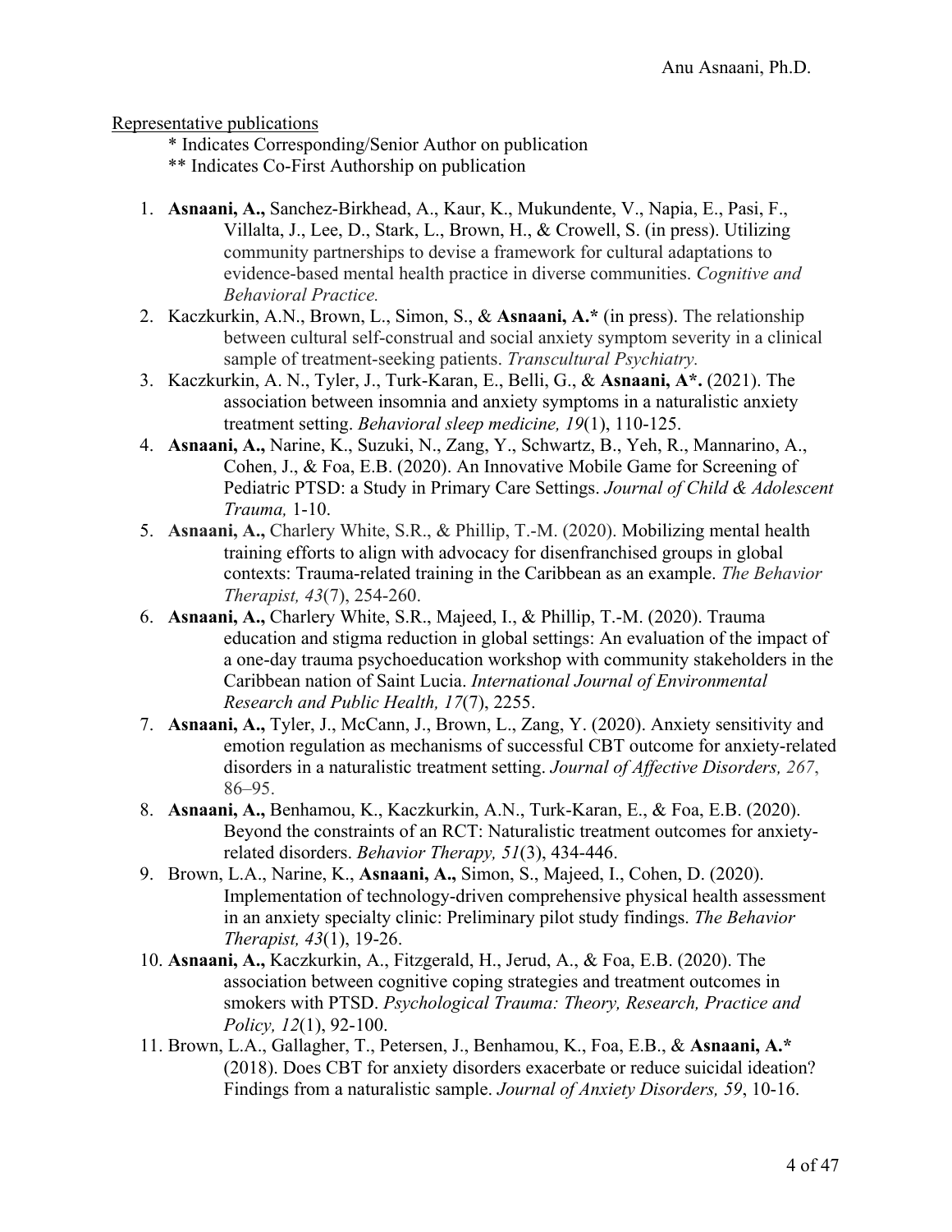Representative publications

\* Indicates Corresponding/Senior Author on publication
\*\* Indicates Co-First Authorship on publication

1. **Asnaani, A.,** Sanchez-Birkhead, A., Kaur, K., Mukundente, V., Napia, E., Pasi, F., Villalta, J., Lee, D., Stark, L., Brown, H., & Crowell, S. (in press). Utilizing community partnerships to devise a framework for cultural adaptations to evidence-based mental health practice in diverse communities. *Cognitive and Behavioral Practice.*
2. Kaczkurkin, A.N., Brown, L., Simon, S., & **Asnaani, A.*** (in press). The relationship between cultural self-construal and social anxiety symptom severity in a clinical sample of treatment-seeking patients. *Transcultural Psychiatry.*
3. Kaczkurkin, A. N., Tyler, J., Turk-Karan, E., Belli, G., & **Asnaani, A*.** (2021). The association between insomnia and anxiety symptoms in a naturalistic anxiety treatment setting. *Behavioral sleep medicine, 19*(1), 110-125.
4. **Asnaani, A.,** Narine, K., Suzuki, N., Zang, Y., Schwartz, B., Yeh, R., Mannarino, A., Cohen, J., & Foa, E.B. (2020). An Innovative Mobile Game for Screening of Pediatric PTSD: a Study in Primary Care Settings. *Journal of Child & Adolescent Trauma,* 1-10.
5. **Asnaani, A.,** Charlery White, S.R., & Phillip, T.-M. (2020). Mobilizing mental health training efforts to align with advocacy for disenfranchised groups in global contexts: Trauma-related training in the Caribbean as an example. *The Behavior Therapist, 43*(7), 254-260.
6. **Asnaani, A.,** Charlery White, S.R., Majeed, I., & Phillip, T.-M. (2020). Trauma education and stigma reduction in global settings: An evaluation of the impact of a one-day trauma psychoeducation workshop with community stakeholders in the Caribbean nation of Saint Lucia. *International Journal of Environmental Research and Public Health, 17*(7), 2255.
7. **Asnaani, A.,** Tyler, J., McCann, J., Brown, L., Zang, Y. (2020). Anxiety sensitivity and emotion regulation as mechanisms of successful CBT outcome for anxiety-related disorders in a naturalistic treatment setting. *Journal of Affective Disorders, 267*, 86–95.
8. **Asnaani, A.,** Benhamou, K., Kaczkurkin, A.N., Turk-Karan, E., & Foa, E.B. (2020). Beyond the constraints of an RCT: Naturalistic treatment outcomes for anxiety-related disorders. *Behavior Therapy, 51*(3), 434-446.
9. Brown, L.A., Narine, K., **Asnaani, A.,** Simon, S., Majeed, I., Cohen, D. (2020). Implementation of technology-driven comprehensive physical health assessment in an anxiety specialty clinic: Preliminary pilot study findings. *The Behavior Therapist, 43*(1), 19-26.
10. **Asnaani, A.,** Kaczkurkin, A., Fitzgerald, H., Jerud, A., & Foa, E.B. (2020). The association between cognitive coping strategies and treatment outcomes in smokers with PTSD. *Psychological Trauma: Theory, Research, Practice and Policy, 12*(1), 92-100.
11. Brown, L.A., Gallagher, T., Petersen, J., Benhamou, K., Foa, E.B., & **Asnaani, A.*** (2018). Does CBT for anxiety disorders exacerbate or reduce suicidal ideation? Findings from a naturalistic sample. *Journal of Anxiety Disorders, 59*, 10-16.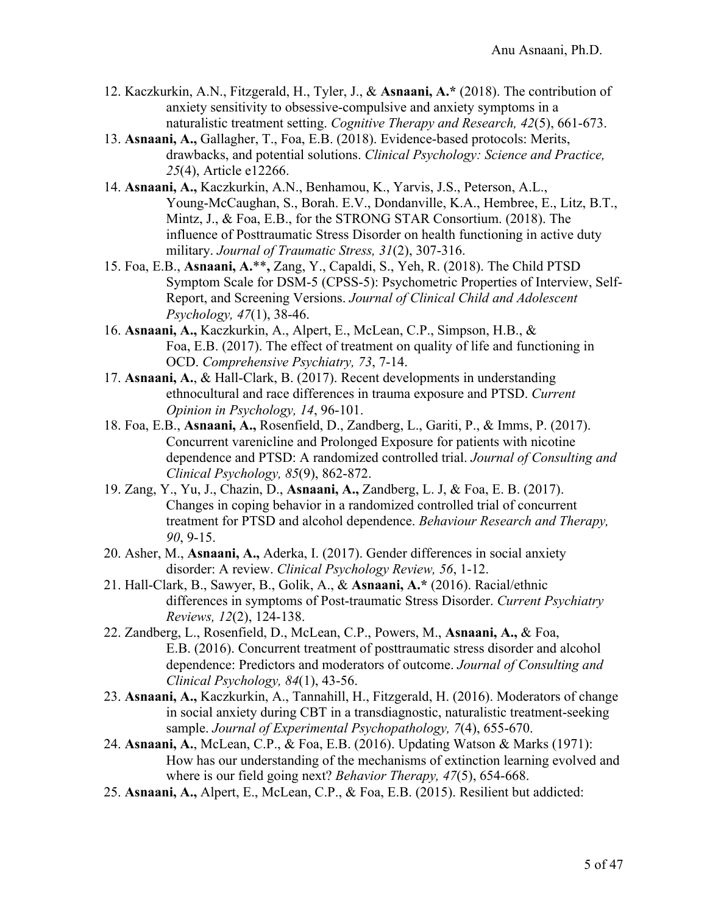12. Kaczkurkin, A.N., Fitzgerald, H., Tyler, J., & **Asnaani, A.*** (2018). The contribution of anxiety sensitivity to obsessive-compulsive and anxiety symptoms in a naturalistic treatment setting. *Cognitive Therapy and Research, 42*(5), 661-673.
13. **Asnaani, A.,** Gallagher, T., Foa, E.B. (2018). Evidence-based protocols: Merits, drawbacks, and potential solutions. *Clinical Psychology: Science and Practice, 25*(4), Article e12266.
14. **Asnaani, A.,** Kaczkurkin, A.N., Benhamou, K., Yarvis, J.S., Peterson, A.L., Young-McCaughan, S., Borah. E.V., Dondanville, K.A., Hembree, E., Litz, B.T., Mintz, J., & Foa, E.B., for the STRONG STAR Consortium. (2018). The influence of Posttraumatic Stress Disorder on health functioning in active duty military. *Journal of Traumatic Stress, 31*(2), 307-316.
15. Foa, E.B., **Asnaani, A.**\*\*, Zang, Y., Capaldi, S., Yeh, R. (2018). The Child PTSD Symptom Scale for DSM-5 (CPSS-5): Psychometric Properties of Interview, Self-Report, and Screening Versions. *Journal of Clinical Child and Adolescent Psychology, 47*(1), 38-46.
16. **Asnaani, A.,** Kaczkurkin, A., Alpert, E., McLean, C.P., Simpson, H.B., & Foa, E.B. (2017). The effect of treatment on quality of life and functioning in OCD. *Comprehensive Psychiatry, 73*, 7-14.
17. **Asnaani, A.**, & Hall-Clark, B. (2017). Recent developments in understanding ethnocultural and race differences in trauma exposure and PTSD. *Current Opinion in Psychology, 14*, 96-101.
18. Foa, E.B., **Asnaani, A.,** Rosenfield, D., Zandberg, L., Gariti, P., & Imms, P. (2017). Concurrent varenicline and Prolonged Exposure for patients with nicotine dependence and PTSD: A randomized controlled trial. *Journal of Consulting and Clinical Psychology, 85*(9), 862-872.
19. Zang, Y., Yu, J., Chazin, D., **Asnaani, A.,** Zandberg, L. J, & Foa, E. B. (2017). Changes in coping behavior in a randomized controlled trial of concurrent treatment for PTSD and alcohol dependence. *Behaviour Research and Therapy, 90*, 9-15.
20. Asher, M., **Asnaani, A.,** Aderka, I. (2017). Gender differences in social anxiety disorder: A review. *Clinical Psychology Review, 56*, 1-12.
21. Hall-Clark, B., Sawyer, B., Golik, A., & **Asnaani, A.*** (2016). Racial/ethnic differences in symptoms of Post-traumatic Stress Disorder. *Current Psychiatry Reviews, 12*(2), 124-138.
22. Zandberg, L., Rosenfield, D., McLean, C.P., Powers, M., **Asnaani, A.,** & Foa, E.B. (2016). Concurrent treatment of posttraumatic stress disorder and alcohol dependence: Predictors and moderators of outcome. *Journal of Consulting and Clinical Psychology, 84*(1), 43-56.
23. **Asnaani, A.,** Kaczkurkin, A., Tannahill, H., Fitzgerald, H. (2016). Moderators of change in social anxiety during CBT in a transdiagnostic, naturalistic treatment-seeking sample. *Journal of Experimental Psychopathology, 7*(4), 655-670.
24. **Asnaani, A.**, McLean, C.P., & Foa, E.B. (2016). Updating Watson & Marks (1971): How has our understanding of the mechanisms of extinction learning evolved and where is our field going next? *Behavior Therapy, 47*(5), 654-668.
25. **Asnaani, A.,** Alpert, E., McLean, C.P., & Foa, E.B. (2015). Resilient but addicted: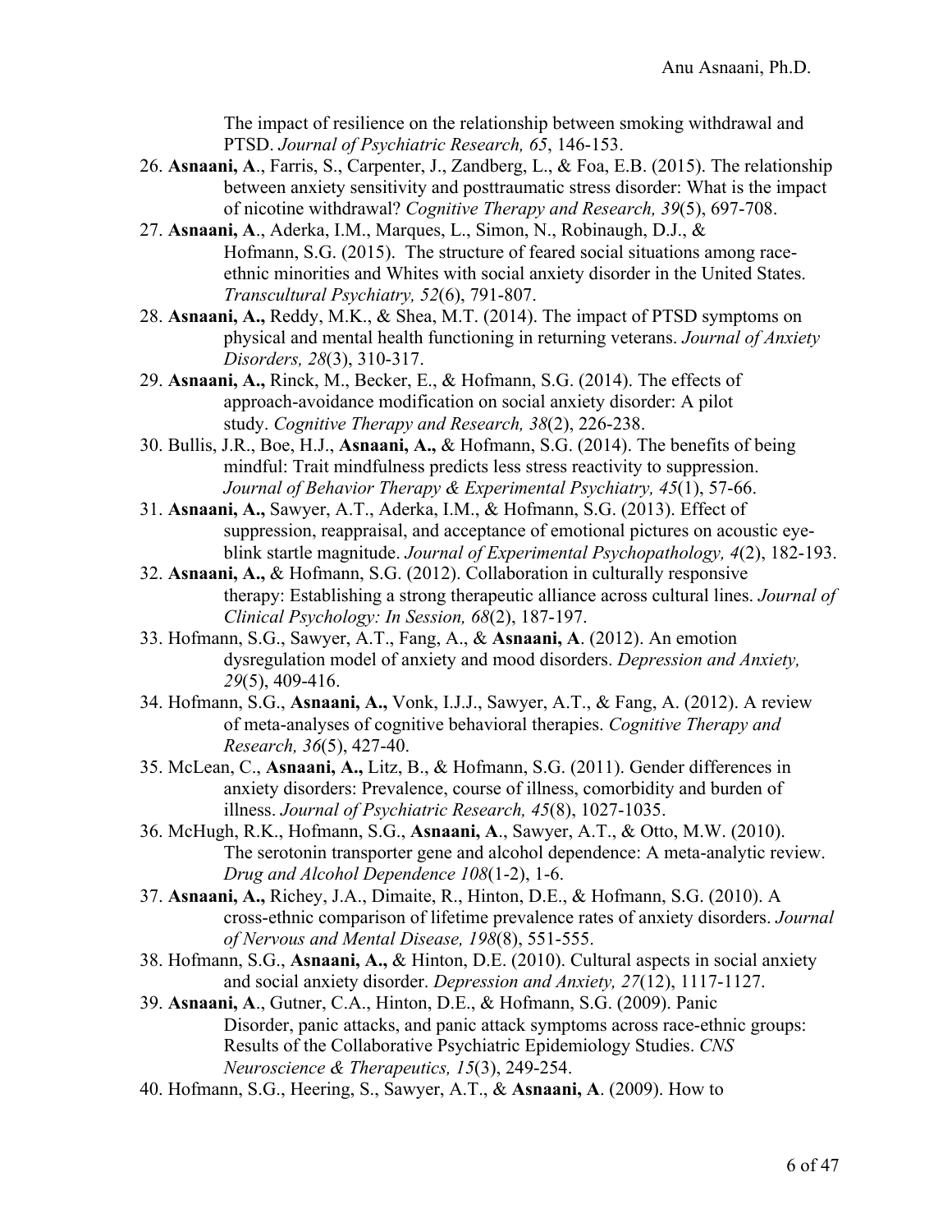The impact of resilience on the relationship between smoking withdrawal and PTSD. *Journal of Psychiatric Research, 65*, 146-153.

26. **Asnaani, A**., Farris, S., Carpenter, J., Zandberg, L., & Foa, E.B. (2015). The relationship between anxiety sensitivity and posttraumatic stress disorder: What is the impact of nicotine withdrawal? *Cognitive Therapy and Research, 39*(5), 697-708.
27. **Asnaani, A**., Aderka, I.M., Marques, L., Simon, N., Robinaugh, D.J., & Hofmann, S.G. (2015). The structure of feared social situations among race-ethnic minorities and Whites with social anxiety disorder in the United States. *Transcultural Psychiatry, 52*(6), 791-807.
28. **Asnaani, A.,** Reddy, M.K., & Shea, M.T. (2014). The impact of PTSD symptoms on physical and mental health functioning in returning veterans. *Journal of Anxiety Disorders, 28*(3), 310-317.
29. **Asnaani, A.,** Rinck, M., Becker, E., & Hofmann, S.G. (2014). The effects of approach-avoidance modification on social anxiety disorder: A pilot study. *Cognitive Therapy and Research, 38*(2), 226-238.
30. Bullis, J.R., Boe, H.J., **Asnaani, A.,** & Hofmann, S.G. (2014). The benefits of being mindful: Trait mindfulness predicts less stress reactivity to suppression. *Journal of Behavior Therapy & Experimental Psychiatry, 45*(1), 57-66.
31. **Asnaani, A.,** Sawyer, A.T., Aderka, I.M., & Hofmann, S.G. (2013). Effect of suppression, reappraisal, and acceptance of emotional pictures on acoustic eye-blink startle magnitude. *Journal of Experimental Psychopathology, 4*(2), 182-193.
32. **Asnaani, A.,** & Hofmann, S.G. (2012). Collaboration in culturally responsive therapy: Establishing a strong therapeutic alliance across cultural lines. *Journal of Clinical Psychology: In Session, 68*(2), 187-197.
33. Hofmann, S.G., Sawyer, A.T., Fang, A., & **Asnaani, A**. (2012). An emotion dysregulation model of anxiety and mood disorders. *Depression and Anxiety, 29*(5), 409-416.
34. Hofmann, S.G., **Asnaani, A.,** Vonk, I.J.J., Sawyer, A.T., & Fang, A. (2012). A review of meta-analyses of cognitive behavioral therapies. *Cognitive Therapy and Research, 36*(5), 427-40.
35. McLean, C., **Asnaani, A.,** Litz, B., & Hofmann, S.G. (2011). Gender differences in anxiety disorders: Prevalence, course of illness, comorbidity and burden of illness. *Journal of Psychiatric Research, 45*(8), 1027-1035.
36. McHugh, R.K., Hofmann, S.G., **Asnaani, A**., Sawyer, A.T., & Otto, M.W. (2010). The serotonin transporter gene and alcohol dependence: A meta-analytic review. *Drug and Alcohol Dependence 108*(1-2), 1-6.
37. **Asnaani, A.,** Richey, J.A., Dimaite, R., Hinton, D.E., & Hofmann, S.G. (2010). A cross-ethnic comparison of lifetime prevalence rates of anxiety disorders. *Journal of Nervous and Mental Disease, 198*(8), 551-555.
38. Hofmann, S.G., **Asnaani, A.,** & Hinton, D.E. (2010). Cultural aspects in social anxiety and social anxiety disorder. *Depression and Anxiety, 27*(12), 1117-1127.
39. **Asnaani, A**., Gutner, C.A., Hinton, D.E., & Hofmann, S.G. (2009). Panic Disorder, panic attacks, and panic attack symptoms across race-ethnic groups: Results of the Collaborative Psychiatric Epidemiology Studies. *CNS Neuroscience & Therapeutics, 15*(3), 249-254.
40. Hofmann, S.G., Heering, S., Sawyer, A.T., & **Asnaani, A**. (2009). How to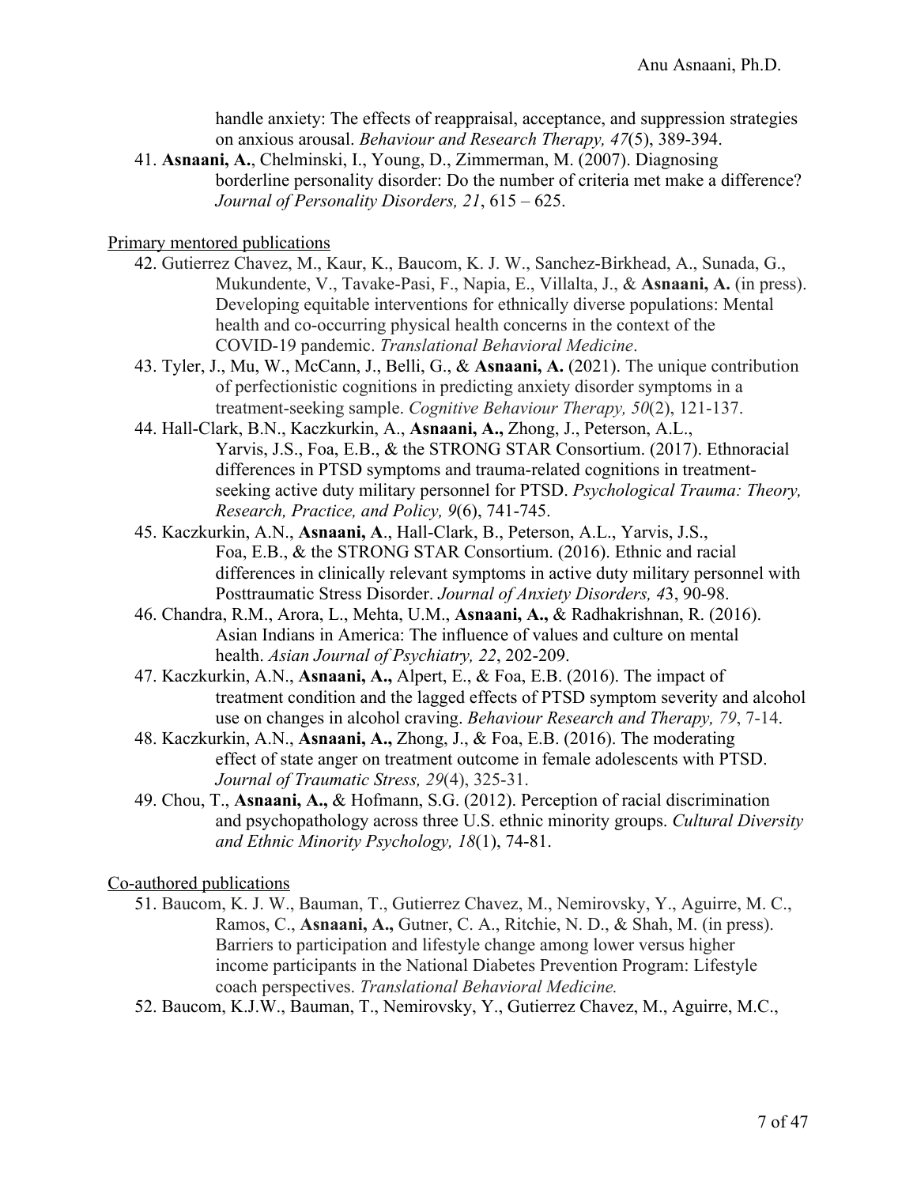handle anxiety: The effects of reappraisal, acceptance, and suppression strategies on anxious arousal. *Behaviour and Research Therapy, 47*(5), 389-394.

41. **Asnaani, A.**, Chelminski, I., Young, D., Zimmerman, M. (2007). Diagnosing borderline personality disorder: Do the number of criteria met make a difference? *Journal of Personality Disorders, 21*, 615 – 625.

Primary mentored publications

42. Gutierrez Chavez, M., Kaur, K., Baucom, K. J. W., Sanchez-Birkhead, A., Sunada, G., Mukundente, V., Tavake-Pasi, F., Napia, E., Villalta, J., & **Asnaani, A.** (in press). Developing equitable interventions for ethnically diverse populations: Mental health and co-occurring physical health concerns in the context of the COVID-19 pandemic. *Translational Behavioral Medicine*.
43. Tyler, J., Mu, W., McCann, J., Belli, G., & **Asnaani, A.** (2021). The unique contribution of perfectionistic cognitions in predicting anxiety disorder symptoms in a treatment-seeking sample. *Cognitive Behaviour Therapy, 50*(2), 121-137.
44. Hall-Clark, B.N., Kaczkurkin, A., **Asnaani, A.,** Zhong, J., Peterson, A.L., Yarvis, J.S., Foa, E.B., & the STRONG STAR Consortium. (2017). Ethnoracial differences in PTSD symptoms and trauma-related cognitions in treatment-seeking active duty military personnel for PTSD. *Psychological Trauma: Theory, Research, Practice, and Policy, 9*(6), 741-745.
45. Kaczkurkin, A.N., **Asnaani, A**., Hall-Clark, B., Peterson, A.L., Yarvis, J.S., Foa, E.B., & the STRONG STAR Consortium. (2016). Ethnic and racial differences in clinically relevant symptoms in active duty military personnel with Posttraumatic Stress Disorder. *Journal of Anxiety Disorders, 4*3, 90-98.
46. Chandra, R.M., Arora, L., Mehta, U.M., **Asnaani, A.,** & Radhakrishnan, R. (2016). Asian Indians in America: The influence of values and culture on mental health. *Asian Journal of Psychiatry, 22*, 202-209.
47. Kaczkurkin, A.N., **Asnaani, A.,** Alpert, E., & Foa, E.B. (2016). The impact of treatment condition and the lagged effects of PTSD symptom severity and alcohol use on changes in alcohol craving. *Behaviour Research and Therapy, 79*, 7-14.
48. Kaczkurkin, A.N., **Asnaani, A.,** Zhong, J., & Foa, E.B. (2016). The moderating effect of state anger on treatment outcome in female adolescents with PTSD. *Journal of Traumatic Stress, 29*(4), 325-31.
49. Chou, T., **Asnaani, A.,** & Hofmann, S.G. (2012). Perception of racial discrimination and psychopathology across three U.S. ethnic minority groups. *Cultural Diversity and Ethnic Minority Psychology, 18*(1), 74-81.

Co-authored publications

51. Baucom, K. J. W., Bauman, T., Gutierrez Chavez, M., Nemirovsky, Y., Aguirre, M. C., Ramos, C., **Asnaani, A.,** Gutner, C. A., Ritchie, N. D., & Shah, M. (in press). Barriers to participation and lifestyle change among lower versus higher income participants in the National Diabetes Prevention Program: Lifestyle coach perspectives. *Translational Behavioral Medicine.*
52. Baucom, K.J.W., Bauman, T., Nemirovsky, Y., Gutierrez Chavez, M., Aguirre, M.C.,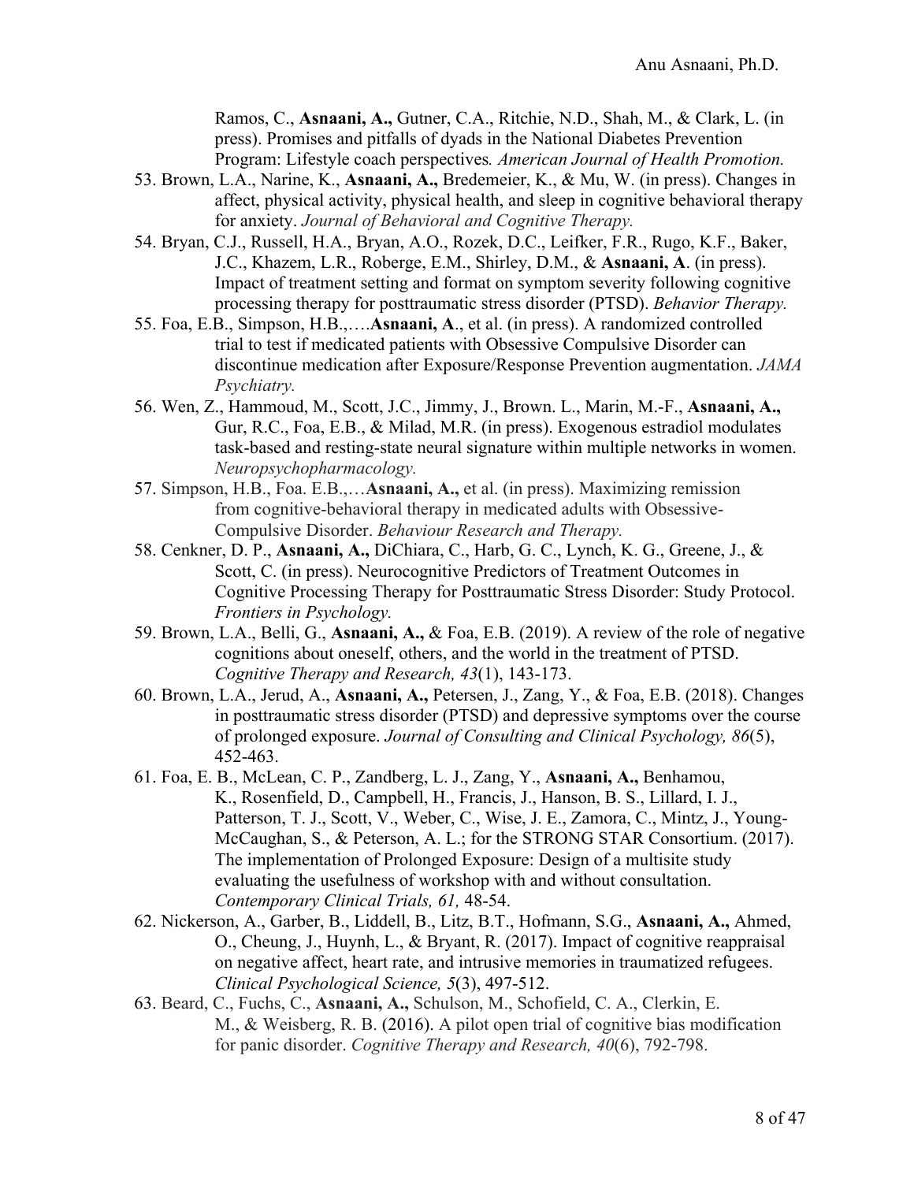Ramos, C., **Asnaani, A.,** Gutner, C.A., Ritchie, N.D., Shah, M., & Clark, L. (in press). Promises and pitfalls of dyads in the National Diabetes Prevention Program: Lifestyle coach perspectives*. American Journal of Health Promotion.*

53. Brown, L.A., Narine, K., **Asnaani, A.,** Bredemeier, K., & Mu, W. (in press). Changes in affect, physical activity, physical health, and sleep in cognitive behavioral therapy for anxiety. *Journal of Behavioral and Cognitive Therapy.*
54. Bryan, C.J., Russell, H.A., Bryan, A.O., Rozek, D.C., Leifker, F.R., Rugo, K.F., Baker, J.C., Khazem, L.R., Roberge, E.M., Shirley, D.M., & **Asnaani, A**. (in press). Impact of treatment setting and format on symptom severity following cognitive processing therapy for posttraumatic stress disorder (PTSD). *Behavior Therapy.*
55. Foa, E.B., Simpson, H.B.,….**Asnaani, A**., et al. (in press). A randomized controlled trial to test if medicated patients with Obsessive Compulsive Disorder can discontinue medication after Exposure/Response Prevention augmentation. *JAMA Psychiatry.*
56. Wen, Z., Hammoud, M., Scott, J.C., Jimmy, J., Brown. L., Marin, M.-F., **Asnaani, A.,** Gur, R.C., Foa, E.B., & Milad, M.R. (in press). Exogenous estradiol modulates task-based and resting-state neural signature within multiple networks in women. *Neuropsychopharmacology.*
57. Simpson, H.B., Foa. E.B.,…**Asnaani, A.,** et al. (in press). Maximizing remission from cognitive-behavioral therapy in medicated adults with Obsessive-Compulsive Disorder. *Behaviour Research and Therapy.*
58. Cenkner, D. P., **Asnaani, A.,** DiChiara, C., Harb, G. C., Lynch, K. G., Greene, J., & Scott, C. (in press). Neurocognitive Predictors of Treatment Outcomes in Cognitive Processing Therapy for Posttraumatic Stress Disorder: Study Protocol. *Frontiers in Psychology.*
59. Brown, L.A., Belli, G., **Asnaani, A.,** & Foa, E.B. (2019). A review of the role of negative cognitions about oneself, others, and the world in the treatment of PTSD. *Cognitive Therapy and Research, 43*(1), 143-173.
60. Brown, L.A., Jerud, A., **Asnaani, A.,** Petersen, J., Zang, Y., & Foa, E.B. (2018). Changes in posttraumatic stress disorder (PTSD) and depressive symptoms over the course of prolonged exposure. *Journal of Consulting and Clinical Psychology, 86*(5), 452-463.
61. Foa, E. B., McLean, C. P., Zandberg, L. J., Zang, Y., **Asnaani, A.,** Benhamou, K., Rosenfield, D., Campbell, H., Francis, J., Hanson, B. S., Lillard, I. J., Patterson, T. J., Scott, V., Weber, C., Wise, J. E., Zamora, C., Mintz, J., Young-McCaughan, S., & Peterson, A. L.; for the STRONG STAR Consortium. (2017). The implementation of Prolonged Exposure: Design of a multisite study evaluating the usefulness of workshop with and without consultation. *Contemporary Clinical Trials, 61,* 48-54.
62. Nickerson, A., Garber, B., Liddell, B., Litz, B.T., Hofmann, S.G., **Asnaani, A.,** Ahmed, O., Cheung, J., Huynh, L., & Bryant, R. (2017). Impact of cognitive reappraisal on negative affect, heart rate, and intrusive memories in traumatized refugees. *Clinical Psychological Science, 5*(3), 497-512.
63. Beard, C., Fuchs, C., **Asnaani, A.,** Schulson, M., Schofield, C. A., Clerkin, E. M., & Weisberg, R. B. (2016). A pilot open trial of cognitive bias modification for panic disorder. *Cognitive Therapy and Research, 40*(6), 792-798.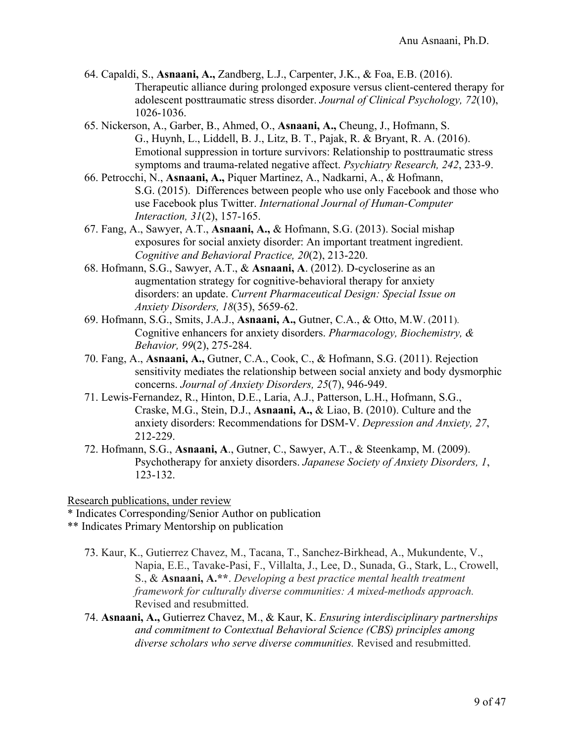64. Capaldi, S., **Asnaani, A.,** Zandberg, L.J., Carpenter, J.K., & Foa, E.B. (2016). Therapeutic alliance during prolonged exposure versus client-centered therapy for adolescent posttraumatic stress disorder. *Journal of Clinical Psychology, 72*(10), 1026-1036.
65. Nickerson, A., Garber, B., Ahmed, O., **Asnaani, A.,** Cheung, J., Hofmann, S. G., Huynh, L., Liddell, B. J., Litz, B. T., Pajak, R. & Bryant, R. A. (2016). Emotional suppression in torture survivors: Relationship to posttraumatic stress symptoms and trauma-related negative affect. *Psychiatry Research, 242*, 233-9.
66. Petrocchi, N., **Asnaani, A.,** Piquer Martinez, A., Nadkarni, A., & Hofmann, S.G. (2015). Differences between people who use only Facebook and those who use Facebook plus Twitter. *International Journal of Human-Computer Interaction, 31*(2), 157-165.
67. Fang, A., Sawyer, A.T., **Asnaani, A.,** & Hofmann, S.G. (2013). Social mishap exposures for social anxiety disorder: An important treatment ingredient. *Cognitive and Behavioral Practice, 20*(2), 213-220.
68. Hofmann, S.G., Sawyer, A.T., & **Asnaani, A**. (2012). D-cycloserine as an augmentation strategy for cognitive-behavioral therapy for anxiety disorders: an update. *Current Pharmaceutical Design: Special Issue on Anxiety Disorders, 18*(35), 5659-62.
69. Hofmann, S.G., Smits, J.A.J., **Asnaani, A.,** Gutner, C.A., & Otto, M.W. (2011). Cognitive enhancers for anxiety disorders. *Pharmacology, Biochemistry, & Behavior, 99*(2), 275-284.
70. Fang, A., **Asnaani, A.,** Gutner, C.A., Cook, C., & Hofmann, S.G. (2011). Rejection sensitivity mediates the relationship between social anxiety and body dysmorphic concerns. *Journal of Anxiety Disorders, 25*(7), 946-949.
71. Lewis-Fernandez, R., Hinton, D.E., Laria, A.J., Patterson, L.H., Hofmann, S.G., Craske, M.G., Stein, D.J., **Asnaani, A.,** & Liao, B. (2010). Culture and the anxiety disorders: Recommendations for DSM-V. *Depression and Anxiety, 27*, 212-229.
72. Hofmann, S.G., **Asnaani, A**., Gutner, C., Sawyer, A.T., & Steenkamp, M. (2009). Psychotherapy for anxiety disorders. *Japanese Society of Anxiety Disorders, 1*, 123-132.

<u>Research publications, under review</u>

\* Indicates Corresponding/Senior Author on publication

\** Indicates Primary Mentorship on publication

73. Kaur, K., Gutierrez Chavez, M., Tacana, T., Sanchez-Birkhead, A., Mukundente, V., Napia, E.E., Tavake-Pasi, F., Villalta, J., Lee, D., Sunada, G., Stark, L., Crowell, S., & **Asnaani, A.\*\***. *Developing a best practice mental health treatment framework for culturally diverse communities: A mixed-methods approach.* Revised and resubmitted.
74. **Asnaani, A.,** Gutierrez Chavez, M., & Kaur, K. *Ensuring interdisciplinary partnerships and commitment to Contextual Behavioral Science (CBS) principles among diverse scholars who serve diverse communities.* Revised and resubmitted.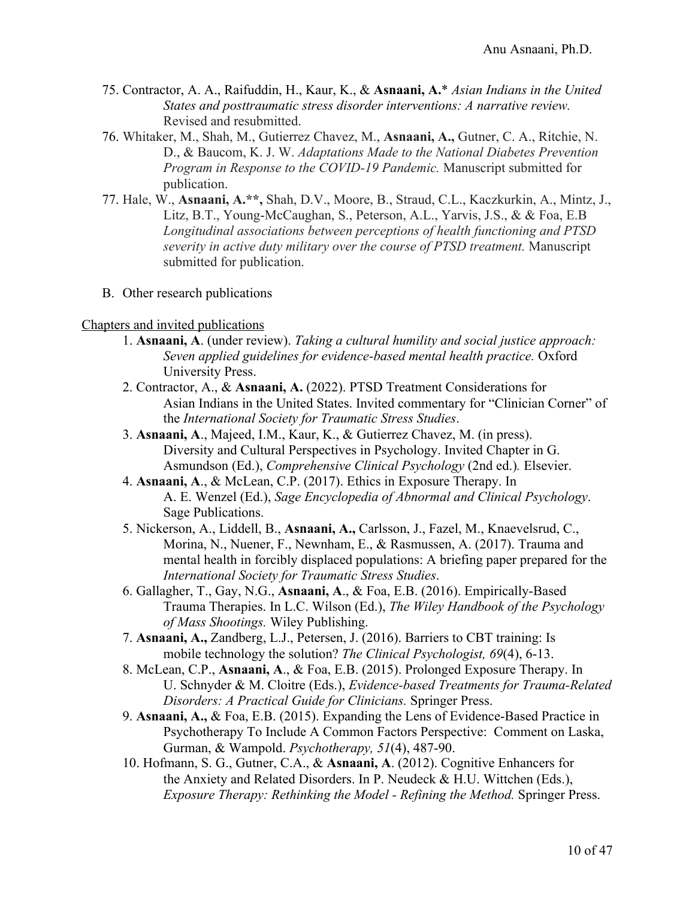75. Contractor, A. A., Raifuddin, H., Kaur, K., & **Asnaani, A.*** *Asian Indians in the United States and posttraumatic stress disorder interventions: A narrative review.* Revised and resubmitted.
76. Whitaker, M., Shah, M., Gutierrez Chavez, M., **Asnaani, A.,** Gutner, C. A., Ritchie, N. D., & Baucom, K. J. W. *Adaptations Made to the National Diabetes Prevention Program in Response to the COVID-19 Pandemic.* Manuscript submitted for publication.
77. Hale, W., **Asnaani, A.\*\*,** Shah, D.V., Moore, B., Straud, C.L., Kaczkurkin, A., Mintz, J., Litz, B.T., Young-McCaughan, S., Peterson, A.L., Yarvis, J.S., & & Foa, E.B *Longitudinal associations between perceptions of health functioning and PTSD severity in active duty military over the course of PTSD treatment.* Manuscript submitted for publication.

B. Other research publications

<u>Chapters and invited publications</u>

1. **Asnaani, A**. (under review). *Taking a cultural humility and social justice approach: Seven applied guidelines for evidence-based mental health practice.* Oxford University Press.
2. Contractor, A., & **Asnaani, A.** (2022). PTSD Treatment Considerations for Asian Indians in the United States. Invited commentary for "Clinician Corner" of the *International Society for Traumatic Stress Studies*.
3. **Asnaani, A**., Majeed, I.M., Kaur, K., & Gutierrez Chavez, M. (in press). Diversity and Cultural Perspectives in Psychology. Invited Chapter in G. Asmundson (Ed.), *Comprehensive Clinical Psychology* (2nd ed.)*.* Elsevier.
4. **Asnaani, A**., & McLean, C.P. (2017). Ethics in Exposure Therapy. In A. E. Wenzel (Ed.), *Sage Encyclopedia of Abnormal and Clinical Psychology*. Sage Publications.
5. Nickerson, A., Liddell, B., **Asnaani, A.,** Carlsson, J., Fazel, M., Knaevelsrud, C., Morina, N., Nuener, F., Newnham, E., & Rasmussen, A. (2017). Trauma and mental health in forcibly displaced populations: A briefing paper prepared for the *International Society for Traumatic Stress Studies*.
6. Gallagher, T., Gay, N.G., **Asnaani, A**., & Foa, E.B. (2016). Empirically-Based Trauma Therapies. In L.C. Wilson (Ed.), *The Wiley Handbook of the Psychology of Mass Shootings.* Wiley Publishing.
7. **Asnaani, A.,** Zandberg, L.J., Petersen, J. (2016). Barriers to CBT training: Is mobile technology the solution? *The Clinical Psychologist, 69*(4), 6-13.
8. McLean, C.P., **Asnaani, A**., & Foa, E.B. (2015). Prolonged Exposure Therapy. In U. Schnyder & M. Cloitre (Eds.), *Evidence-based Treatments for Trauma-Related Disorders: A Practical Guide for Clinicians.* Springer Press.
9. **Asnaani, A.,** & Foa, E.B. (2015). Expanding the Lens of Evidence-Based Practice in Psychotherapy To Include A Common Factors Perspective: Comment on Laska, Gurman, & Wampold. *Psychotherapy, 51*(4), 487-90.
10. Hofmann, S. G., Gutner, C.A., & **Asnaani, A**. (2012). Cognitive Enhancers for the Anxiety and Related Disorders. In P. Neudeck & H.U. Wittchen (Eds.), *Exposure Therapy: Rethinking the Model - Refining the Method.* Springer Press.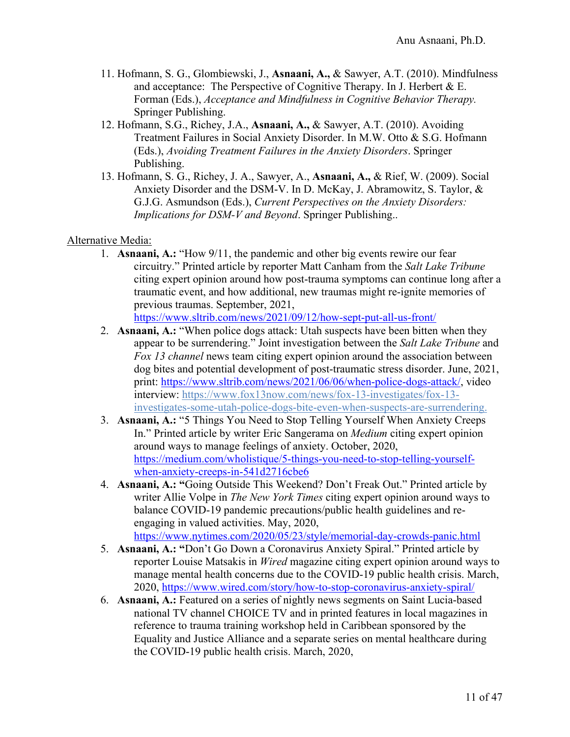11. Hofmann, S. G., Glombiewski, J., **Asnaani, A.,** & Sawyer, A.T. (2010). Mindfulness and acceptance: The Perspective of Cognitive Therapy. In J. Herbert & E. Forman (Eds.), *Acceptance and Mindfulness in Cognitive Behavior Therapy.* Springer Publishing.
12. Hofmann, S.G., Richey, J.A., **Asnaani, A.,** & Sawyer, A.T. (2010). Avoiding Treatment Failures in Social Anxiety Disorder. In M.W. Otto & S.G. Hofmann (Eds.), *Avoiding Treatment Failures in the Anxiety Disorders*. Springer Publishing.
13. Hofmann, S. G., Richey, J. A., Sawyer, A., **Asnaani, A.,** & Rief, W. (2009). Social Anxiety Disorder and the DSM-V. In D. McKay, J. Abramowitz, S. Taylor, & G.J.G. Asmundson (Eds.), *Current Perspectives on the Anxiety Disorders: Implications for DSM-V and Beyond*. Springer Publishing..

<u>Alternative Media:</u>

1. **Asnaani, A.:** "How 9/11, the pandemic and other big events rewire our fear circuitry." Printed article by reporter Matt Canham from the *Salt Lake Tribune* citing expert opinion around how post-trauma symptoms can continue long after a traumatic event, and how additional, new traumas might re-ignite memories of previous traumas. September, 2021, https://www.sltrib.com/news/2021/09/12/how-sept-put-all-us-front/
2. **Asnaani, A.:** "When police dogs attack: Utah suspects have been bitten when they appear to be surrendering." Joint investigation between the *Salt Lake Tribune* and *Fox 13 channel* news team citing expert opinion around the association between dog bites and potential development of post-traumatic stress disorder. June, 2021, print: https://www.sltrib.com/news/2021/06/06/when-police-dogs-attack/, video interview: https://www.fox13now.com/news/fox-13-investigates/fox-13-investigates-some-utah-police-dogs-bite-even-when-suspects-are-surrendering.
3. **Asnaani, A.:** "5 Things You Need to Stop Telling Yourself When Anxiety Creeps In." Printed article by writer Eric Sangerama on *Medium* citing expert opinion around ways to manage feelings of anxiety. October, 2020, https://medium.com/wholistique/5-things-you-need-to-stop-telling-yourself-when-anxiety-creeps-in-541d2716cbe6
4. **Asnaani, A.: "**Going Outside This Weekend? Don't Freak Out." Printed article by writer Allie Volpe in *The New York Times* citing expert opinion around ways to balance COVID-19 pandemic precautions/public health guidelines and re-engaging in valued activities. May, 2020, https://www.nytimes.com/2020/05/23/style/memorial-day-crowds-panic.html
5. **Asnaani, A.: "**Don't Go Down a Coronavirus Anxiety Spiral." Printed article by reporter Louise Matsakis in *Wired* magazine citing expert opinion around ways to manage mental health concerns due to the COVID-19 public health crisis. March, 2020, https://www.wired.com/story/how-to-stop-coronavirus-anxiety-spiral/
6. **Asnaani, A.:** Featured on a series of nightly news segments on Saint Lucia-based national TV channel CHOICE TV and in printed features in local magazines in reference to trauma training workshop held in Caribbean sponsored by the Equality and Justice Alliance and a separate series on mental healthcare during the COVID-19 public health crisis. March, 2020,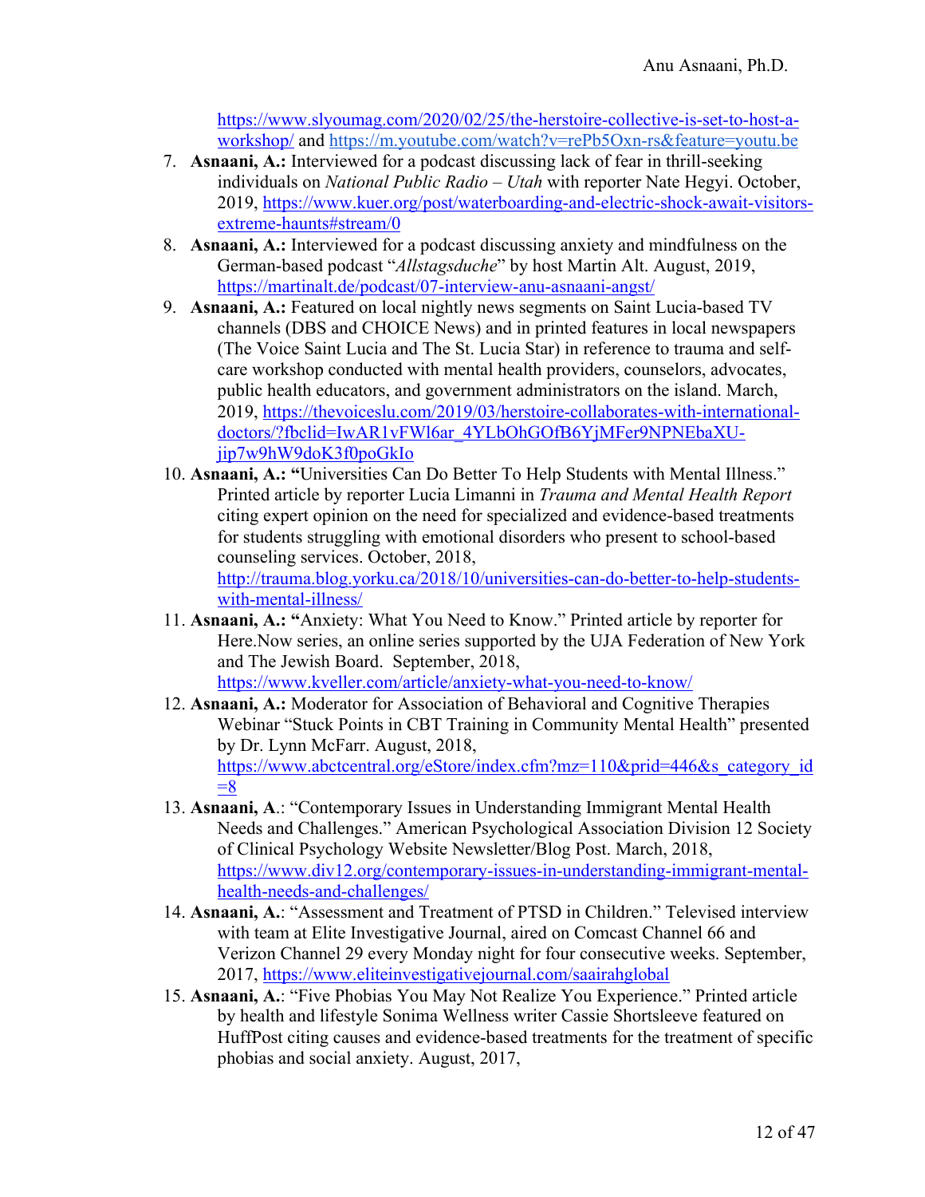https://www.slyoumag.com/2020/02/25/the-herstoire-collective-is-set-to-host-a-workshop/ and https://m.youtube.com/watch?v=rePb5Oxn-rs&feature=youtu.be

7. **Asnaani, A.:** Interviewed for a podcast discussing lack of fear in thrill-seeking individuals on *National Public Radio – Utah* with reporter Nate Hegyi. October, 2019, https://www.kuer.org/post/waterboarding-and-electric-shock-await-visitors-extreme-haunts#stream/0
8. **Asnaani, A.:** Interviewed for a podcast discussing anxiety and mindfulness on the German-based podcast "*Allstagsduche*" by host Martin Alt. August, 2019, https://martinalt.de/podcast/07-interview-anu-asnaani-angst/
9. **Asnaani, A.:** Featured on local nightly news segments on Saint Lucia-based TV channels (DBS and CHOICE News) and in printed features in local newspapers (The Voice Saint Lucia and The St. Lucia Star) in reference to trauma and self-care workshop conducted with mental health providers, counselors, advocates, public health educators, and government administrators on the island. March, 2019, https://thevoiceslu.com/2019/03/herstoire-collaborates-with-international-doctors/?fbclid=IwAR1vFWl6ar_4YLbOhGOfB6YjMFer9NPNEbaXU-jip7w9hW9doK3f0poGkIo
10. **Asnaani, A.: "**Universities Can Do Better To Help Students with Mental Illness." Printed article by reporter Lucia Limanni in *Trauma and Mental Health Report* citing expert opinion on the need for specialized and evidence-based treatments for students struggling with emotional disorders who present to school-based counseling services. October, 2018, http://trauma.blog.yorku.ca/2018/10/universities-can-do-better-to-help-students-with-mental-illness/
11. **Asnaani, A.: "**Anxiety: What You Need to Know." Printed article by reporter for Here.Now series, an online series supported by the UJA Federation of New York and The Jewish Board. September, 2018, https://www.kveller.com/article/anxiety-what-you-need-to-know/
12. **Asnaani, A.:** Moderator for Association of Behavioral and Cognitive Therapies Webinar "Stuck Points in CBT Training in Community Mental Health" presented by Dr. Lynn McFarr. August, 2018, https://www.abctcentral.org/eStore/index.cfm?mz=110&prid=446&s_category_id=8
13. **Asnaani, A**.: "Contemporary Issues in Understanding Immigrant Mental Health Needs and Challenges." American Psychological Association Division 12 Society of Clinical Psychology Website Newsletter/Blog Post. March, 2018, https://www.div12.org/contemporary-issues-in-understanding-immigrant-mental-health-needs-and-challenges/
14. **Asnaani, A.**: "Assessment and Treatment of PTSD in Children." Televised interview with team at Elite Investigative Journal, aired on Comcast Channel 66 and Verizon Channel 29 every Monday night for four consecutive weeks. September, 2017, https://www.eliteinvestigativejournal.com/saairahglobal
15. **Asnaani, A.**: "Five Phobias You May Not Realize You Experience." Printed article by health and lifestyle Sonima Wellness writer Cassie Shortsleeve featured on HuffPost citing causes and evidence-based treatments for the treatment of specific phobias and social anxiety. August, 2017,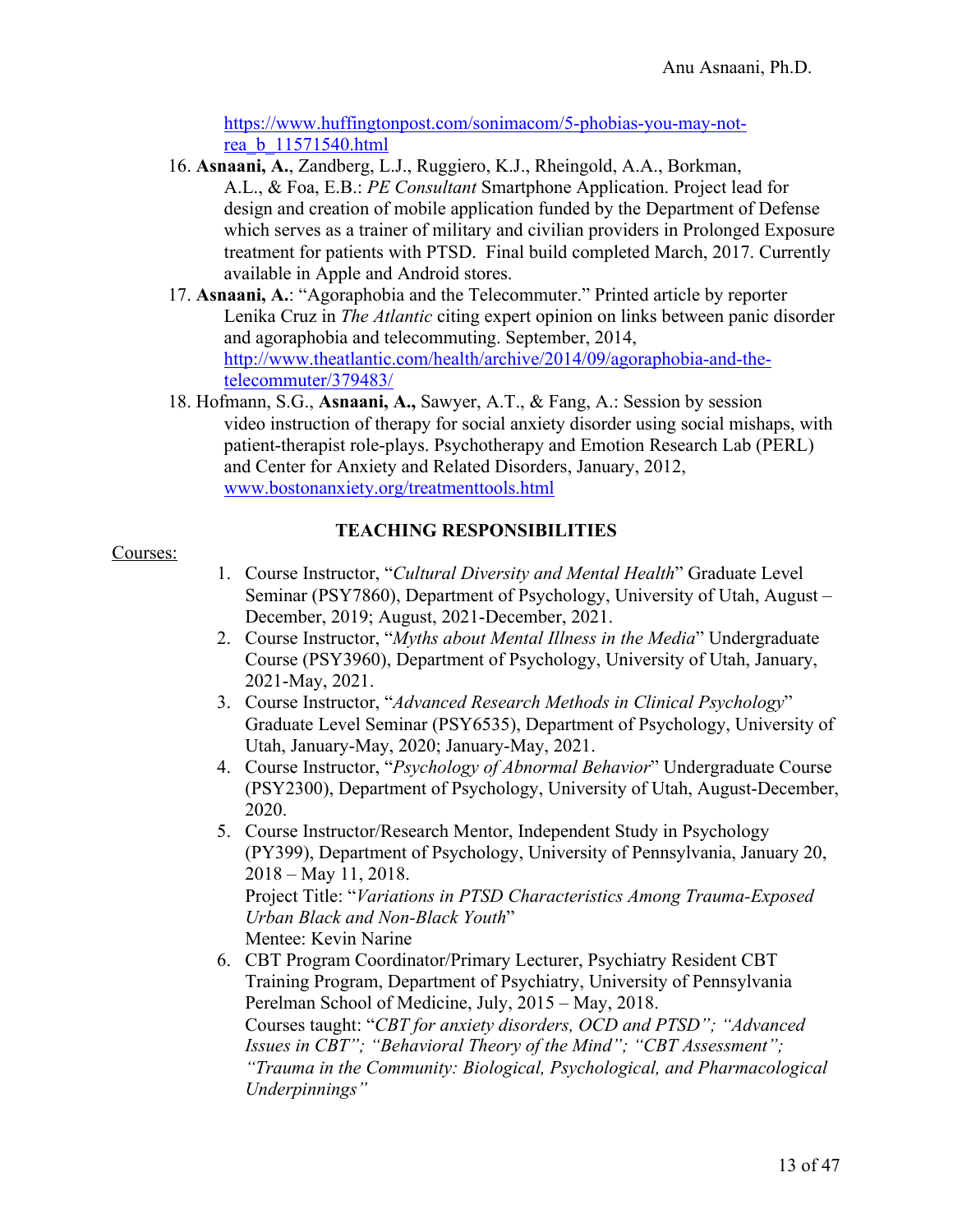https://www.huffingtonpost.com/sonimacom/5-phobias-you-may-not-rea_b_11571540.html

16. **Asnaani, A.**, Zandberg, L.J., Ruggiero, K.J., Rheingold, A.A., Borkman, A.L., & Foa, E.B.: *PE Consultant* Smartphone Application. Project lead for design and creation of mobile application funded by the Department of Defense which serves as a trainer of military and civilian providers in Prolonged Exposure treatment for patients with PTSD. Final build completed March, 2017. Currently available in Apple and Android stores.
17. **Asnaani, A.**: "Agoraphobia and the Telecommuter." Printed article by reporter Lenika Cruz in *The Atlantic* citing expert opinion on links between panic disorder and agoraphobia and telecommuting. September, 2014, http://www.theatlantic.com/health/archive/2014/09/agoraphobia-and-the-telecommuter/379483/
18. Hofmann, S.G., **Asnaani, A.,** Sawyer, A.T., & Fang, A.: Session by session video instruction of therapy for social anxiety disorder using social mishaps, with patient-therapist role-plays. Psychotherapy and Emotion Research Lab (PERL) and Center for Anxiety and Related Disorders, January, 2012, www.bostonanxiety.org/treatmenttools.html

## TEACHING RESPONSIBILITIES

Courses:

1. Course Instructor, "*Cultural Diversity and Mental Health*" Graduate Level Seminar (PSY7860), Department of Psychology, University of Utah, August – December, 2019; August, 2021-December, 2021.
2. Course Instructor, "*Myths about Mental Illness in the Media*" Undergraduate Course (PSY3960), Department of Psychology, University of Utah, January, 2021-May, 2021.
3. Course Instructor, "*Advanced Research Methods in Clinical Psychology*" Graduate Level Seminar (PSY6535), Department of Psychology, University of Utah, January-May, 2020; January-May, 2021.
4. Course Instructor, "*Psychology of Abnormal Behavior*" Undergraduate Course (PSY2300), Department of Psychology, University of Utah, August-December, 2020.
5. Course Instructor/Research Mentor, Independent Study in Psychology (PY399), Department of Psychology, University of Pennsylvania, January 20, 2018 – May 11, 2018.
   Project Title: "*Variations in PTSD Characteristics Among Trauma-Exposed Urban Black and Non-Black Youth*"
   Mentee: Kevin Narine
6. CBT Program Coordinator/Primary Lecturer, Psychiatry Resident CBT Training Program, Department of Psychiatry, University of Pennsylvania Perelman School of Medicine, July, 2015 – May, 2018.
   Courses taught: "*CBT for anxiety disorders, OCD and PTSD"; "Advanced Issues in CBT"; "Behavioral Theory of the Mind"; "CBT Assessment"; "Trauma in the Community: Biological, Psychological, and Pharmacological Underpinnings"*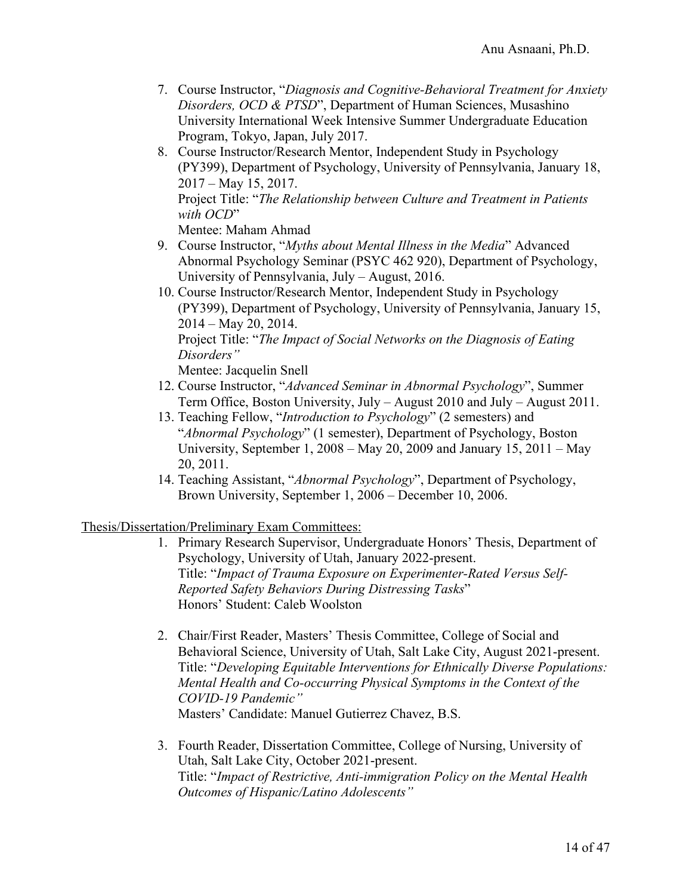7. Course Instructor, "*Diagnosis and Cognitive-Behavioral Treatment for Anxiety Disorders, OCD & PTSD*", Department of Human Sciences, Musashino University International Week Intensive Summer Undergraduate Education Program, Tokyo, Japan, July 2017.
8. Course Instructor/Research Mentor, Independent Study in Psychology (PY399), Department of Psychology, University of Pennsylvania, January 18, 2017 – May 15, 2017.
   Project Title: "*The Relationship between Culture and Treatment in Patients with OCD*"
   Mentee: Maham Ahmad
9. Course Instructor, "*Myths about Mental Illness in the Media*" Advanced Abnormal Psychology Seminar (PSYC 462 920), Department of Psychology, University of Pennsylvania, July – August, 2016.
10. Course Instructor/Research Mentor, Independent Study in Psychology (PY399), Department of Psychology, University of Pennsylvania, January 15, 2014 – May 20, 2014.
    Project Title: "*The Impact of Social Networks on the Diagnosis of Eating Disorders"*
    Mentee: Jacquelin Snell
12. Course Instructor, "*Advanced Seminar in Abnormal Psychology*", Summer Term Office, Boston University, July – August 2010 and July – August 2011.
13. Teaching Fellow, "*Introduction to Psychology*" (2 semesters) and "*Abnormal Psychology*" (1 semester), Department of Psychology, Boston University, September 1, 2008 – May 20, 2009 and January 15, 2011 – May 20, 2011.
14. Teaching Assistant, "*Abnormal Psychology*", Department of Psychology, Brown University, September 1, 2006 – December 10, 2006.

<u>Thesis/Dissertation/Preliminary Exam Committees:</u>

1. Primary Research Supervisor, Undergraduate Honors' Thesis, Department of Psychology, University of Utah, January 2022-present.
   Title: "*Impact of Trauma Exposure on Experimenter-Rated Versus Self-Reported Safety Behaviors During Distressing Tasks*"
   Honors' Student: Caleb Woolston

2. Chair/First Reader, Masters' Thesis Committee, College of Social and Behavioral Science, University of Utah, Salt Lake City, August 2021-present.
   Title: "*Developing Equitable Interventions for Ethnically Diverse Populations: Mental Health and Co-occurring Physical Symptoms in the Context of the COVID-19 Pandemic"*
   Masters' Candidate: Manuel Gutierrez Chavez, B.S.

3. Fourth Reader, Dissertation Committee, College of Nursing, University of Utah, Salt Lake City, October 2021-present.
   Title: "*Impact of Restrictive, Anti-immigration Policy on the Mental Health Outcomes of Hispanic/Latino Adolescents"*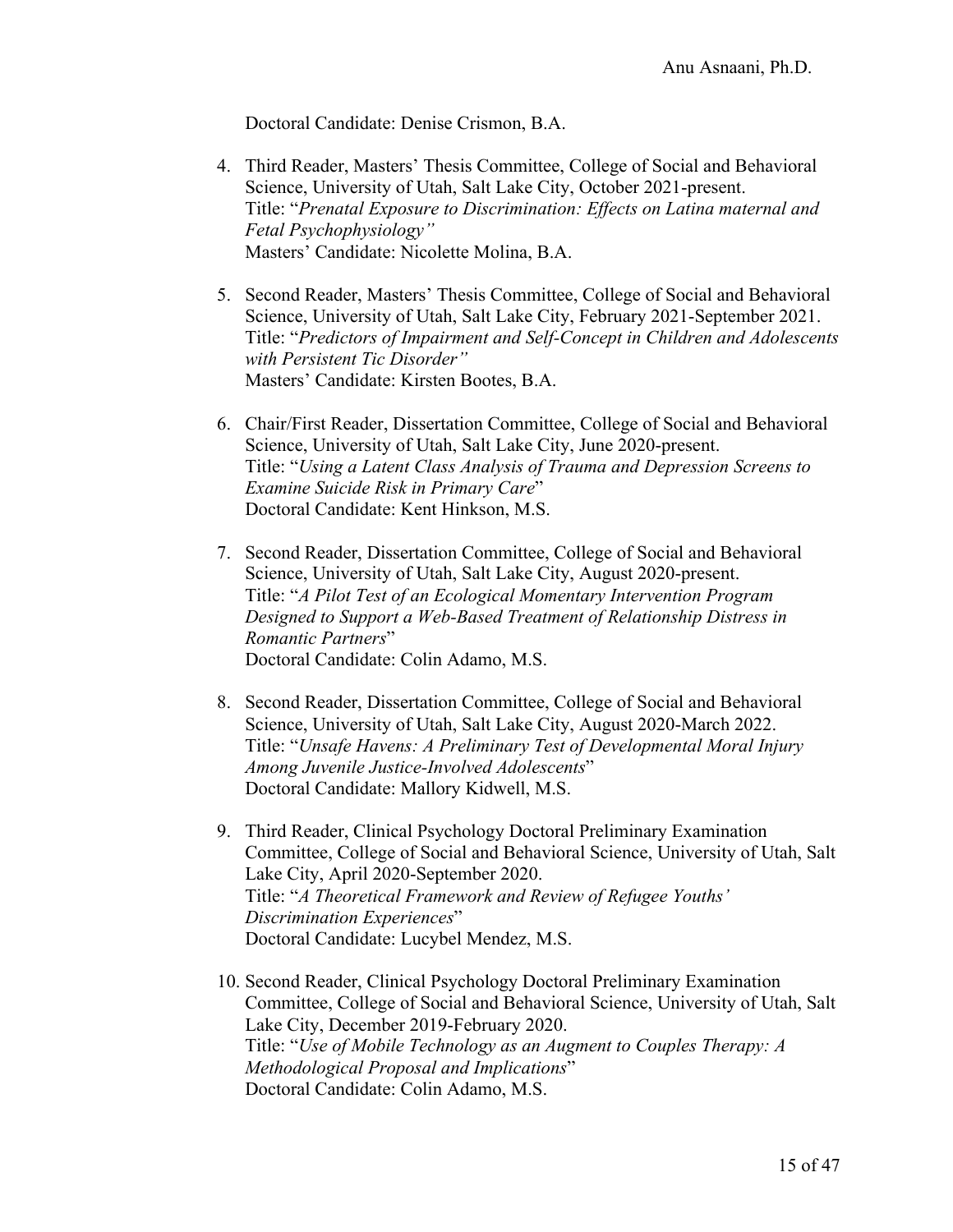Doctoral Candidate: Denise Crismon, B.A.

4. Third Reader, Masters' Thesis Committee, College of Social and Behavioral Science, University of Utah, Salt Lake City, October 2021-present.
   Title: "*Prenatal Exposure to Discrimination: Effects on Latina maternal and Fetal Psychophysiology"*
   Masters' Candidate: Nicolette Molina, B.A.

5. Second Reader, Masters' Thesis Committee, College of Social and Behavioral Science, University of Utah, Salt Lake City, February 2021-September 2021.
   Title: "*Predictors of Impairment and Self-Concept in Children and Adolescents with Persistent Tic Disorder"*
   Masters' Candidate: Kirsten Bootes, B.A.

6. Chair/First Reader, Dissertation Committee, College of Social and Behavioral Science, University of Utah, Salt Lake City, June 2020-present.
   Title: "*Using a Latent Class Analysis of Trauma and Depression Screens to Examine Suicide Risk in Primary Care*"
   Doctoral Candidate: Kent Hinkson, M.S.

7. Second Reader, Dissertation Committee, College of Social and Behavioral Science, University of Utah, Salt Lake City, August 2020-present.
   Title: "*A Pilot Test of an Ecological Momentary Intervention Program Designed to Support a Web-Based Treatment of Relationship Distress in Romantic Partners*"
   Doctoral Candidate: Colin Adamo, M.S.

8. Second Reader, Dissertation Committee, College of Social and Behavioral Science, University of Utah, Salt Lake City, August 2020-March 2022.
   Title: "*Unsafe Havens: A Preliminary Test of Developmental Moral Injury Among Juvenile Justice-Involved Adolescents*"
   Doctoral Candidate: Mallory Kidwell, M.S.

9. Third Reader, Clinical Psychology Doctoral Preliminary Examination Committee, College of Social and Behavioral Science, University of Utah, Salt Lake City, April 2020-September 2020.
   Title: "*A Theoretical Framework and Review of Refugee Youths' Discrimination Experiences*"
   Doctoral Candidate: Lucybel Mendez, M.S.

10. Second Reader, Clinical Psychology Doctoral Preliminary Examination Committee, College of Social and Behavioral Science, University of Utah, Salt Lake City, December 2019-February 2020.
    Title: "*Use of Mobile Technology as an Augment to Couples Therapy: A Methodological Proposal and Implications*"
    Doctoral Candidate: Colin Adamo, M.S.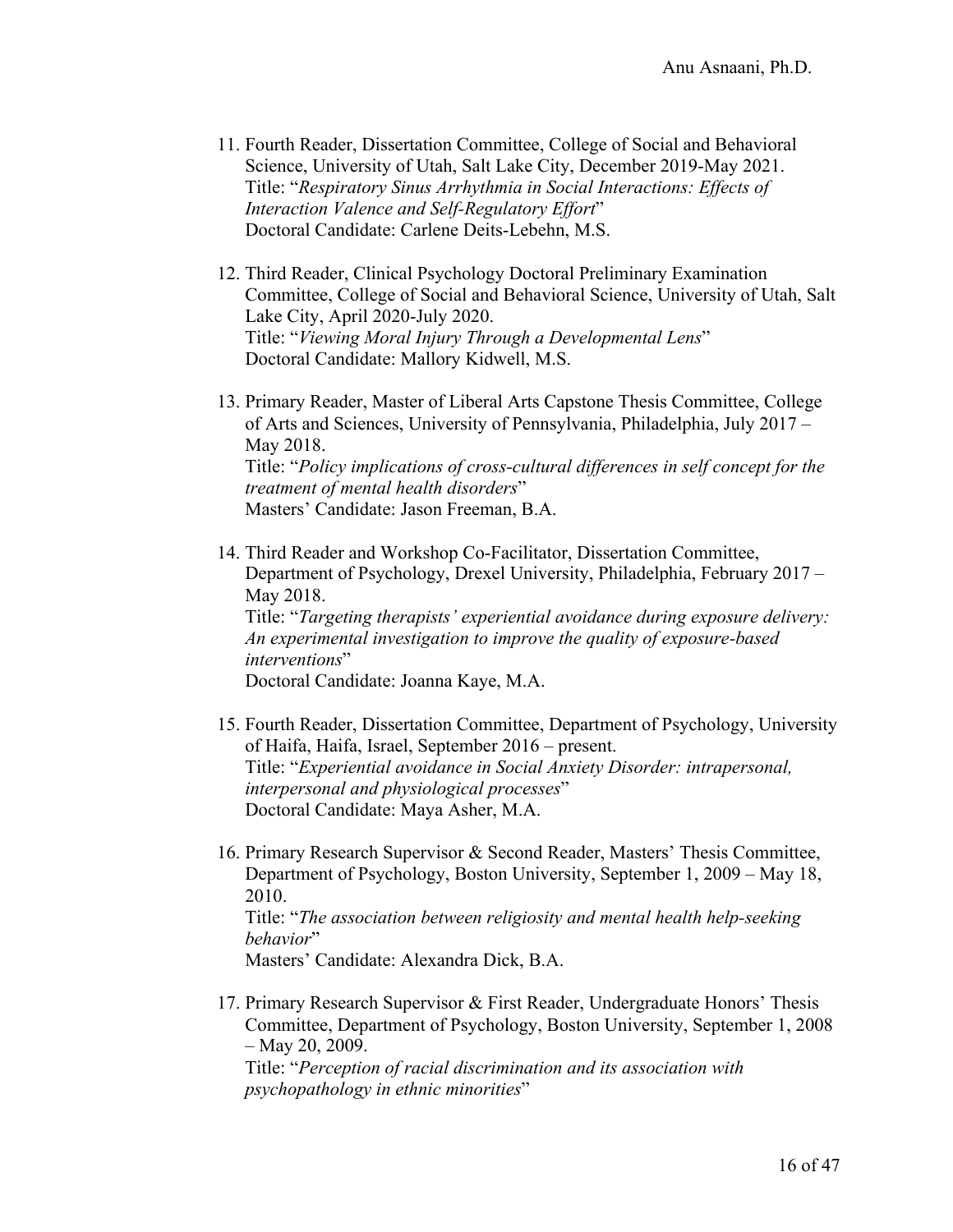11. Fourth Reader, Dissertation Committee, College of Social and Behavioral Science, University of Utah, Salt Lake City, December 2019-May 2021.
    Title: "*Respiratory Sinus Arrhythmia in Social Interactions: Effects of Interaction Valence and Self-Regulatory Effort*"
    Doctoral Candidate: Carlene Deits-Lebehn, M.S.

12. Third Reader, Clinical Psychology Doctoral Preliminary Examination Committee, College of Social and Behavioral Science, University of Utah, Salt Lake City, April 2020-July 2020.
    Title: "*Viewing Moral Injury Through a Developmental Lens*"
    Doctoral Candidate: Mallory Kidwell, M.S.

13. Primary Reader, Master of Liberal Arts Capstone Thesis Committee, College of Arts and Sciences, University of Pennsylvania, Philadelphia, July 2017 – May 2018.
    Title: "*Policy implications of cross-cultural differences in self concept for the treatment of mental health disorders*"
    Masters' Candidate: Jason Freeman, B.A.

14. Third Reader and Workshop Co-Facilitator, Dissertation Committee, Department of Psychology, Drexel University, Philadelphia, February 2017 – May 2018.
    Title: "*Targeting therapists' experiential avoidance during exposure delivery: An experimental investigation to improve the quality of exposure-based interventions*"
    Doctoral Candidate: Joanna Kaye, M.A.

15. Fourth Reader, Dissertation Committee, Department of Psychology, University of Haifa, Haifa, Israel, September 2016 – present.
    Title: "*Experiential avoidance in Social Anxiety Disorder: intrapersonal, interpersonal and physiological processes*"
    Doctoral Candidate: Maya Asher, M.A.

16. Primary Research Supervisor & Second Reader, Masters' Thesis Committee, Department of Psychology, Boston University, September 1, 2009 – May 18, 2010.
    Title: "*The association between religiosity and mental health help-seeking behavior*"
    Masters' Candidate: Alexandra Dick, B.A.

17. Primary Research Supervisor & First Reader, Undergraduate Honors' Thesis Committee, Department of Psychology, Boston University, September 1, 2008 – May 20, 2009.
    Title: "*Perception of racial discrimination and its association with psychopathology in ethnic minorities*"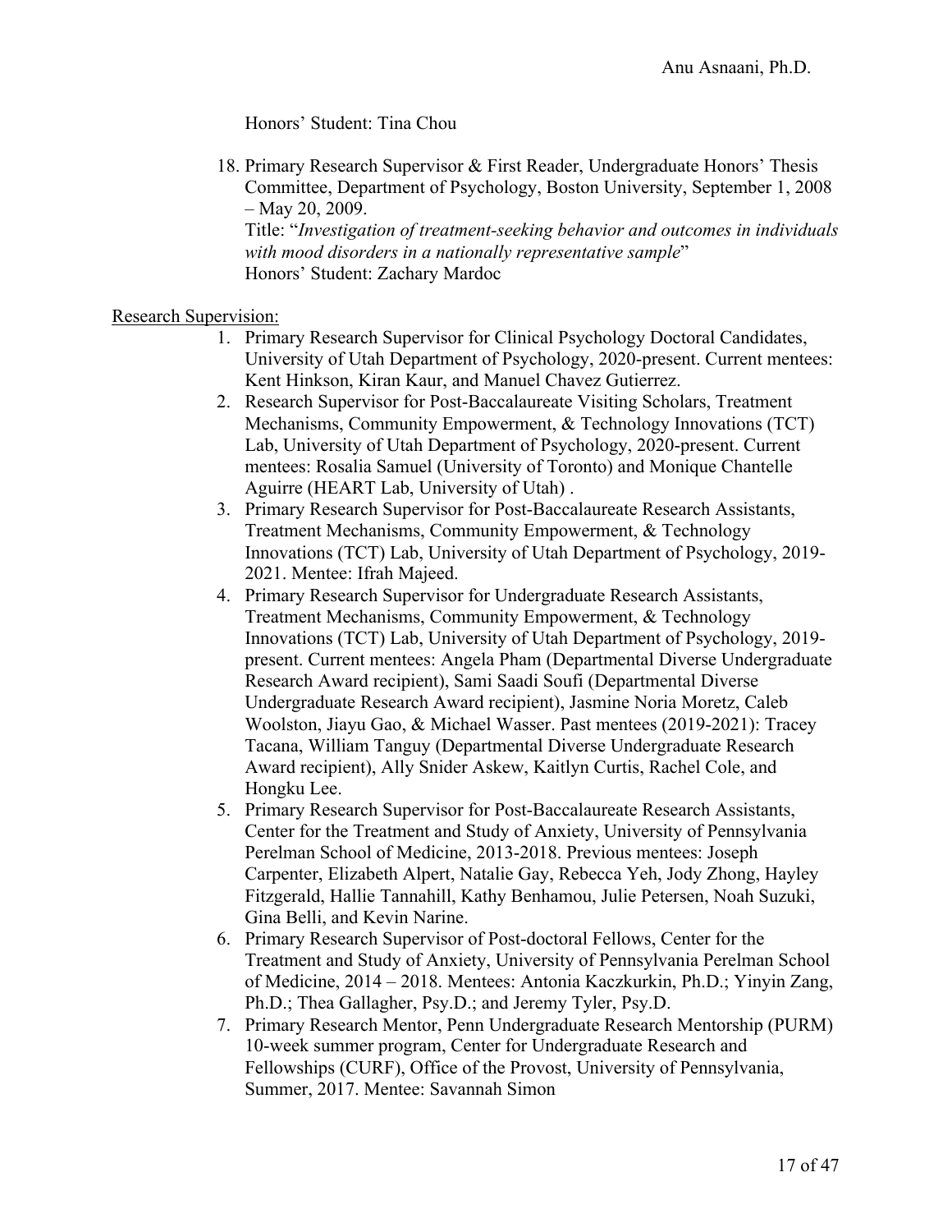Honors' Student: Tina Chou

18. Primary Research Supervisor & First Reader, Undergraduate Honors' Thesis Committee, Department of Psychology, Boston University, September 1, 2008 – May 20, 2009.
    Title: "*Investigation of treatment-seeking behavior and outcomes in individuals with mood disorders in a nationally representative sample*"
    Honors' Student: Zachary Mardoc

Research Supervision:

1. Primary Research Supervisor for Clinical Psychology Doctoral Candidates, University of Utah Department of Psychology, 2020-present. Current mentees: Kent Hinkson, Kiran Kaur, and Manuel Chavez Gutierrez.
2. Research Supervisor for Post-Baccalaureate Visiting Scholars, Treatment Mechanisms, Community Empowerment, & Technology Innovations (TCT) Lab, University of Utah Department of Psychology, 2020-present. Current mentees: Rosalia Samuel (University of Toronto) and Monique Chantelle Aguirre (HEART Lab, University of Utah) .
3. Primary Research Supervisor for Post-Baccalaureate Research Assistants, Treatment Mechanisms, Community Empowerment, & Technology Innovations (TCT) Lab, University of Utah Department of Psychology, 2019-2021. Mentee: Ifrah Majeed.
4. Primary Research Supervisor for Undergraduate Research Assistants, Treatment Mechanisms, Community Empowerment, & Technology Innovations (TCT) Lab, University of Utah Department of Psychology, 2019-present. Current mentees: Angela Pham (Departmental Diverse Undergraduate Research Award recipient), Sami Saadi Soufi (Departmental Diverse Undergraduate Research Award recipient), Jasmine Noria Moretz, Caleb Woolston, Jiayu Gao, & Michael Wasser. Past mentees (2019-2021): Tracey Tacana, William Tanguy (Departmental Diverse Undergraduate Research Award recipient), Ally Snider Askew, Kaitlyn Curtis, Rachel Cole, and Hongku Lee.
5. Primary Research Supervisor for Post-Baccalaureate Research Assistants, Center for the Treatment and Study of Anxiety, University of Pennsylvania Perelman School of Medicine, 2013-2018. Previous mentees: Joseph Carpenter, Elizabeth Alpert, Natalie Gay, Rebecca Yeh, Jody Zhong, Hayley Fitzgerald, Hallie Tannahill, Kathy Benhamou, Julie Petersen, Noah Suzuki, Gina Belli, and Kevin Narine.
6. Primary Research Supervisor of Post-doctoral Fellows, Center for the Treatment and Study of Anxiety, University of Pennsylvania Perelman School of Medicine, 2014 – 2018. Mentees: Antonia Kaczkurkin, Ph.D.; Yinyin Zang, Ph.D.; Thea Gallagher, Psy.D.; and Jeremy Tyler, Psy.D.
7. Primary Research Mentor, Penn Undergraduate Research Mentorship (PURM) 10-week summer program, Center for Undergraduate Research and Fellowships (CURF), Office of the Provost, University of Pennsylvania, Summer, 2017. Mentee: Savannah Simon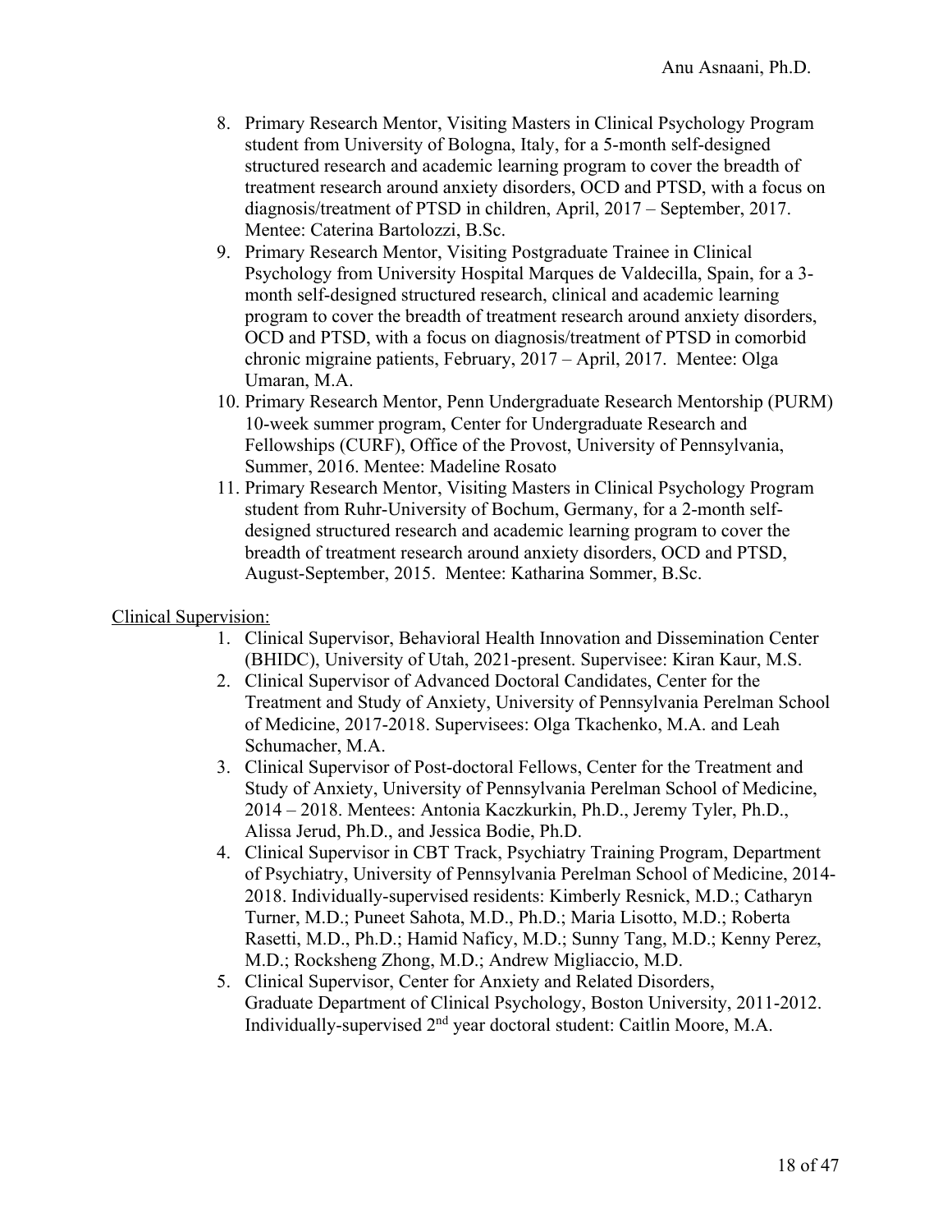8. Primary Research Mentor, Visiting Masters in Clinical Psychology Program student from University of Bologna, Italy, for a 5-month self-designed structured research and academic learning program to cover the breadth of treatment research around anxiety disorders, OCD and PTSD, with a focus on diagnosis/treatment of PTSD in children, April, 2017 – September, 2017. Mentee: Caterina Bartolozzi, B.Sc.
9. Primary Research Mentor, Visiting Postgraduate Trainee in Clinical Psychology from University Hospital Marques de Valdecilla, Spain, for a 3-month self-designed structured research, clinical and academic learning program to cover the breadth of treatment research around anxiety disorders, OCD and PTSD, with a focus on diagnosis/treatment of PTSD in comorbid chronic migraine patients, February, 2017 – April, 2017. Mentee: Olga Umaran, M.A.
10. Primary Research Mentor, Penn Undergraduate Research Mentorship (PURM) 10-week summer program, Center for Undergraduate Research and Fellowships (CURF), Office of the Provost, University of Pennsylvania, Summer, 2016. Mentee: Madeline Rosato
11. Primary Research Mentor, Visiting Masters in Clinical Psychology Program student from Ruhr-University of Bochum, Germany, for a 2-month self-designed structured research and academic learning program to cover the breadth of treatment research around anxiety disorders, OCD and PTSD, August-September, 2015. Mentee: Katharina Sommer, B.Sc.

<u>Clinical Supervision:</u>

1. Clinical Supervisor, Behavioral Health Innovation and Dissemination Center (BHIDC), University of Utah, 2021-present. Supervisee: Kiran Kaur, M.S.
2. Clinical Supervisor of Advanced Doctoral Candidates, Center for the Treatment and Study of Anxiety, University of Pennsylvania Perelman School of Medicine, 2017-2018. Supervisees: Olga Tkachenko, M.A. and Leah Schumacher, M.A.
3. Clinical Supervisor of Post-doctoral Fellows, Center for the Treatment and Study of Anxiety, University of Pennsylvania Perelman School of Medicine, 2014 – 2018. Mentees: Antonia Kaczkurkin, Ph.D., Jeremy Tyler, Ph.D., Alissa Jerud, Ph.D., and Jessica Bodie, Ph.D.
4. Clinical Supervisor in CBT Track, Psychiatry Training Program, Department of Psychiatry, University of Pennsylvania Perelman School of Medicine, 2014-2018. Individually-supervised residents: Kimberly Resnick, M.D.; Catharyn Turner, M.D.; Puneet Sahota, M.D., Ph.D.; Maria Lisotto, M.D.; Roberta Rasetti, M.D., Ph.D.; Hamid Naficy, M.D.; Sunny Tang, M.D.; Kenny Perez, M.D.; Rocksheng Zhong, M.D.; Andrew Migliaccio, M.D.
5. Clinical Supervisor, Center for Anxiety and Related Disorders, Graduate Department of Clinical Psychology, Boston University, 2011-2012. Individually-supervised 2nd year doctoral student: Caitlin Moore, M.A.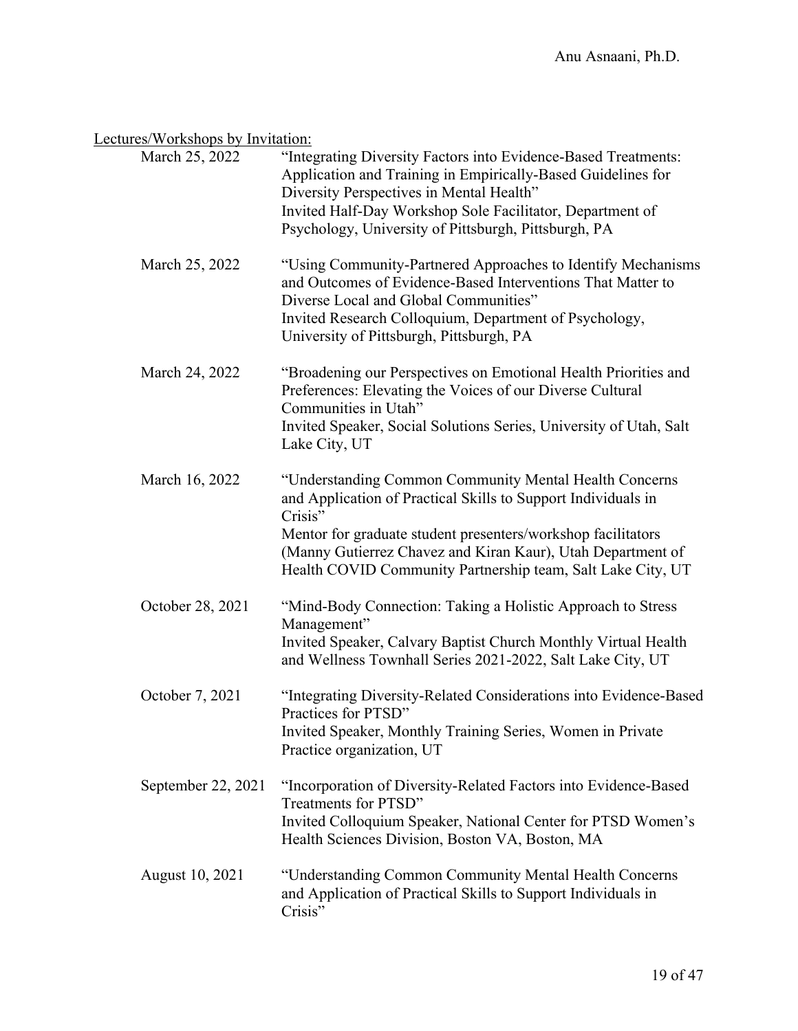Lectures/Workshops by Invitation:

March 25, 2022 — "Integrating Diversity Factors into Evidence-Based Treatments: Application and Training in Empirically-Based Guidelines for Diversity Perspectives in Mental Health"
Invited Half-Day Workshop Sole Facilitator, Department of Psychology, University of Pittsburgh, Pittsburgh, PA

March 25, 2022 — "Using Community-Partnered Approaches to Identify Mechanisms and Outcomes of Evidence-Based Interventions That Matter to Diverse Local and Global Communities"
Invited Research Colloquium, Department of Psychology, University of Pittsburgh, Pittsburgh, PA

March 24, 2022 — "Broadening our Perspectives on Emotional Health Priorities and Preferences: Elevating the Voices of our Diverse Cultural Communities in Utah"
Invited Speaker, Social Solutions Series, University of Utah, Salt Lake City, UT

March 16, 2022 — "Understanding Common Community Mental Health Concerns and Application of Practical Skills to Support Individuals in Crisis"
Mentor for graduate student presenters/workshop facilitators (Manny Gutierrez Chavez and Kiran Kaur), Utah Department of Health COVID Community Partnership team, Salt Lake City, UT

October 28, 2021 — "Mind-Body Connection: Taking a Holistic Approach to Stress Management"
Invited Speaker, Calvary Baptist Church Monthly Virtual Health and Wellness Townhall Series 2021-2022, Salt Lake City, UT

October 7, 2021 — "Integrating Diversity-Related Considerations into Evidence-Based Practices for PTSD"
Invited Speaker, Monthly Training Series, Women in Private Practice organization, UT

September 22, 2021 — "Incorporation of Diversity-Related Factors into Evidence-Based Treatments for PTSD"
Invited Colloquium Speaker, National Center for PTSD Women's Health Sciences Division, Boston VA, Boston, MA

August 10, 2021 — "Understanding Common Community Mental Health Concerns and Application of Practical Skills to Support Individuals in Crisis"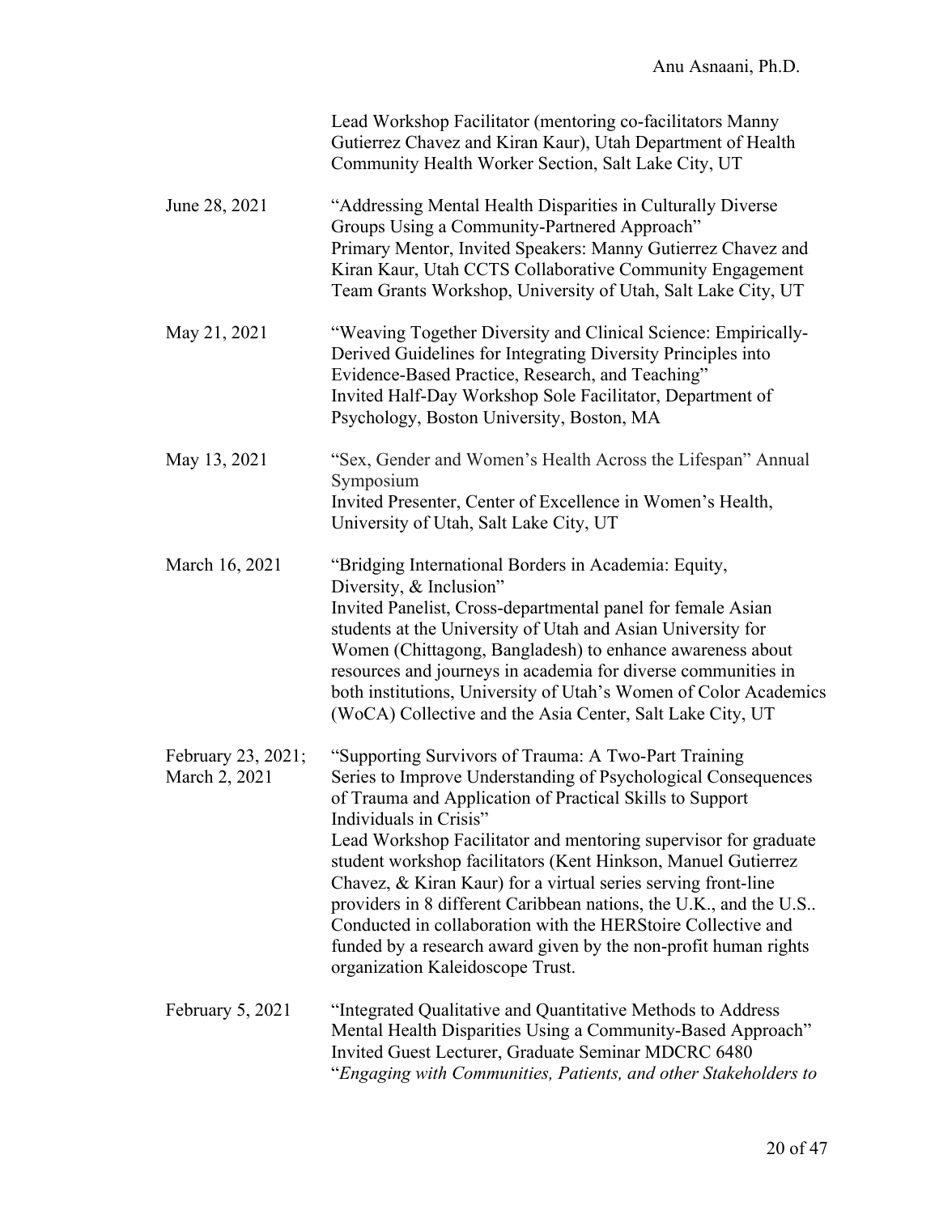Lead Workshop Facilitator (mentoring co-facilitators Manny Gutierrez Chavez and Kiran Kaur), Utah Department of Health Community Health Worker Section, Salt Lake City, UT

June 28, 2021 — "Addressing Mental Health Disparities in Culturally Diverse Groups Using a Community-Partnered Approach"
Primary Mentor, Invited Speakers: Manny Gutierrez Chavez and Kiran Kaur, Utah CCTS Collaborative Community Engagement Team Grants Workshop, University of Utah, Salt Lake City, UT

May 21, 2021 — "Weaving Together Diversity and Clinical Science: Empirically-Derived Guidelines for Integrating Diversity Principles into Evidence-Based Practice, Research, and Teaching"
Invited Half-Day Workshop Sole Facilitator, Department of Psychology, Boston University, Boston, MA

May 13, 2021 — "Sex, Gender and Women's Health Across the Lifespan" Annual Symposium
Invited Presenter, Center of Excellence in Women's Health, University of Utah, Salt Lake City, UT

March 16, 2021 — "Bridging International Borders in Academia: Equity, Diversity, & Inclusion"
Invited Panelist, Cross-departmental panel for female Asian students at the University of Utah and Asian University for Women (Chittagong, Bangladesh) to enhance awareness about resources and journeys in academia for diverse communities in both institutions, University of Utah's Women of Color Academics (WoCA) Collective and the Asia Center, Salt Lake City, UT

February 23, 2021; March 2, 2021 — "Supporting Survivors of Trauma: A Two-Part Training Series to Improve Understanding of Psychological Consequences of Trauma and Application of Practical Skills to Support Individuals in Crisis"
Lead Workshop Facilitator and mentoring supervisor for graduate student workshop facilitators (Kent Hinkson, Manuel Gutierrez Chavez, & Kiran Kaur) for a virtual series serving front-line providers in 8 different Caribbean nations, the U.K., and the U.S.. Conducted in collaboration with the HERStoire Collective and funded by a research award given by the non-profit human rights organization Kaleidoscope Trust.

February 5, 2021 — "Integrated Qualitative and Quantitative Methods to Address Mental Health Disparities Using a Community-Based Approach"
Invited Guest Lecturer, Graduate Seminar MDCRC 6480 "*Engaging with Communities, Patients, and other Stakeholders to*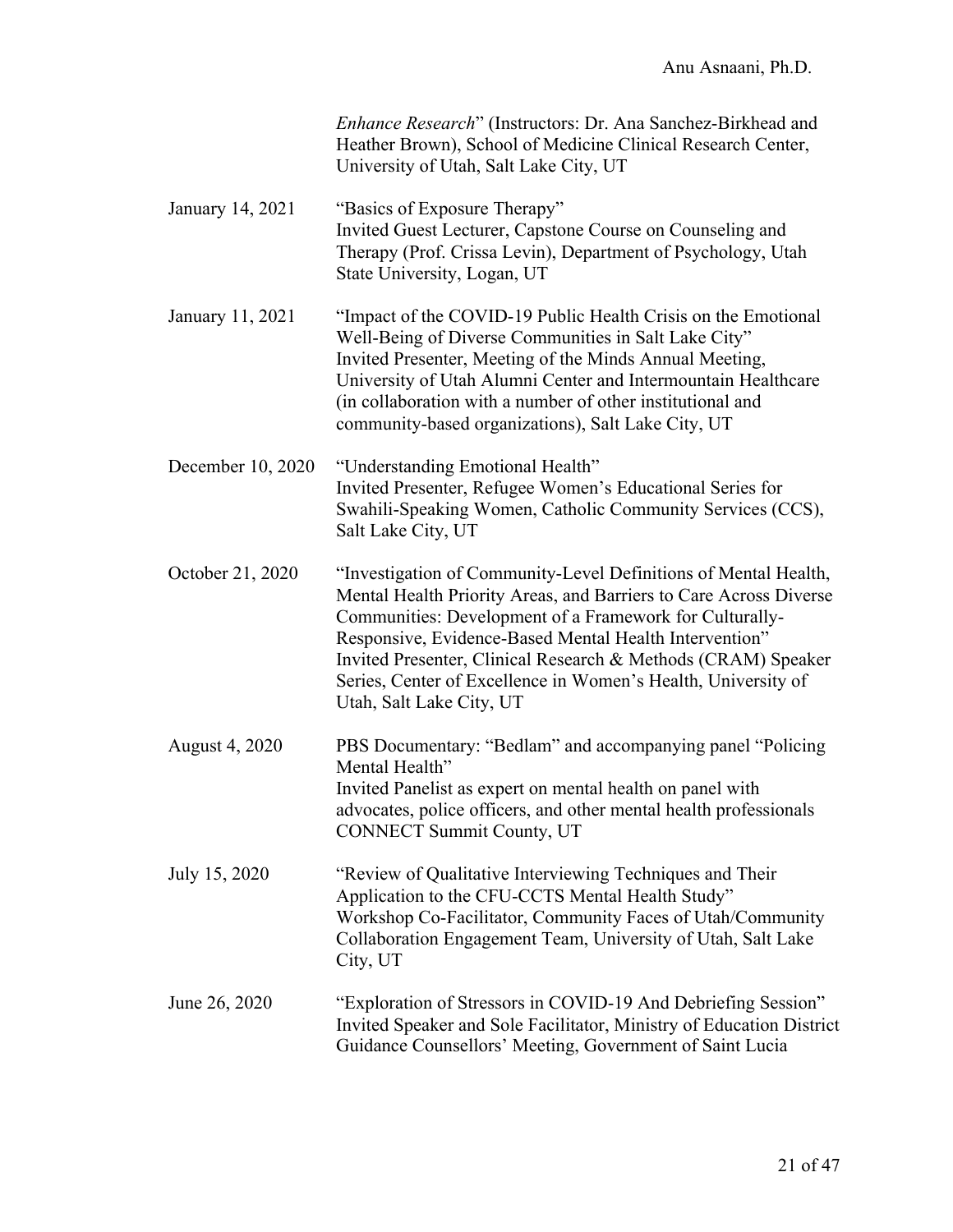*Enhance Research*" (Instructors: Dr. Ana Sanchez-Birkhead and Heather Brown), School of Medicine Clinical Research Center, University of Utah, Salt Lake City, UT

January 14, 2021 — "Basics of Exposure Therapy"
Invited Guest Lecturer, Capstone Course on Counseling and Therapy (Prof. Crissa Levin), Department of Psychology, Utah State University, Logan, UT

January 11, 2021 — "Impact of the COVID-19 Public Health Crisis on the Emotional Well-Being of Diverse Communities in Salt Lake City"
Invited Presenter, Meeting of the Minds Annual Meeting, University of Utah Alumni Center and Intermountain Healthcare (in collaboration with a number of other institutional and community-based organizations), Salt Lake City, UT

December 10, 2020 — "Understanding Emotional Health"
Invited Presenter, Refugee Women's Educational Series for Swahili-Speaking Women, Catholic Community Services (CCS), Salt Lake City, UT

October 21, 2020 — "Investigation of Community-Level Definitions of Mental Health, Mental Health Priority Areas, and Barriers to Care Across Diverse Communities: Development of a Framework for Culturally-Responsive, Evidence-Based Mental Health Intervention"
Invited Presenter, Clinical Research & Methods (CRAM) Speaker Series, Center of Excellence in Women's Health, University of Utah, Salt Lake City, UT

August 4, 2020 — PBS Documentary: "Bedlam" and accompanying panel "Policing Mental Health"
Invited Panelist as expert on mental health on panel with advocates, police officers, and other mental health professionals CONNECT Summit County, UT

July 15, 2020 — "Review of Qualitative Interviewing Techniques and Their Application to the CFU-CCTS Mental Health Study"
Workshop Co-Facilitator, Community Faces of Utah/Community Collaboration Engagement Team, University of Utah, Salt Lake City, UT

June 26, 2020 — "Exploration of Stressors in COVID-19 And Debriefing Session"
Invited Speaker and Sole Facilitator, Ministry of Education District Guidance Counsellors' Meeting, Government of Saint Lucia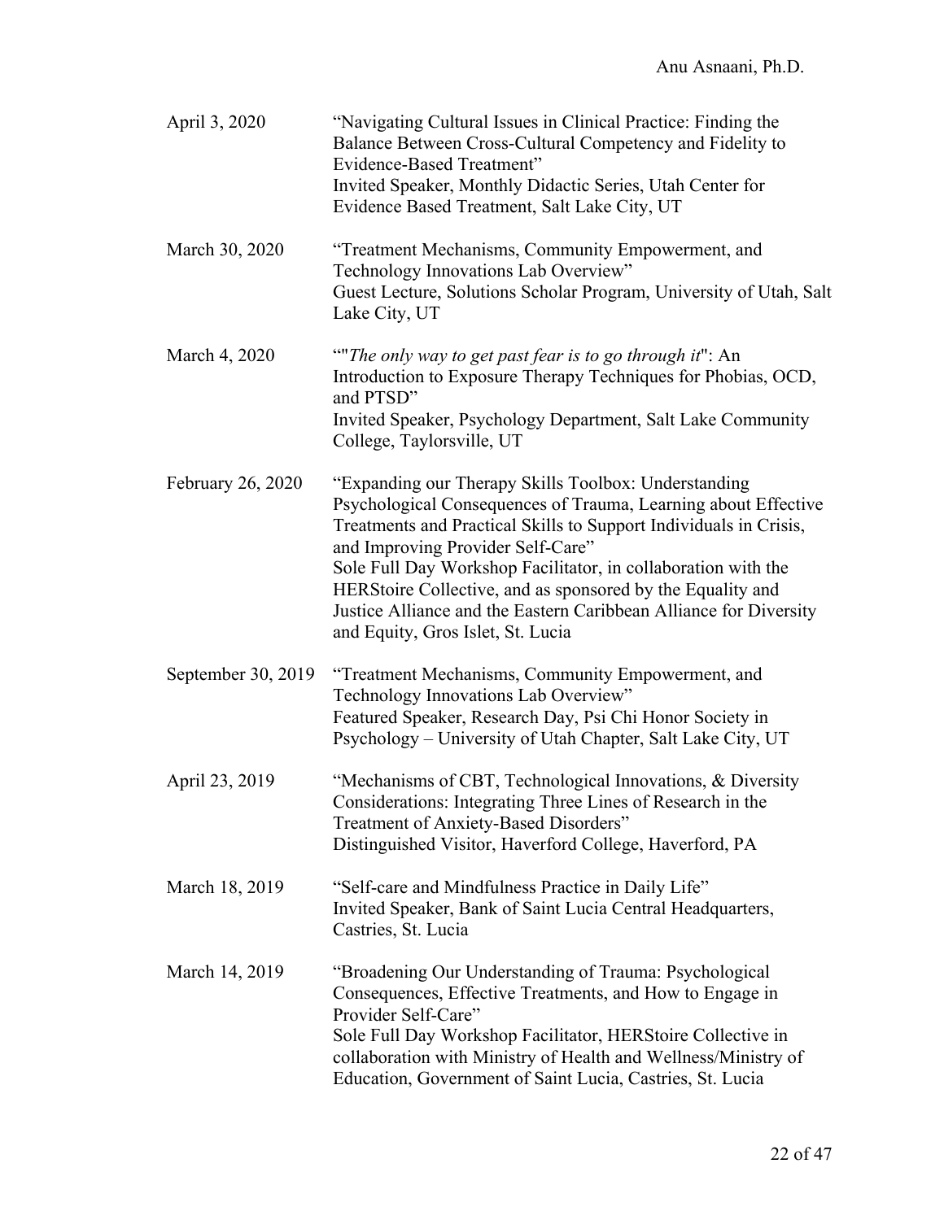April 3, 2020 — "Navigating Cultural Issues in Clinical Practice: Finding the Balance Between Cross-Cultural Competency and Fidelity to Evidence-Based Treatment"
Invited Speaker, Monthly Didactic Series, Utah Center for Evidence Based Treatment, Salt Lake City, UT

March 30, 2020 — "Treatment Mechanisms, Community Empowerment, and Technology Innovations Lab Overview"
Guest Lecture, Solutions Scholar Program, University of Utah, Salt Lake City, UT

March 4, 2020 — ""*The only way to get past fear is to go through it*": An Introduction to Exposure Therapy Techniques for Phobias, OCD, and PTSD"
Invited Speaker, Psychology Department, Salt Lake Community College, Taylorsville, UT

February 26, 2020 — "Expanding our Therapy Skills Toolbox: Understanding Psychological Consequences of Trauma, Learning about Effective Treatments and Practical Skills to Support Individuals in Crisis, and Improving Provider Self-Care"
Sole Full Day Workshop Facilitator, in collaboration with the HERStoire Collective, and as sponsored by the Equality and Justice Alliance and the Eastern Caribbean Alliance for Diversity and Equity, Gros Islet, St. Lucia

September 30, 2019 — "Treatment Mechanisms, Community Empowerment, and Technology Innovations Lab Overview"
Featured Speaker, Research Day, Psi Chi Honor Society in Psychology – University of Utah Chapter, Salt Lake City, UT

April 23, 2019 — "Mechanisms of CBT, Technological Innovations, & Diversity Considerations: Integrating Three Lines of Research in the Treatment of Anxiety-Based Disorders"
Distinguished Visitor, Haverford College, Haverford, PA

March 18, 2019 — "Self-care and Mindfulness Practice in Daily Life"
Invited Speaker, Bank of Saint Lucia Central Headquarters, Castries, St. Lucia

March 14, 2019 — "Broadening Our Understanding of Trauma: Psychological Consequences, Effective Treatments, and How to Engage in Provider Self-Care"
Sole Full Day Workshop Facilitator, HERStoire Collective in collaboration with Ministry of Health and Wellness/Ministry of Education, Government of Saint Lucia, Castries, St. Lucia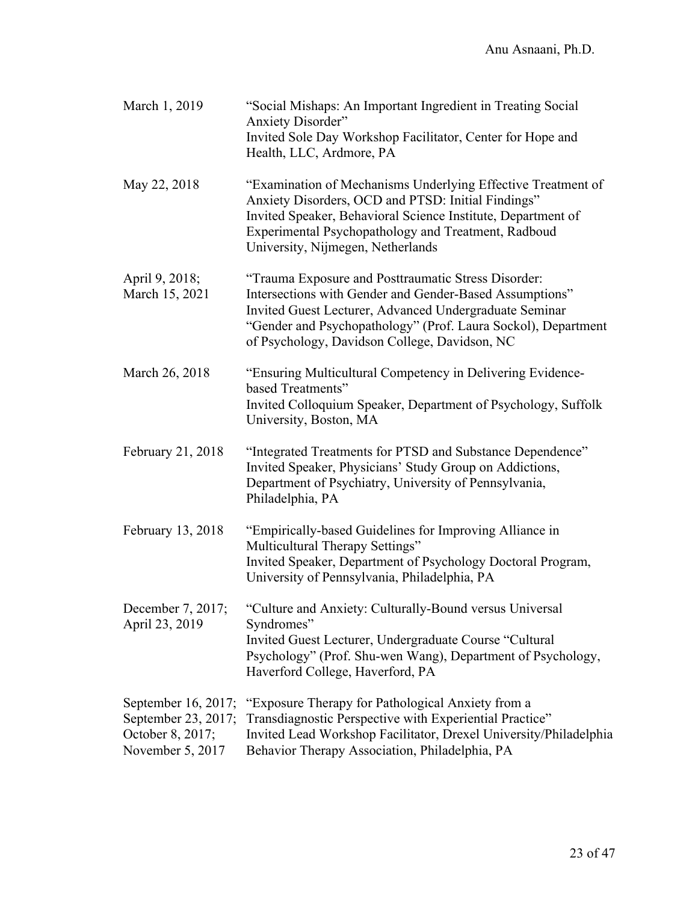| | |
|---|---|
| March 1, 2019 | "Social Mishaps: An Important Ingredient in Treating Social Anxiety Disorder"<br>Invited Sole Day Workshop Facilitator, Center for Hope and Health, LLC, Ardmore, PA |
| May 22, 2018 | "Examination of Mechanisms Underlying Effective Treatment of Anxiety Disorders, OCD and PTSD: Initial Findings"<br>Invited Speaker, Behavioral Science Institute, Department of Experimental Psychopathology and Treatment, Radboud University, Nijmegen, Netherlands |
| April 9, 2018;<br>March 15, 2021 | "Trauma Exposure and Posttraumatic Stress Disorder: Intersections with Gender and Gender-Based Assumptions"<br>Invited Guest Lecturer, Advanced Undergraduate Seminar "Gender and Psychopathology" (Prof. Laura Sockol), Department of Psychology, Davidson College, Davidson, NC |
| March 26, 2018 | "Ensuring Multicultural Competency in Delivering Evidence-based Treatments"<br>Invited Colloquium Speaker, Department of Psychology, Suffolk University, Boston, MA |
| February 21, 2018 | "Integrated Treatments for PTSD and Substance Dependence"<br>Invited Speaker, Physicians' Study Group on Addictions, Department of Psychiatry, University of Pennsylvania, Philadelphia, PA |
| February 13, 2018 | "Empirically-based Guidelines for Improving Alliance in Multicultural Therapy Settings"<br>Invited Speaker, Department of Psychology Doctoral Program, University of Pennsylvania, Philadelphia, PA |
| December 7, 2017;<br>April 23, 2019 | "Culture and Anxiety: Culturally-Bound versus Universal Syndromes"<br>Invited Guest Lecturer, Undergraduate Course "Cultural Psychology" (Prof. Shu-wen Wang), Department of Psychology, Haverford College, Haverford, PA |
| September 16, 2017;<br>September 23, 2017;<br>October 8, 2017;<br>November 5, 2017 | "Exposure Therapy for Pathological Anxiety from a Transdiagnostic Perspective with Experiential Practice"<br>Invited Lead Workshop Facilitator, Drexel University/Philadelphia Behavior Therapy Association, Philadelphia, PA |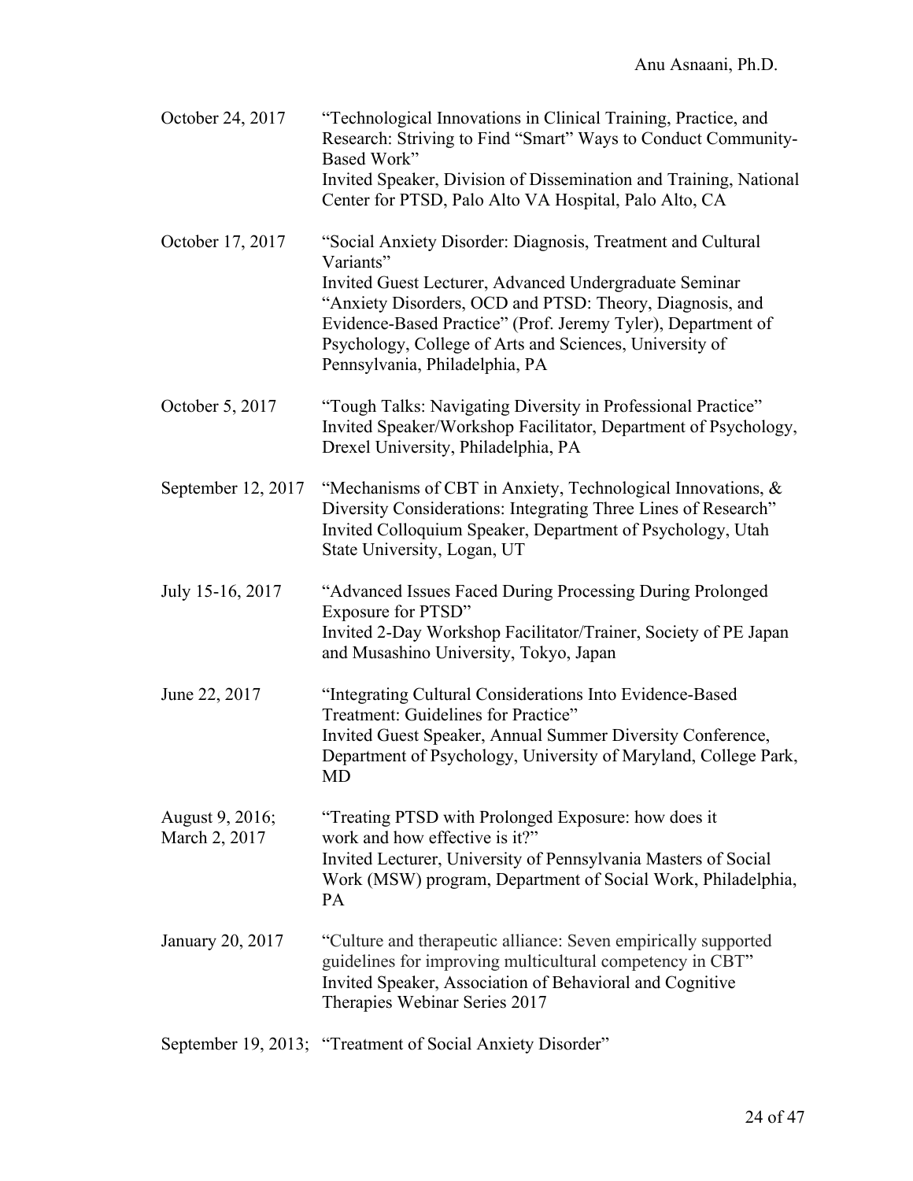October 24, 2017 — "Technological Innovations in Clinical Training, Practice, and Research: Striving to Find "Smart" Ways to Conduct Community-Based Work"
Invited Speaker, Division of Dissemination and Training, National Center for PTSD, Palo Alto VA Hospital, Palo Alto, CA

October 17, 2017 — "Social Anxiety Disorder: Diagnosis, Treatment and Cultural Variants"
Invited Guest Lecturer, Advanced Undergraduate Seminar "Anxiety Disorders, OCD and PTSD: Theory, Diagnosis, and Evidence-Based Practice" (Prof. Jeremy Tyler), Department of Psychology, College of Arts and Sciences, University of Pennsylvania, Philadelphia, PA

October 5, 2017 — "Tough Talks: Navigating Diversity in Professional Practice"
Invited Speaker/Workshop Facilitator, Department of Psychology, Drexel University, Philadelphia, PA

September 12, 2017 — "Mechanisms of CBT in Anxiety, Technological Innovations, & Diversity Considerations: Integrating Three Lines of Research"
Invited Colloquium Speaker, Department of Psychology, Utah State University, Logan, UT

July 15-16, 2017 — "Advanced Issues Faced During Processing During Prolonged Exposure for PTSD"
Invited 2-Day Workshop Facilitator/Trainer, Society of PE Japan and Musashino University, Tokyo, Japan

June 22, 2017 — "Integrating Cultural Considerations Into Evidence-Based Treatment: Guidelines for Practice"
Invited Guest Speaker, Annual Summer Diversity Conference, Department of Psychology, University of Maryland, College Park, MD

August 9, 2016; March 2, 2017 — "Treating PTSD with Prolonged Exposure: how does it work and how effective is it?"
Invited Lecturer, University of Pennsylvania Masters of Social Work (MSW) program, Department of Social Work, Philadelphia, PA

January 20, 2017 — "Culture and therapeutic alliance: Seven empirically supported guidelines for improving multicultural competency in CBT"
Invited Speaker, Association of Behavioral and Cognitive Therapies Webinar Series 2017

September 19, 2013; "Treatment of Social Anxiety Disorder"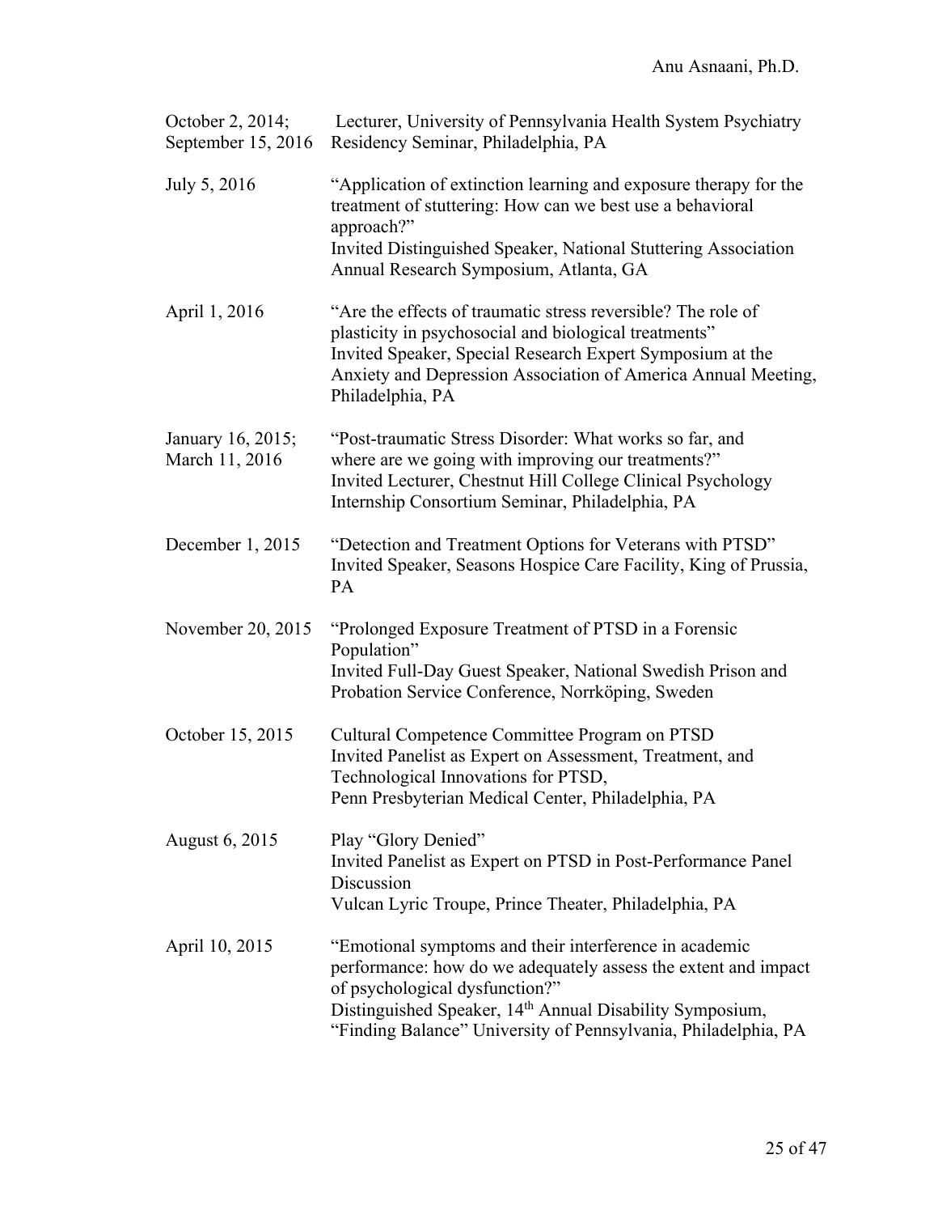| | |
|---|---|
| October 2, 2014; September 15, 2016 | Lecturer, University of Pennsylvania Health System Psychiatry Residency Seminar, Philadelphia, PA |
| July 5, 2016 | "Application of extinction learning and exposure therapy for the treatment of stuttering: How can we best use a behavioral approach?"<br>Invited Distinguished Speaker, National Stuttering Association Annual Research Symposium, Atlanta, GA |
| April 1, 2016 | "Are the effects of traumatic stress reversible? The role of plasticity in psychosocial and biological treatments"<br>Invited Speaker, Special Research Expert Symposium at the Anxiety and Depression Association of America Annual Meeting, Philadelphia, PA |
| January 16, 2015; March 11, 2016 | "Post-traumatic Stress Disorder: What works so far, and where are we going with improving our treatments?"<br>Invited Lecturer, Chestnut Hill College Clinical Psychology Internship Consortium Seminar, Philadelphia, PA |
| December 1, 2015 | "Detection and Treatment Options for Veterans with PTSD"<br>Invited Speaker, Seasons Hospice Care Facility, King of Prussia, PA |
| November 20, 2015 | "Prolonged Exposure Treatment of PTSD in a Forensic Population"<br>Invited Full-Day Guest Speaker, National Swedish Prison and Probation Service Conference, Norrköping, Sweden |
| October 15, 2015 | Cultural Competence Committee Program on PTSD<br>Invited Panelist as Expert on Assessment, Treatment, and Technological Innovations for PTSD,<br>Penn Presbyterian Medical Center, Philadelphia, PA |
| August 6, 2015 | Play "Glory Denied"<br>Invited Panelist as Expert on PTSD in Post-Performance Panel Discussion<br>Vulcan Lyric Troupe, Prince Theater, Philadelphia, PA |
| April 10, 2015 | "Emotional symptoms and their interference in academic performance: how do we adequately assess the extent and impact of psychological dysfunction?"<br>Distinguished Speaker, 14th Annual Disability Symposium, "Finding Balance" University of Pennsylvania, Philadelphia, PA |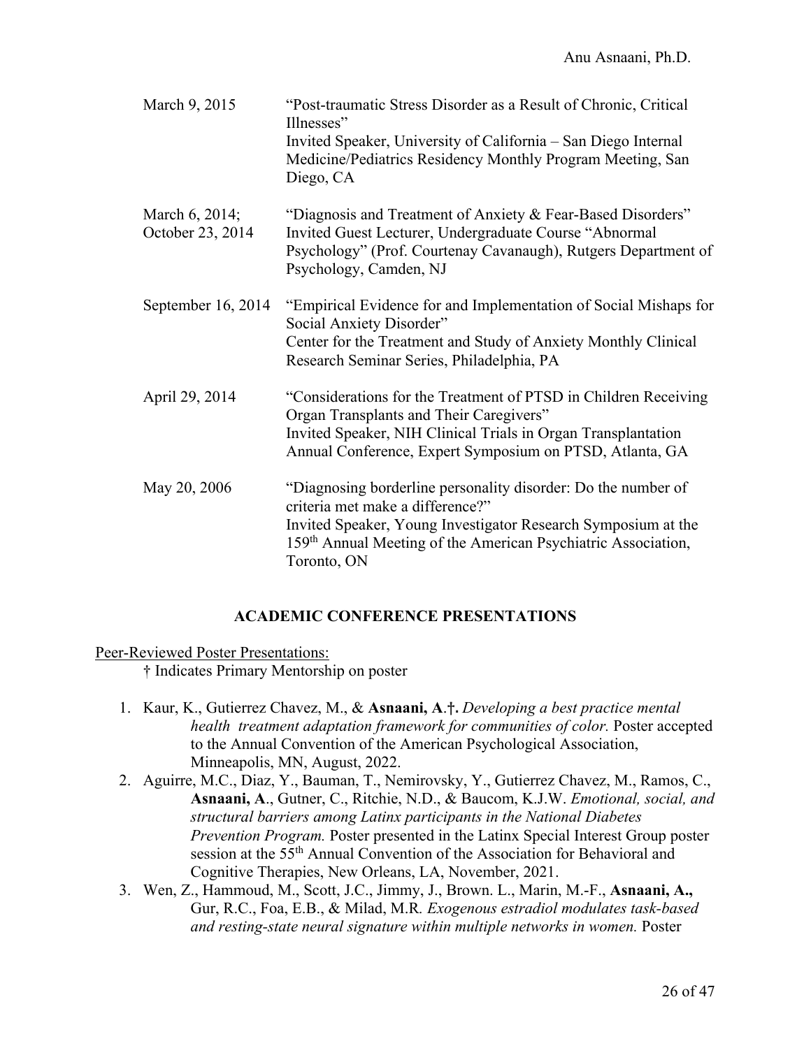| | |
|---|---|
| March 9, 2015 | "Post-traumatic Stress Disorder as a Result of Chronic, Critical Illnesses"<br>Invited Speaker, University of California – San Diego Internal Medicine/Pediatrics Residency Monthly Program Meeting, San Diego, CA |
| March 6, 2014; October 23, 2014 | "Diagnosis and Treatment of Anxiety & Fear-Based Disorders"<br>Invited Guest Lecturer, Undergraduate Course "Abnormal Psychology" (Prof. Courtenay Cavanaugh), Rutgers Department of Psychology, Camden, NJ |
| September 16, 2014 | "Empirical Evidence for and Implementation of Social Mishaps for Social Anxiety Disorder"<br>Center for the Treatment and Study of Anxiety Monthly Clinical Research Seminar Series, Philadelphia, PA |
| April 29, 2014 | "Considerations for the Treatment of PTSD in Children Receiving Organ Transplants and Their Caregivers"<br>Invited Speaker, NIH Clinical Trials in Organ Transplantation Annual Conference, Expert Symposium on PTSD, Atlanta, GA |
| May 20, 2006 | "Diagnosing borderline personality disorder: Do the number of criteria met make a difference?"<br>Invited Speaker, Young Investigator Research Symposium at the 159th Annual Meeting of the American Psychiatric Association, Toronto, ON |

## ACADEMIC CONFERENCE PRESENTATIONS

Peer-Reviewed Poster Presentations:

† Indicates Primary Mentorship on poster

1. Kaur, K., Gutierrez Chavez, M., & **Asnaani, A**.**†.** *Developing a best practice mental health treatment adaptation framework for communities of color.* Poster accepted to the Annual Convention of the American Psychological Association, Minneapolis, MN, August, 2022.
2. Aguirre, M.C., Diaz, Y., Bauman, T., Nemirovsky, Y., Gutierrez Chavez, M., Ramos, C., **Asnaani, A**., Gutner, C., Ritchie, N.D., & Baucom, K.J.W. *Emotional, social, and structural barriers among Latinx participants in the National Diabetes Prevention Program.* Poster presented in the Latinx Special Interest Group poster session at the 55th Annual Convention of the Association for Behavioral and Cognitive Therapies, New Orleans, LA, November, 2021.
3. Wen, Z., Hammoud, M., Scott, J.C., Jimmy, J., Brown. L., Marin, M.-F., **Asnaani, A.,** Gur, R.C., Foa, E.B., & Milad, M.R. *Exogenous estradiol modulates task-based and resting-state neural signature within multiple networks in women.* Poster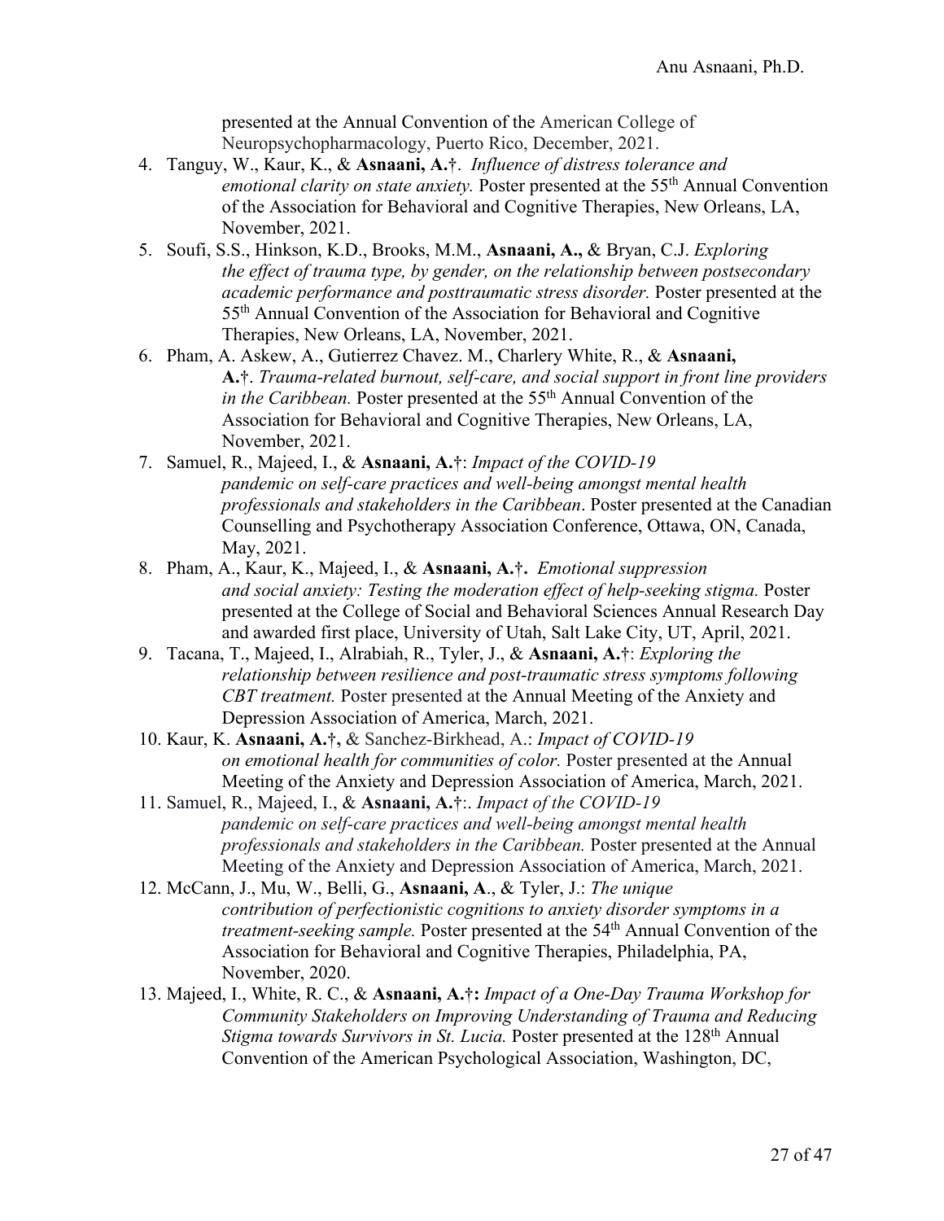presented at the Annual Convention of the American College of Neuropsychopharmacology, Puerto Rico, December, 2021.

4. Tanguy, W., Kaur, K., & **Asnaani, A.**†. *Influence of distress tolerance and emotional clarity on state anxiety.* Poster presented at the 55th Annual Convention of the Association for Behavioral and Cognitive Therapies, New Orleans, LA, November, 2021.
5. Soufi, S.S., Hinkson, K.D., Brooks, M.M., **Asnaani, A.,** & Bryan, C.J. *Exploring the effect of trauma type, by gender, on the relationship between postsecondary academic performance and posttraumatic stress disorder.* Poster presented at the 55th Annual Convention of the Association for Behavioral and Cognitive Therapies, New Orleans, LA, November, 2021.
6. Pham, A. Askew, A., Gutierrez Chavez. M., Charlery White, R., & **Asnaani, A.**†. *Trauma-related burnout, self-care, and social support in front line providers in the Caribbean.* Poster presented at the 55th Annual Convention of the Association for Behavioral and Cognitive Therapies, New Orleans, LA, November, 2021.
7. Samuel, R., Majeed, I., & **Asnaani, A.**†: *Impact of the COVID-19 pandemic on self-care practices and well-being amongst mental health professionals and stakeholders in the Caribbean*. Poster presented at the Canadian Counselling and Psychotherapy Association Conference, Ottawa, ON, Canada, May, 2021.
8. Pham, A., Kaur, K., Majeed, I., & **Asnaani, A.**†**.** *Emotional suppression and social anxiety: Testing the moderation effect of help-seeking stigma.* Poster presented at the College of Social and Behavioral Sciences Annual Research Day and awarded first place, University of Utah, Salt Lake City, UT, April, 2021.
9. Tacana, T., Majeed, I., Alrabiah, R., Tyler, J., & **Asnaani, A.**†: *Exploring the relationship between resilience and post-traumatic stress symptoms following CBT treatment.* Poster presented at the Annual Meeting of the Anxiety and Depression Association of America, March, 2021.
10. Kaur, K. **Asnaani, A.**†**,** & Sanchez-Birkhead, A.: *Impact of COVID-19 on emotional health for communities of color.* Poster presented at the Annual Meeting of the Anxiety and Depression Association of America, March, 2021.
11. Samuel, R., Majeed, I., & **Asnaani, A.**†:. *Impact of the COVID-19 pandemic on self-care practices and well-being amongst mental health professionals and stakeholders in the Caribbean.* Poster presented at the Annual Meeting of the Anxiety and Depression Association of America, March, 2021.
12. McCann, J., Mu, W., Belli, G., **Asnaani, A**., & Tyler, J.: *The unique contribution of perfectionistic cognitions to anxiety disorder symptoms in a treatment-seeking sample.* Poster presented at the 54th Annual Convention of the Association for Behavioral and Cognitive Therapies, Philadelphia, PA, November, 2020.
13. Majeed, I., White, R. C., & **Asnaani, A.**†**:** *Impact of a One-Day Trauma Workshop for Community Stakeholders on Improving Understanding of Trauma and Reducing Stigma towards Survivors in St. Lucia.* Poster presented at the 128th Annual Convention of the American Psychological Association, Washington, DC,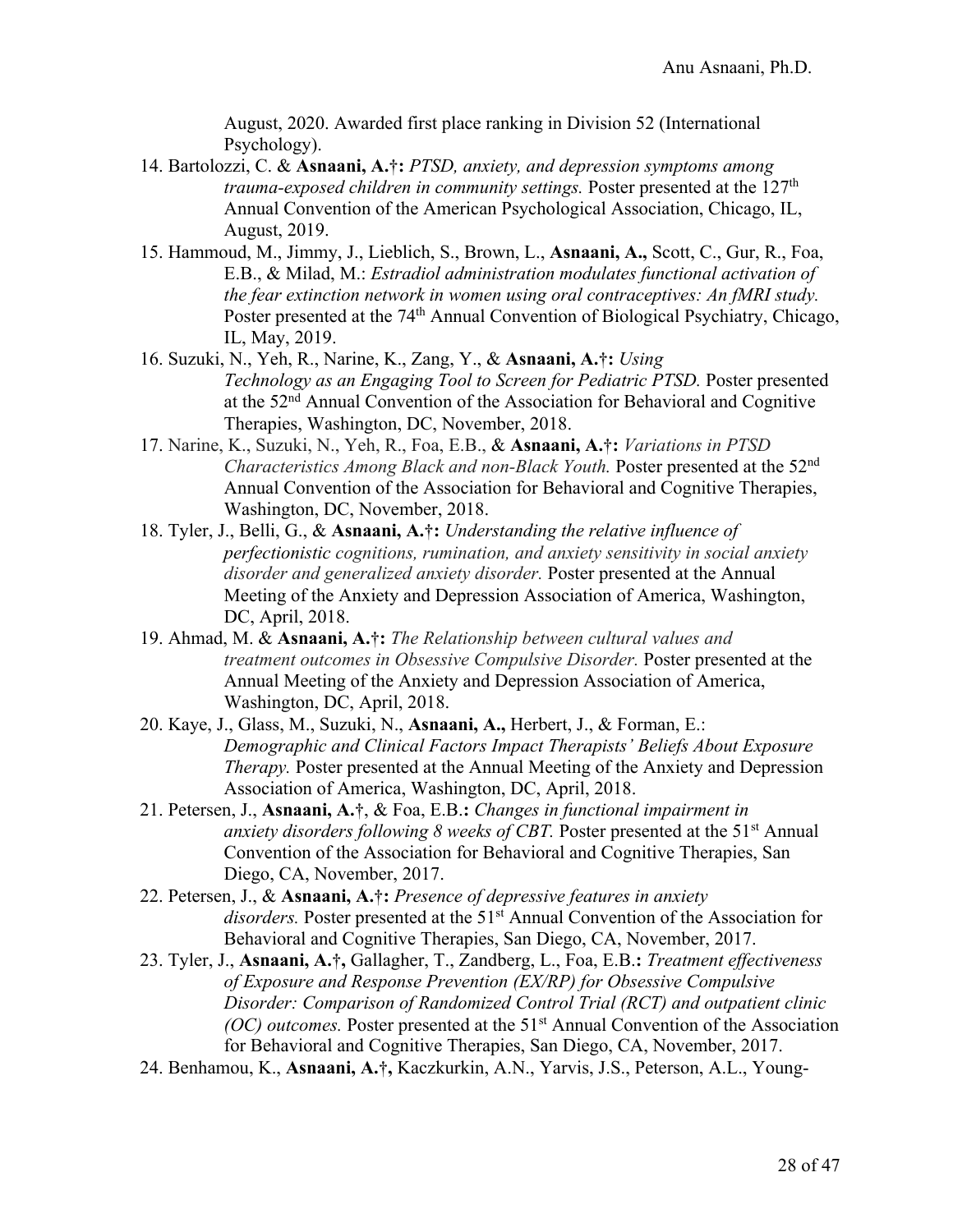August, 2020. Awarded first place ranking in Division 52 (International Psychology).

14. Bartolozzi, C. & **Asnaani, A.**†**:** *PTSD, anxiety, and depression symptoms among trauma-exposed children in community settings.* Poster presented at the 127th Annual Convention of the American Psychological Association, Chicago, IL, August, 2019.
15. Hammoud, M., Jimmy, J., Lieblich, S., Brown, L., **Asnaani, A.,** Scott, C., Gur, R., Foa, E.B., & Milad, M.: *Estradiol administration modulates functional activation of the fear extinction network in women using oral contraceptives: An fMRI study.* Poster presented at the 74th Annual Convention of Biological Psychiatry, Chicago, IL, May, 2019.
16. Suzuki, N., Yeh, R., Narine, K., Zang, Y., & **Asnaani, A.**†**:** *Using Technology as an Engaging Tool to Screen for Pediatric PTSD.* Poster presented at the 52nd Annual Convention of the Association for Behavioral and Cognitive Therapies, Washington, DC, November, 2018.
17. Narine, K., Suzuki, N., Yeh, R., Foa, E.B., & **Asnaani, A.**†**:** *Variations in PTSD Characteristics Among Black and non-Black Youth.* Poster presented at the 52nd Annual Convention of the Association for Behavioral and Cognitive Therapies, Washington, DC, November, 2018.
18. Tyler, J., Belli, G., & **Asnaani, A.**†**:** *Understanding the relative influence of perfectionistic cognitions, rumination, and anxiety sensitivity in social anxiety disorder and generalized anxiety disorder.* Poster presented at the Annual Meeting of the Anxiety and Depression Association of America, Washington, DC, April, 2018.
19. Ahmad, M. & **Asnaani, A.**†**:** *The Relationship between cultural values and treatment outcomes in Obsessive Compulsive Disorder.* Poster presented at the Annual Meeting of the Anxiety and Depression Association of America, Washington, DC, April, 2018.
20. Kaye, J., Glass, M., Suzuki, N., **Asnaani, A.,** Herbert, J., & Forman, E.: *Demographic and Clinical Factors Impact Therapists' Beliefs About Exposure Therapy.* Poster presented at the Annual Meeting of the Anxiety and Depression Association of America, Washington, DC, April, 2018.
21. Petersen, J., **Asnaani, A.**†, & Foa, E.B.**:** *Changes in functional impairment in anxiety disorders following 8 weeks of CBT.* Poster presented at the 51st Annual Convention of the Association for Behavioral and Cognitive Therapies, San Diego, CA, November, 2017.
22. Petersen, J., & **Asnaani, A.**†**:** *Presence of depressive features in anxiety disorders.* Poster presented at the 51st Annual Convention of the Association for Behavioral and Cognitive Therapies, San Diego, CA, November, 2017.
23. Tyler, J., **Asnaani, A.**†**,** Gallagher, T., Zandberg, L., Foa, E.B.**:** *Treatment effectiveness of Exposure and Response Prevention (EX/RP) for Obsessive Compulsive Disorder: Comparison of Randomized Control Trial (RCT) and outpatient clinic (OC) outcomes.* Poster presented at the 51st Annual Convention of the Association for Behavioral and Cognitive Therapies, San Diego, CA, November, 2017.
24. Benhamou, K., **Asnaani, A.**†**,** Kaczkurkin, A.N., Yarvis, J.S., Peterson, A.L., Young-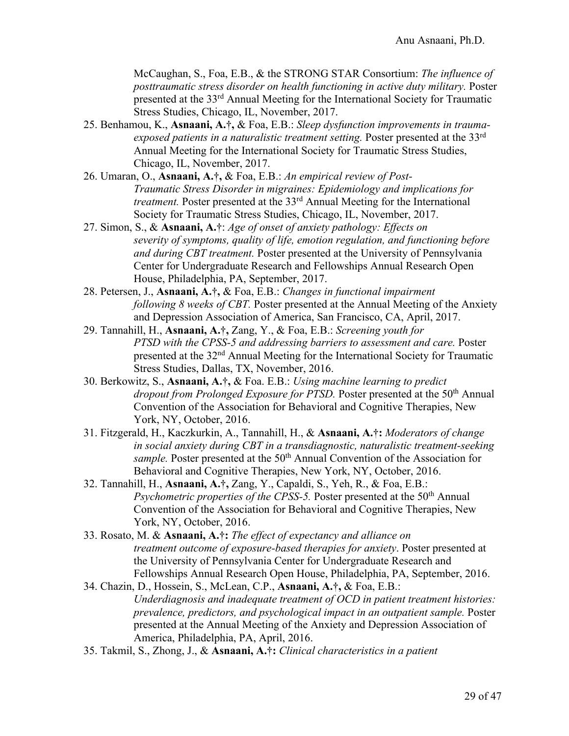McCaughan, S., Foa, E.B., & the STRONG STAR Consortium: *The influence of posttraumatic stress disorder on health functioning in active duty military.* Poster presented at the 33rd Annual Meeting for the International Society for Traumatic Stress Studies, Chicago, IL, November, 2017.

25. Benhamou, K., **Asnaani, A.**†**,** & Foa, E.B.: *Sleep dysfunction improvements in trauma-exposed patients in a naturalistic treatment setting.* Poster presented at the 33rd Annual Meeting for the International Society for Traumatic Stress Studies, Chicago, IL, November, 2017.
26. Umaran, O., **Asnaani, A.**†**,** & Foa, E.B.: *An empirical review of Post-Traumatic Stress Disorder in migraines: Epidemiology and implications for treatment.* Poster presented at the 33rd Annual Meeting for the International Society for Traumatic Stress Studies, Chicago, IL, November, 2017.
27. Simon, S., & **Asnaani, A.**†: *Age of onset of anxiety pathology: Effects on severity of symptoms, quality of life, emotion regulation, and functioning before and during CBT treatment.* Poster presented at the University of Pennsylvania Center for Undergraduate Research and Fellowships Annual Research Open House, Philadelphia, PA, September, 2017.
28. Petersen, J., **Asnaani, A.**†**,** & Foa, E.B.: *Changes in functional impairment following 8 weeks of CBT.* Poster presented at the Annual Meeting of the Anxiety and Depression Association of America, San Francisco, CA, April, 2017.
29. Tannahill, H., **Asnaani, A.**†**,** Zang, Y., & Foa, E.B.: *Screening youth for PTSD with the CPSS-5 and addressing barriers to assessment and care.* Poster presented at the 32nd Annual Meeting for the International Society for Traumatic Stress Studies, Dallas, TX, November, 2016.
30. Berkowitz, S., **Asnaani, A.**†**,** & Foa. E.B.: *Using machine learning to predict dropout from Prolonged Exposure for PTSD.* Poster presented at the 50th Annual Convention of the Association for Behavioral and Cognitive Therapies, New York, NY, October, 2016.
31. Fitzgerald, H., Kaczkurkin, A., Tannahill, H., & **Asnaani, A.**†**:** *Moderators of change in social anxiety during CBT in a transdiagnostic, naturalistic treatment-seeking sample.* Poster presented at the 50th Annual Convention of the Association for Behavioral and Cognitive Therapies, New York, NY, October, 2016.
32. Tannahill, H., **Asnaani, A.**†**,** Zang, Y., Capaldi, S., Yeh, R., & Foa, E.B.: *Psychometric properties of the CPSS-5.* Poster presented at the 50th Annual Convention of the Association for Behavioral and Cognitive Therapies, New York, NY, October, 2016.
33. Rosato, M. & **Asnaani, A.**†**:** *The effect of expectancy and alliance on treatment outcome of exposure-based therapies for anxiety*. Poster presented at the University of Pennsylvania Center for Undergraduate Research and Fellowships Annual Research Open House, Philadelphia, PA, September, 2016.
34. Chazin, D., Hossein, S., McLean, C.P., **Asnaani, A.**†**,** & Foa, E.B.: *Underdiagnosis and inadequate treatment of OCD in patient treatment histories: prevalence, predictors, and psychological impact in an outpatient sample.* Poster presented at the Annual Meeting of the Anxiety and Depression Association of America, Philadelphia, PA, April, 2016.
35. Takmil, S., Zhong, J., & **Asnaani, A.**†**:** *Clinical characteristics in a patient*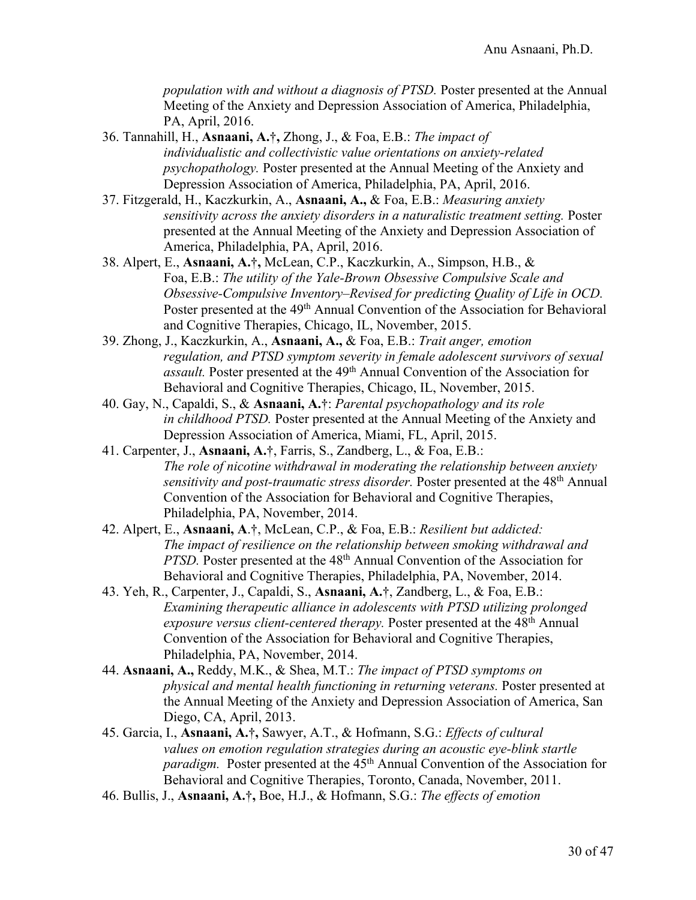*population with and without a diagnosis of PTSD.* Poster presented at the Annual Meeting of the Anxiety and Depression Association of America, Philadelphia, PA, April, 2016.

36. Tannahill, H., **Asnaani, A.†,** Zhong, J., & Foa, E.B.: *The impact of individualistic and collectivistic value orientations on anxiety-related psychopathology.* Poster presented at the Annual Meeting of the Anxiety and Depression Association of America, Philadelphia, PA, April, 2016.
37. Fitzgerald, H., Kaczkurkin, A., **Asnaani, A.,** & Foa, E.B.: *Measuring anxiety sensitivity across the anxiety disorders in a naturalistic treatment setting.* Poster presented at the Annual Meeting of the Anxiety and Depression Association of America, Philadelphia, PA, April, 2016.
38. Alpert, E., **Asnaani, A.†,** McLean, C.P., Kaczkurkin, A., Simpson, H.B., & Foa, E.B.: *The utility of the Yale-Brown Obsessive Compulsive Scale and Obsessive-Compulsive Inventory–Revised for predicting Quality of Life in OCD.* Poster presented at the 49th Annual Convention of the Association for Behavioral and Cognitive Therapies, Chicago, IL, November, 2015.
39. Zhong, J., Kaczkurkin, A., **Asnaani, A.,** & Foa, E.B.: *Trait anger, emotion regulation, and PTSD symptom severity in female adolescent survivors of sexual assault.* Poster presented at the 49th Annual Convention of the Association for Behavioral and Cognitive Therapies, Chicago, IL, November, 2015.
40. Gay, N., Capaldi, S., & **Asnaani, A.†**: *Parental psychopathology and its role in childhood PTSD.* Poster presented at the Annual Meeting of the Anxiety and Depression Association of America, Miami, FL, April, 2015.
41. Carpenter, J., **Asnaani, A.†**, Farris, S., Zandberg, L., & Foa, E.B.: *The role of nicotine withdrawal in moderating the relationship between anxiety sensitivity and post-traumatic stress disorder.* Poster presented at the 48th Annual Convention of the Association for Behavioral and Cognitive Therapies, Philadelphia, PA, November, 2014.
42. Alpert, E., **Asnaani, A**.†, McLean, C.P., & Foa, E.B.: *Resilient but addicted: The impact of resilience on the relationship between smoking withdrawal and PTSD.* Poster presented at the 48th Annual Convention of the Association for Behavioral and Cognitive Therapies, Philadelphia, PA, November, 2014.
43. Yeh, R., Carpenter, J., Capaldi, S., **Asnaani, A.†**, Zandberg, L., & Foa, E.B.: *Examining therapeutic alliance in adolescents with PTSD utilizing prolonged exposure versus client-centered therapy.* Poster presented at the 48th Annual Convention of the Association for Behavioral and Cognitive Therapies, Philadelphia, PA, November, 2014.
44. **Asnaani, A.,** Reddy, M.K., & Shea, M.T.: *The impact of PTSD symptoms on physical and mental health functioning in returning veterans.* Poster presented at the Annual Meeting of the Anxiety and Depression Association of America, San Diego, CA, April, 2013.
45. Garcia, I., **Asnaani, A.†,** Sawyer, A.T., & Hofmann, S.G.: *Effects of cultural values on emotion regulation strategies during an acoustic eye-blink startle paradigm.* Poster presented at the 45th Annual Convention of the Association for Behavioral and Cognitive Therapies, Toronto, Canada, November, 2011.
46. Bullis, J., **Asnaani, A.†,** Boe, H.J., & Hofmann, S.G.: *The effects of emotion*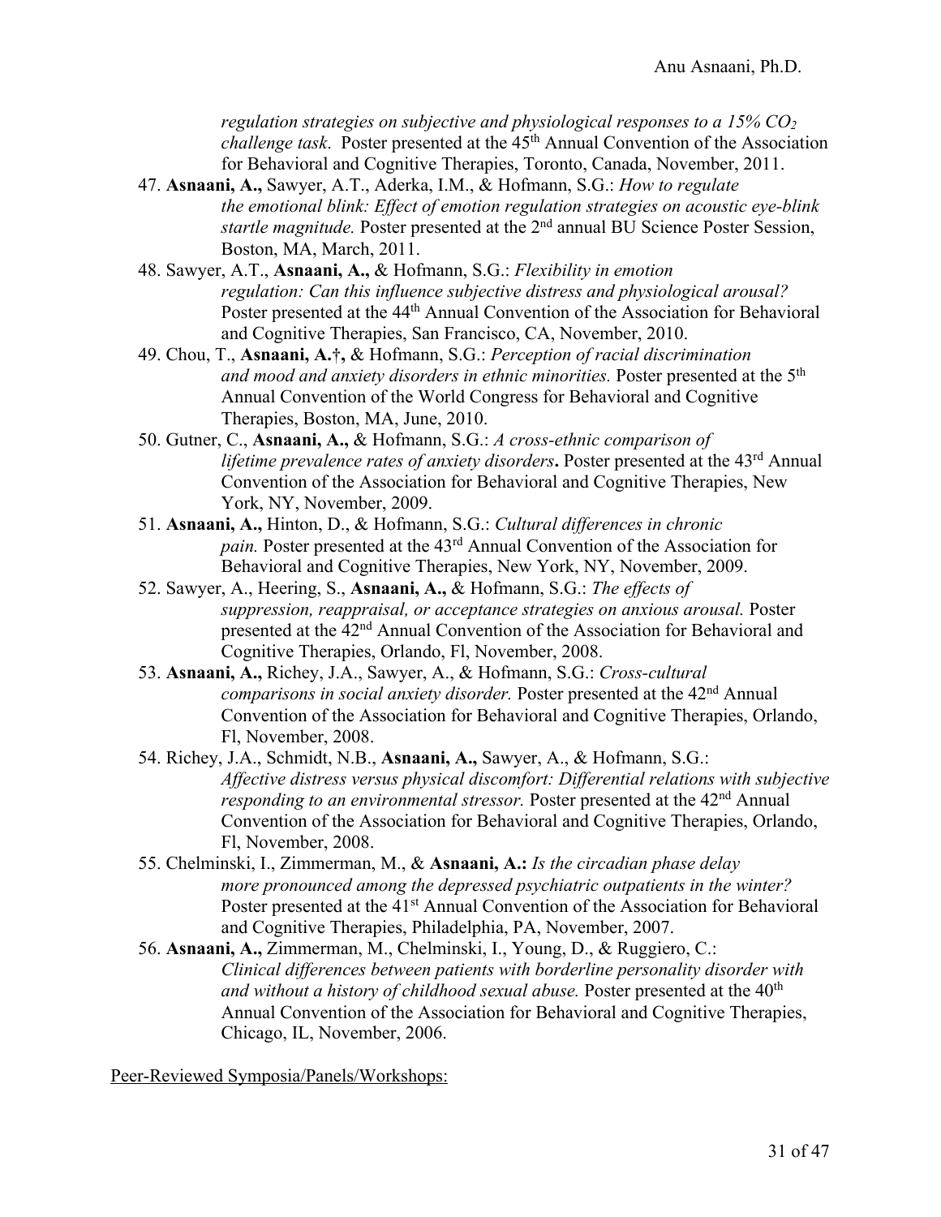*regulation strategies on subjective and physiological responses to a 15% $CO_2$ challenge task*. Poster presented at the 45th Annual Convention of the Association for Behavioral and Cognitive Therapies, Toronto, Canada, November, 2011.

47. **Asnaani, A.,** Sawyer, A.T., Aderka, I.M., & Hofmann, S.G.: *How to regulate the emotional blink: Effect of emotion regulation strategies on acoustic eye-blink startle magnitude.* Poster presented at the 2nd annual BU Science Poster Session, Boston, MA, March, 2011.
48. Sawyer, A.T., **Asnaani, A.,** & Hofmann, S.G.: *Flexibility in emotion regulation: Can this influence subjective distress and physiological arousal?* Poster presented at the 44th Annual Convention of the Association for Behavioral and Cognitive Therapies, San Francisco, CA, November, 2010.
49. Chou, T., **Asnaani, A.†,** & Hofmann, S.G.: *Perception of racial discrimination and mood and anxiety disorders in ethnic minorities.* Poster presented at the 5th Annual Convention of the World Congress for Behavioral and Cognitive Therapies, Boston, MA, June, 2010.
50. Gutner, C., **Asnaani, A.,** & Hofmann, S.G.: *A cross-ethnic comparison of lifetime prevalence rates of anxiety disorders***.** Poster presented at the 43rd Annual Convention of the Association for Behavioral and Cognitive Therapies, New York, NY, November, 2009.
51. **Asnaani, A.,** Hinton, D., & Hofmann, S.G.: *Cultural differences in chronic pain.* Poster presented at the 43rd Annual Convention of the Association for Behavioral and Cognitive Therapies, New York, NY, November, 2009.
52. Sawyer, A., Heering, S., **Asnaani, A.,** & Hofmann, S.G.: *The effects of suppression, reappraisal, or acceptance strategies on anxious arousal.* Poster presented at the 42nd Annual Convention of the Association for Behavioral and Cognitive Therapies, Orlando, Fl, November, 2008.
53. **Asnaani, A.,** Richey, J.A., Sawyer, A., & Hofmann, S.G.: *Cross-cultural comparisons in social anxiety disorder.* Poster presented at the 42nd Annual Convention of the Association for Behavioral and Cognitive Therapies, Orlando, Fl, November, 2008.
54. Richey, J.A., Schmidt, N.B., **Asnaani, A.,** Sawyer, A., & Hofmann, S.G.: *Affective distress versus physical discomfort: Differential relations with subjective responding to an environmental stressor.* Poster presented at the 42nd Annual Convention of the Association for Behavioral and Cognitive Therapies, Orlando, Fl, November, 2008.
55. Chelminski, I., Zimmerman, M., & **Asnaani, A.:** *Is the circadian phase delay more pronounced among the depressed psychiatric outpatients in the winter?* Poster presented at the 41st Annual Convention of the Association for Behavioral and Cognitive Therapies, Philadelphia, PA, November, 2007.
56. **Asnaani, A.,** Zimmerman, M., Chelminski, I., Young, D., & Ruggiero, C.: *Clinical differences between patients with borderline personality disorder with and without a history of childhood sexual abuse.* Poster presented at the 40th Annual Convention of the Association for Behavioral and Cognitive Therapies, Chicago, IL, November, 2006.

Peer-Reviewed Symposia/Panels/Workshops: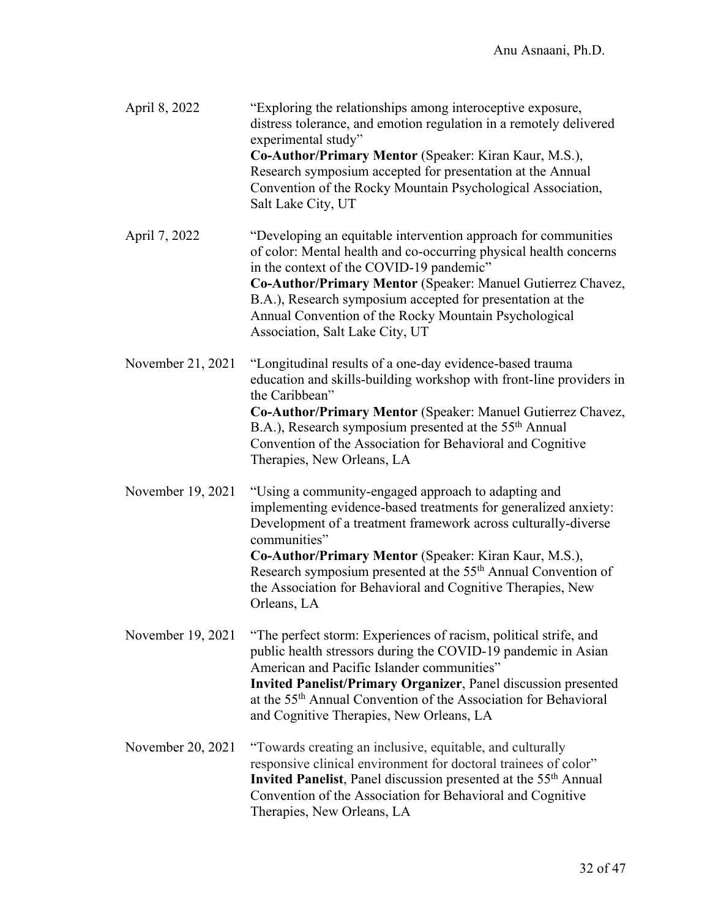April 8, 2022 "Exploring the relationships among interoceptive exposure, distress tolerance, and emotion regulation in a remotely delivered experimental study"
**Co-Author/Primary Mentor** (Speaker: Kiran Kaur, M.S.), Research symposium accepted for presentation at the Annual Convention of the Rocky Mountain Psychological Association, Salt Lake City, UT

April 7, 2022 "Developing an equitable intervention approach for communities of color: Mental health and co-occurring physical health concerns in the context of the COVID-19 pandemic"
**Co-Author/Primary Mentor** (Speaker: Manuel Gutierrez Chavez, B.A.), Research symposium accepted for presentation at the Annual Convention of the Rocky Mountain Psychological Association, Salt Lake City, UT

November 21, 2021 "Longitudinal results of a one-day evidence-based trauma education and skills-building workshop with front-line providers in the Caribbean"
**Co-Author/Primary Mentor** (Speaker: Manuel Gutierrez Chavez, B.A.), Research symposium presented at the 55th Annual Convention of the Association for Behavioral and Cognitive Therapies, New Orleans, LA

November 19, 2021 "Using a community-engaged approach to adapting and implementing evidence-based treatments for generalized anxiety: Development of a treatment framework across culturally-diverse communities"
**Co-Author/Primary Mentor** (Speaker: Kiran Kaur, M.S.), Research symposium presented at the 55th Annual Convention of the Association for Behavioral and Cognitive Therapies, New Orleans, LA

November 19, 2021 "The perfect storm: Experiences of racism, political strife, and public health stressors during the COVID-19 pandemic in Asian American and Pacific Islander communities"
**Invited Panelist/Primary Organizer**, Panel discussion presented at the 55th Annual Convention of the Association for Behavioral and Cognitive Therapies, New Orleans, LA

November 20, 2021 "Towards creating an inclusive, equitable, and culturally responsive clinical environment for doctoral trainees of color"
**Invited Panelist**, Panel discussion presented at the 55th Annual Convention of the Association for Behavioral and Cognitive Therapies, New Orleans, LA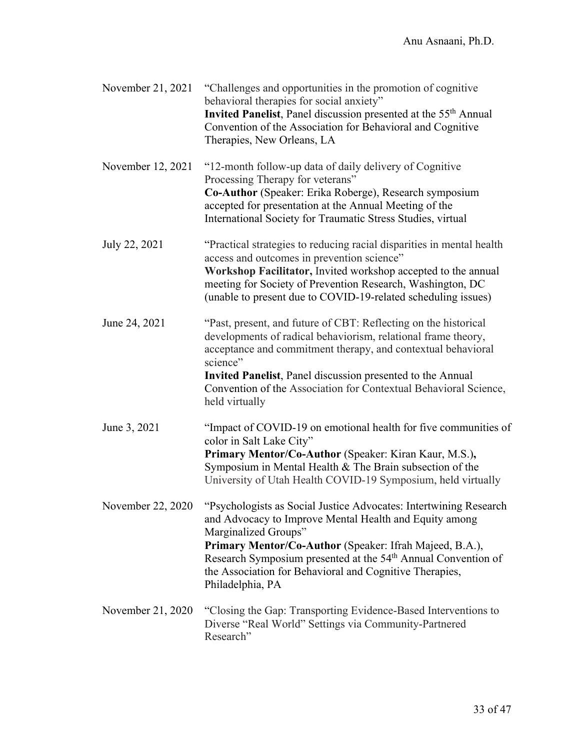November 21, 2021 "Challenges and opportunities in the promotion of cognitive behavioral therapies for social anxiety"
**Invited Panelist**, Panel discussion presented at the 55th Annual Convention of the Association for Behavioral and Cognitive Therapies, New Orleans, LA

November 12, 2021 "12-month follow-up data of daily delivery of Cognitive Processing Therapy for veterans"
**Co-Author** (Speaker: Erika Roberge), Research symposium accepted for presentation at the Annual Meeting of the International Society for Traumatic Stress Studies, virtual

July 22, 2021 "Practical strategies to reducing racial disparities in mental health access and outcomes in prevention science"
**Workshop Facilitator,** Invited workshop accepted to the annual meeting for Society of Prevention Research, Washington, DC (unable to present due to COVID-19-related scheduling issues)

June 24, 2021 "Past, present, and future of CBT: Reflecting on the historical developments of radical behaviorism, relational frame theory, acceptance and commitment therapy, and contextual behavioral science"
**Invited Panelist**, Panel discussion presented to the Annual Convention of the Association for Contextual Behavioral Science, held virtually

June 3, 2021 "Impact of COVID-19 on emotional health for five communities of color in Salt Lake City"
**Primary Mentor/Co-Author** (Speaker: Kiran Kaur, M.S.)**,** Symposium in Mental Health & The Brain subsection of the University of Utah Health COVID-19 Symposium, held virtually

November 22, 2020 "Psychologists as Social Justice Advocates: Intertwining Research and Advocacy to Improve Mental Health and Equity among Marginalized Groups"
**Primary Mentor/Co-Author** (Speaker: Ifrah Majeed, B.A.), Research Symposium presented at the 54th Annual Convention of the Association for Behavioral and Cognitive Therapies, Philadelphia, PA

November 21, 2020 "Closing the Gap: Transporting Evidence-Based Interventions to Diverse "Real World" Settings via Community-Partnered Research"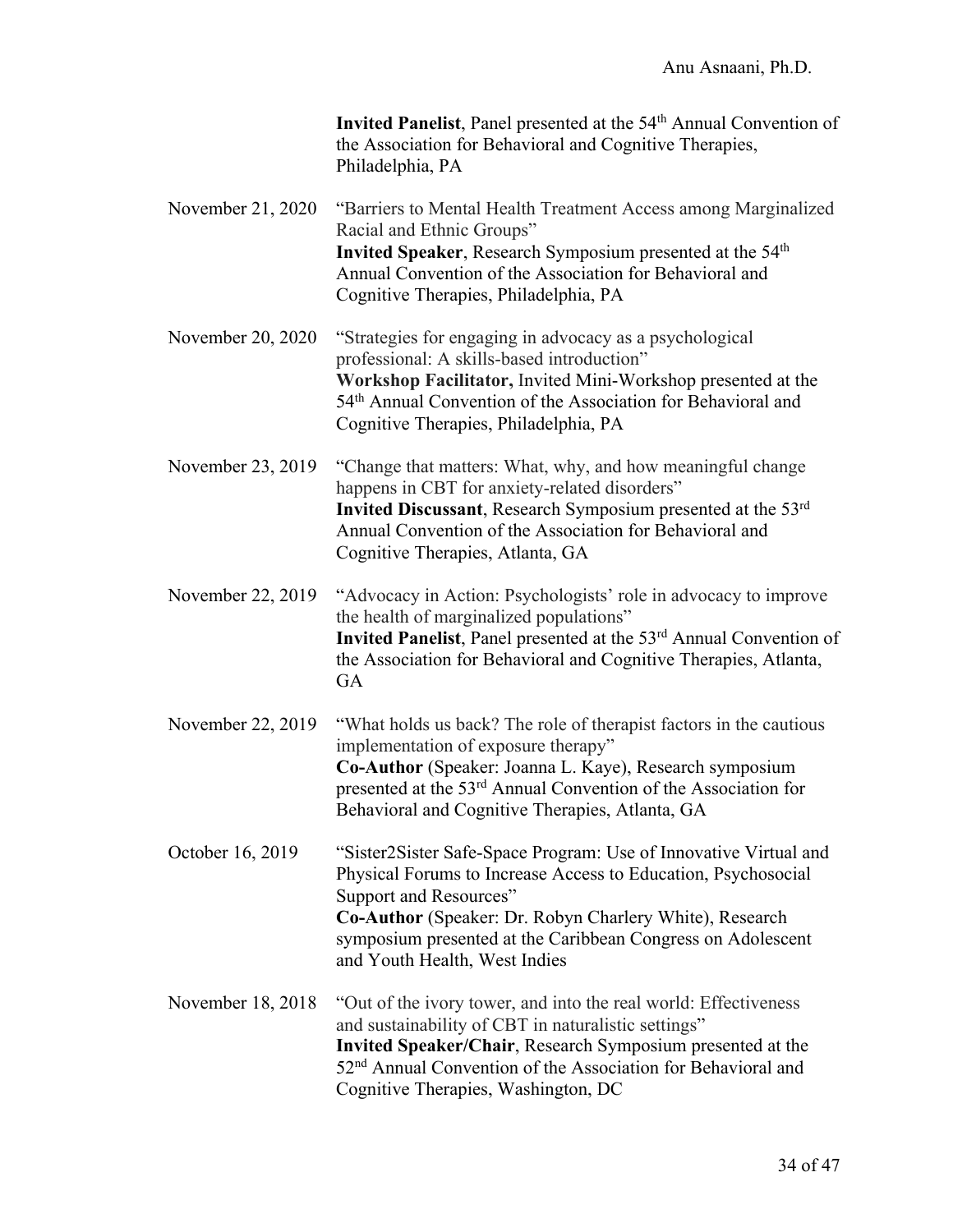**Invited Panelist**, Panel presented at the 54th Annual Convention of the Association for Behavioral and Cognitive Therapies, Philadelphia, PA

November 21, 2020 — "Barriers to Mental Health Treatment Access among Marginalized Racial and Ethnic Groups"
**Invited Speaker**, Research Symposium presented at the 54th Annual Convention of the Association for Behavioral and Cognitive Therapies, Philadelphia, PA

November 20, 2020 — "Strategies for engaging in advocacy as a psychological professional: A skills-based introduction"
**Workshop Facilitator,** Invited Mini-Workshop presented at the 54th Annual Convention of the Association for Behavioral and Cognitive Therapies, Philadelphia, PA

November 23, 2019 — "Change that matters: What, why, and how meaningful change happens in CBT for anxiety-related disorders"
**Invited Discussant**, Research Symposium presented at the 53rd Annual Convention of the Association for Behavioral and Cognitive Therapies, Atlanta, GA

November 22, 2019 — "Advocacy in Action: Psychologists' role in advocacy to improve the health of marginalized populations"
**Invited Panelist**, Panel presented at the 53rd Annual Convention of the Association for Behavioral and Cognitive Therapies, Atlanta, GA

November 22, 2019 — "What holds us back? The role of therapist factors in the cautious implementation of exposure therapy"
**Co-Author** (Speaker: Joanna L. Kaye), Research symposium presented at the 53rd Annual Convention of the Association for Behavioral and Cognitive Therapies, Atlanta, GA

October 16, 2019 — "Sister2Sister Safe-Space Program: Use of Innovative Virtual and Physical Forums to Increase Access to Education, Psychosocial Support and Resources"
**Co-Author** (Speaker: Dr. Robyn Charlery White), Research symposium presented at the Caribbean Congress on Adolescent and Youth Health, West Indies

November 18, 2018 — "Out of the ivory tower, and into the real world: Effectiveness and sustainability of CBT in naturalistic settings"
**Invited Speaker/Chair**, Research Symposium presented at the 52nd Annual Convention of the Association for Behavioral and Cognitive Therapies, Washington, DC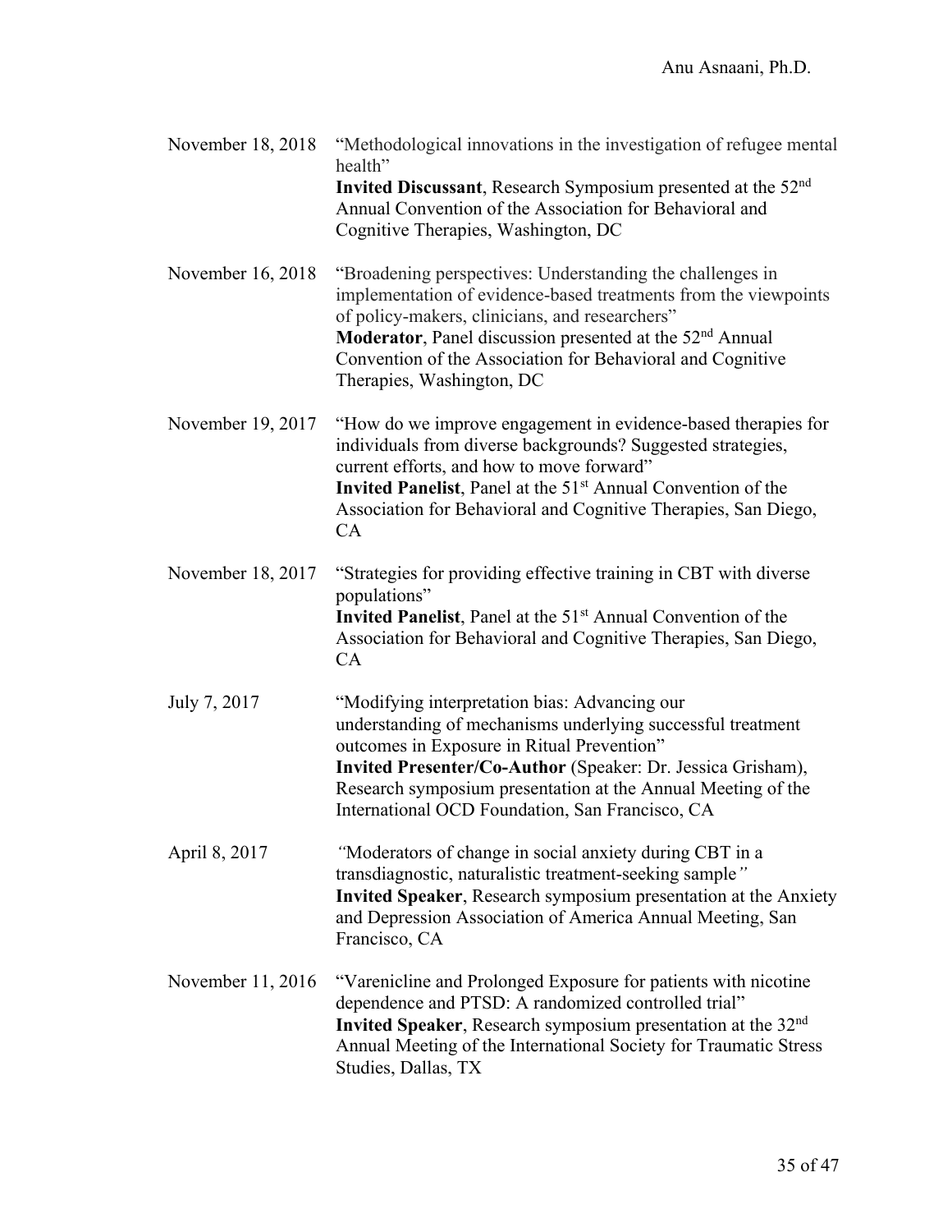November 18, 2018 "Methodological innovations in the investigation of refugee mental health"
**Invited Discussant**, Research Symposium presented at the 52nd Annual Convention of the Association for Behavioral and Cognitive Therapies, Washington, DC

November 16, 2018 "Broadening perspectives: Understanding the challenges in implementation of evidence-based treatments from the viewpoints of policy-makers, clinicians, and researchers"
**Moderator**, Panel discussion presented at the 52nd Annual Convention of the Association for Behavioral and Cognitive Therapies, Washington, DC

November 19, 2017 "How do we improve engagement in evidence-based therapies for individuals from diverse backgrounds? Suggested strategies, current efforts, and how to move forward"
**Invited Panelist**, Panel at the 51st Annual Convention of the Association for Behavioral and Cognitive Therapies, San Diego, CA

November 18, 2017 "Strategies for providing effective training in CBT with diverse populations"
**Invited Panelist**, Panel at the 51st Annual Convention of the Association for Behavioral and Cognitive Therapies, San Diego, CA

July 7, 2017 "Modifying interpretation bias: Advancing our understanding of mechanisms underlying successful treatment outcomes in Exposure in Ritual Prevention"
**Invited Presenter/Co-Author** (Speaker: Dr. Jessica Grisham), Research symposium presentation at the Annual Meeting of the International OCD Foundation, San Francisco, CA

April 8, 2017 *"*Moderators of change in social anxiety during CBT in a transdiagnostic, naturalistic treatment-seeking sample*"*
**Invited Speaker**, Research symposium presentation at the Anxiety and Depression Association of America Annual Meeting, San Francisco, CA

November 11, 2016 "Varenicline and Prolonged Exposure for patients with nicotine dependence and PTSD: A randomized controlled trial"
**Invited Speaker**, Research symposium presentation at the 32nd Annual Meeting of the International Society for Traumatic Stress Studies, Dallas, TX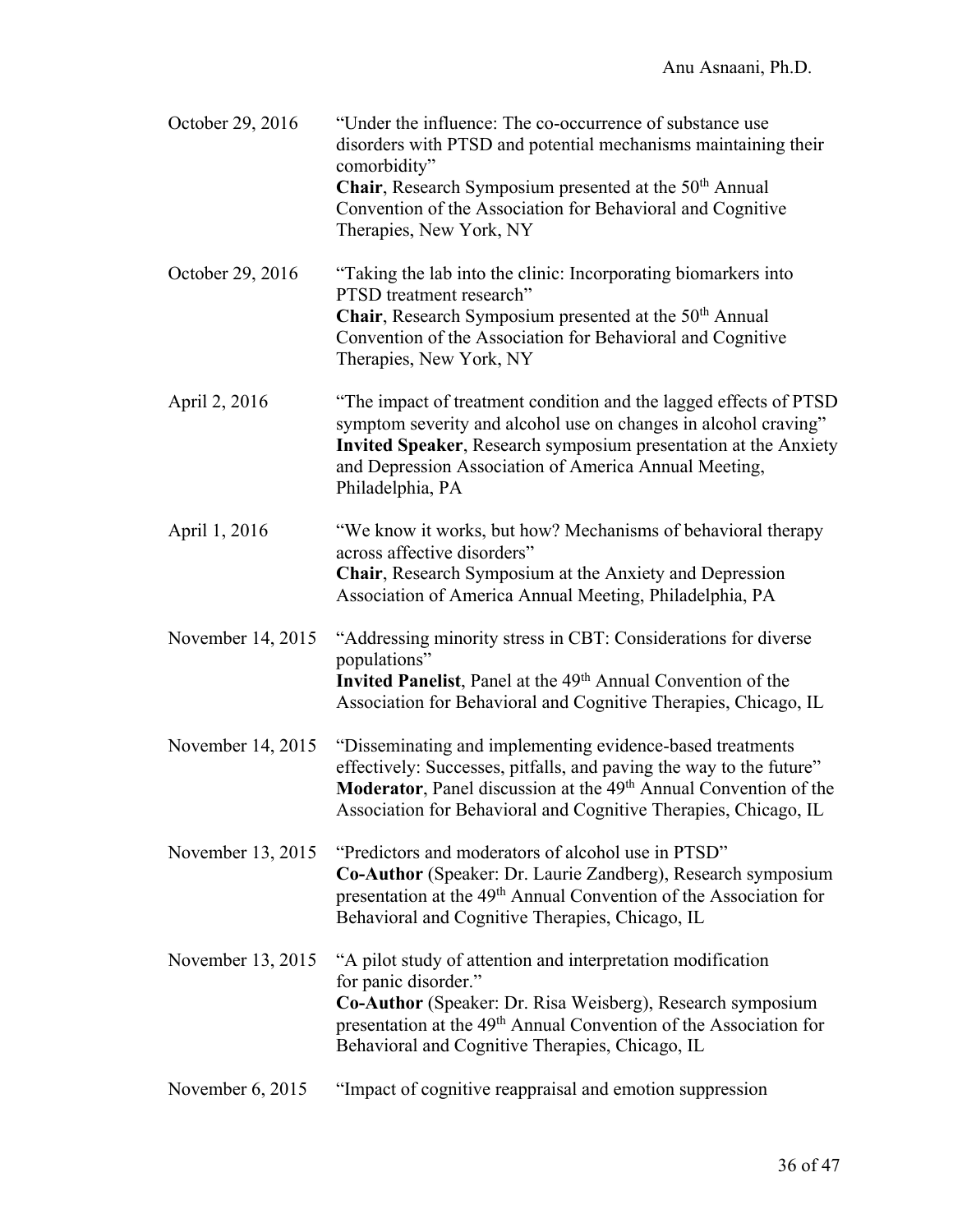October 29, 2016 “Under the influence: The co-occurrence of substance use disorders with PTSD and potential mechanisms maintaining their comorbidity”
**Chair**, Research Symposium presented at the 50th Annual Convention of the Association for Behavioral and Cognitive Therapies, New York, NY

October 29, 2016 “Taking the lab into the clinic: Incorporating biomarkers into PTSD treatment research”
**Chair**, Research Symposium presented at the 50th Annual Convention of the Association for Behavioral and Cognitive Therapies, New York, NY

April 2, 2016 “The impact of treatment condition and the lagged effects of PTSD symptom severity and alcohol use on changes in alcohol craving”
**Invited Speaker**, Research symposium presentation at the Anxiety and Depression Association of America Annual Meeting, Philadelphia, PA

April 1, 2016 “We know it works, but how? Mechanisms of behavioral therapy across affective disorders”
**Chair**, Research Symposium at the Anxiety and Depression Association of America Annual Meeting, Philadelphia, PA

November 14, 2015 “Addressing minority stress in CBT: Considerations for diverse populations”
**Invited Panelist**, Panel at the 49th Annual Convention of the Association for Behavioral and Cognitive Therapies, Chicago, IL

November 14, 2015 “Disseminating and implementing evidence-based treatments effectively: Successes, pitfalls, and paving the way to the future”
**Moderator**, Panel discussion at the 49th Annual Convention of the Association for Behavioral and Cognitive Therapies, Chicago, IL

November 13, 2015 “Predictors and moderators of alcohol use in PTSD”
**Co-Author** (Speaker: Dr. Laurie Zandberg), Research symposium presentation at the 49th Annual Convention of the Association for Behavioral and Cognitive Therapies, Chicago, IL

November 13, 2015 “A pilot study of attention and interpretation modification for panic disorder.”
**Co-Author** (Speaker: Dr. Risa Weisberg), Research symposium presentation at the 49th Annual Convention of the Association for Behavioral and Cognitive Therapies, Chicago, IL

November 6, 2015 “Impact of cognitive reappraisal and emotion suppression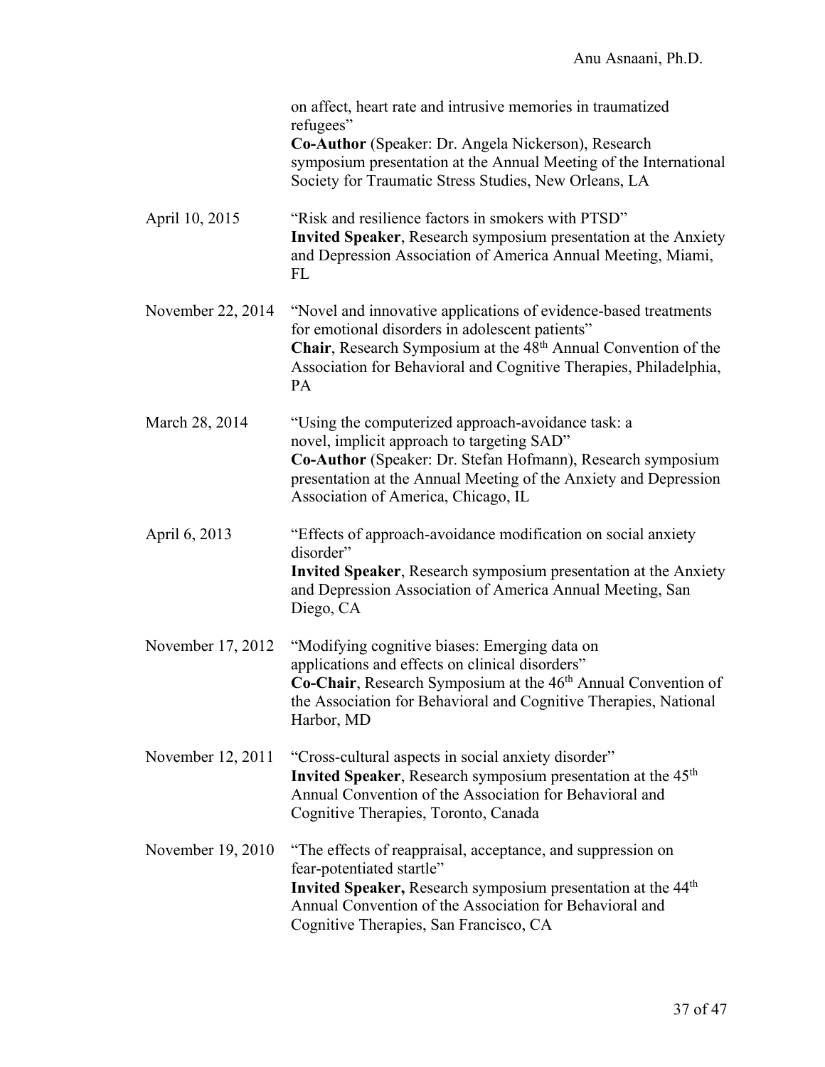on affect, heart rate and intrusive memories in traumatized refugees"
**Co-Author** (Speaker: Dr. Angela Nickerson), Research symposium presentation at the Annual Meeting of the International Society for Traumatic Stress Studies, New Orleans, LA

April 10, 2015 — "Risk and resilience factors in smokers with PTSD"
**Invited Speaker**, Research symposium presentation at the Anxiety and Depression Association of America Annual Meeting, Miami, FL

November 22, 2014 — "Novel and innovative applications of evidence-based treatments for emotional disorders in adolescent patients"
**Chair**, Research Symposium at the 48th Annual Convention of the Association for Behavioral and Cognitive Therapies, Philadelphia, PA

March 28, 2014 — "Using the computerized approach-avoidance task: a novel, implicit approach to targeting SAD"
**Co-Author** (Speaker: Dr. Stefan Hofmann), Research symposium presentation at the Annual Meeting of the Anxiety and Depression Association of America, Chicago, IL

April 6, 2013 — "Effects of approach-avoidance modification on social anxiety disorder"
**Invited Speaker**, Research symposium presentation at the Anxiety and Depression Association of America Annual Meeting, San Diego, CA

November 17, 2012 — "Modifying cognitive biases: Emerging data on applications and effects on clinical disorders"
**Co-Chair**, Research Symposium at the 46th Annual Convention of the Association for Behavioral and Cognitive Therapies, National Harbor, MD

November 12, 2011 — "Cross-cultural aspects in social anxiety disorder"
**Invited Speaker**, Research symposium presentation at the 45th Annual Convention of the Association for Behavioral and Cognitive Therapies, Toronto, Canada

November 19, 2010 — "The effects of reappraisal, acceptance, and suppression on fear-potentiated startle"
**Invited Speaker,** Research symposium presentation at the 44th Annual Convention of the Association for Behavioral and Cognitive Therapies, San Francisco, CA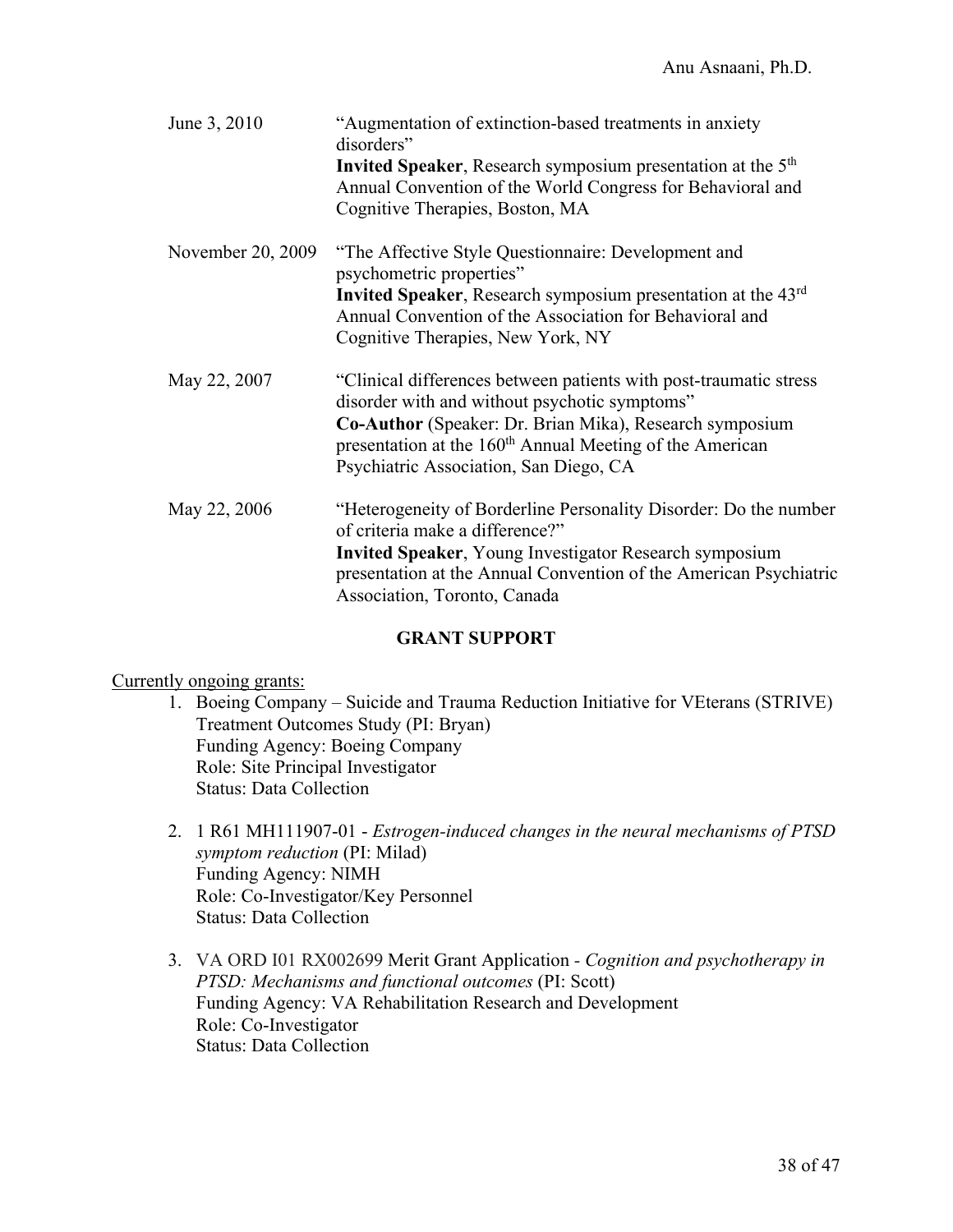June 3, 2010 — "Augmentation of extinction-based treatments in anxiety disorders"
**Invited Speaker**, Research symposium presentation at the 5th Annual Convention of the World Congress for Behavioral and Cognitive Therapies, Boston, MA

November 20, 2009 — "The Affective Style Questionnaire: Development and psychometric properties"
**Invited Speaker**, Research symposium presentation at the 43rd Annual Convention of the Association for Behavioral and Cognitive Therapies, New York, NY

May 22, 2007 — "Clinical differences between patients with post-traumatic stress disorder with and without psychotic symptoms"
**Co-Author** (Speaker: Dr. Brian Mika), Research symposium presentation at the 160th Annual Meeting of the American Psychiatric Association, San Diego, CA

May 22, 2006 — "Heterogeneity of Borderline Personality Disorder: Do the number of criteria make a difference?"
**Invited Speaker**, Young Investigator Research symposium presentation at the Annual Convention of the American Psychiatric Association, Toronto, Canada

## GRANT SUPPORT

Currently ongoing grants:

1. Boeing Company – Suicide and Trauma Reduction Initiative for VEterans (STRIVE) Treatment Outcomes Study (PI: Bryan)
   Funding Agency: Boeing Company
   Role: Site Principal Investigator
   Status: Data Collection

2. 1 R61 MH111907-01 - *Estrogen-induced changes in the neural mechanisms of PTSD symptom reduction* (PI: Milad)
   Funding Agency: NIMH
   Role: Co-Investigator/Key Personnel
   Status: Data Collection

3. VA ORD I01 RX002699 Merit Grant Application - *Cognition and psychotherapy in PTSD: Mechanisms and functional outcomes* (PI: Scott)
   Funding Agency: VA Rehabilitation Research and Development
   Role: Co-Investigator
   Status: Data Collection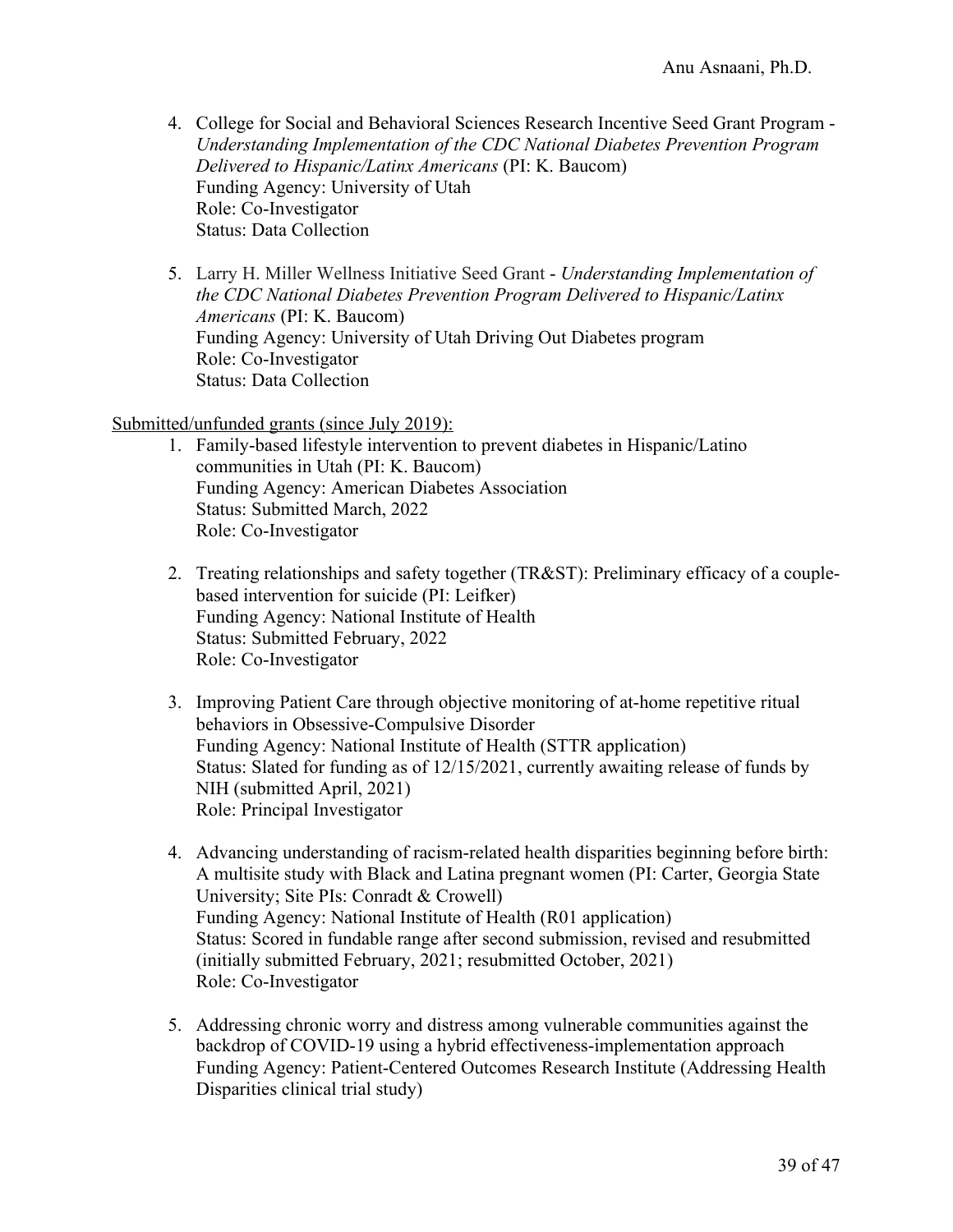4. College for Social and Behavioral Sciences Research Incentive Seed Grant Program - *Understanding Implementation of the CDC National Diabetes Prevention Program Delivered to Hispanic/Latinx Americans* (PI: K. Baucom)
   Funding Agency: University of Utah
   Role: Co-Investigator
   Status: Data Collection

5. Larry H. Miller Wellness Initiative Seed Grant - *Understanding Implementation of the CDC National Diabetes Prevention Program Delivered to Hispanic/Latinx Americans* (PI: K. Baucom)
   Funding Agency: University of Utah Driving Out Diabetes program
   Role: Co-Investigator
   Status: Data Collection

<u>Submitted/unfunded grants (since July 2019):</u>

1. Family-based lifestyle intervention to prevent diabetes in Hispanic/Latino communities in Utah (PI: K. Baucom)
   Funding Agency: American Diabetes Association
   Status: Submitted March, 2022
   Role: Co-Investigator

2. Treating relationships and safety together (TR&ST): Preliminary efficacy of a couple-based intervention for suicide (PI: Leifker)
   Funding Agency: National Institute of Health
   Status: Submitted February, 2022
   Role: Co-Investigator

3. Improving Patient Care through objective monitoring of at-home repetitive ritual behaviors in Obsessive-Compulsive Disorder
   Funding Agency: National Institute of Health (STTR application)
   Status: Slated for funding as of 12/15/2021, currently awaiting release of funds by NIH (submitted April, 2021)
   Role: Principal Investigator

4. Advancing understanding of racism-related health disparities beginning before birth: A multisite study with Black and Latina pregnant women (PI: Carter, Georgia State University; Site PIs: Conradt & Crowell)
   Funding Agency: National Institute of Health (R01 application)
   Status: Scored in fundable range after second submission, revised and resubmitted (initially submitted February, 2021; resubmitted October, 2021)
   Role: Co-Investigator

5. Addressing chronic worry and distress among vulnerable communities against the backdrop of COVID-19 using a hybrid effectiveness-implementation approach
   Funding Agency: Patient-Centered Outcomes Research Institute (Addressing Health Disparities clinical trial study)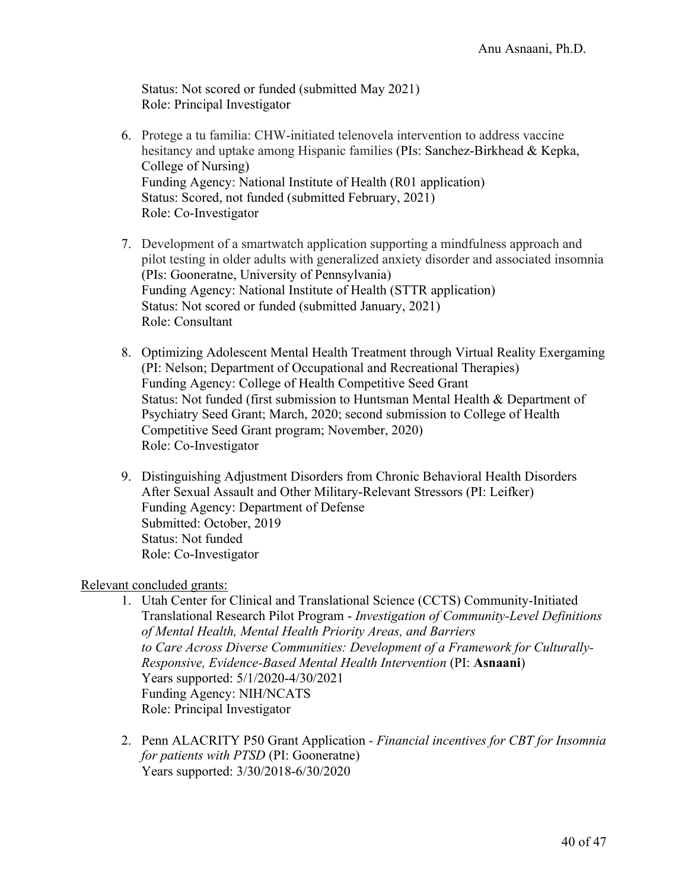Status: Not scored or funded (submitted May 2021)
Role: Principal Investigator

6. Protege a tu familia: CHW-initiated telenovela intervention to address vaccine hesitancy and uptake among Hispanic families (PIs: Sanchez-Birkhead & Kepka, College of Nursing)
   Funding Agency: National Institute of Health (R01 application)
   Status: Scored, not funded (submitted February, 2021)
   Role: Co-Investigator

7. Development of a smartwatch application supporting a mindfulness approach and pilot testing in older adults with generalized anxiety disorder and associated insomnia (PIs: Gooneratne, University of Pennsylvania)
   Funding Agency: National Institute of Health (STTR application)
   Status: Not scored or funded (submitted January, 2021)
   Role: Consultant

8. Optimizing Adolescent Mental Health Treatment through Virtual Reality Exergaming (PI: Nelson; Department of Occupational and Recreational Therapies)
   Funding Agency: College of Health Competitive Seed Grant
   Status: Not funded (first submission to Huntsman Mental Health & Department of Psychiatry Seed Grant; March, 2020; second submission to College of Health Competitive Seed Grant program; November, 2020)
   Role: Co-Investigator

9. Distinguishing Adjustment Disorders from Chronic Behavioral Health Disorders After Sexual Assault and Other Military-Relevant Stressors (PI: Leifker)
   Funding Agency: Department of Defense
   Submitted: October, 2019
   Status: Not funded
   Role: Co-Investigator

Relevant concluded grants:

1. Utah Center for Clinical and Translational Science (CCTS) Community-Initiated Translational Research Pilot Program - *Investigation of Community-Level Definitions of Mental Health, Mental Health Priority Areas, and Barriers to Care Across Diverse Communities: Development of a Framework for Culturally-Responsive, Evidence-Based Mental Health Intervention* (PI: **Asnaani**)
   Years supported: 5/1/2020-4/30/2021
   Funding Agency: NIH/NCATS
   Role: Principal Investigator

2. Penn ALACRITY P50 Grant Application - *Financial incentives for CBT for Insomnia for patients with PTSD* (PI: Gooneratne)
   Years supported: 3/30/2018-6/30/2020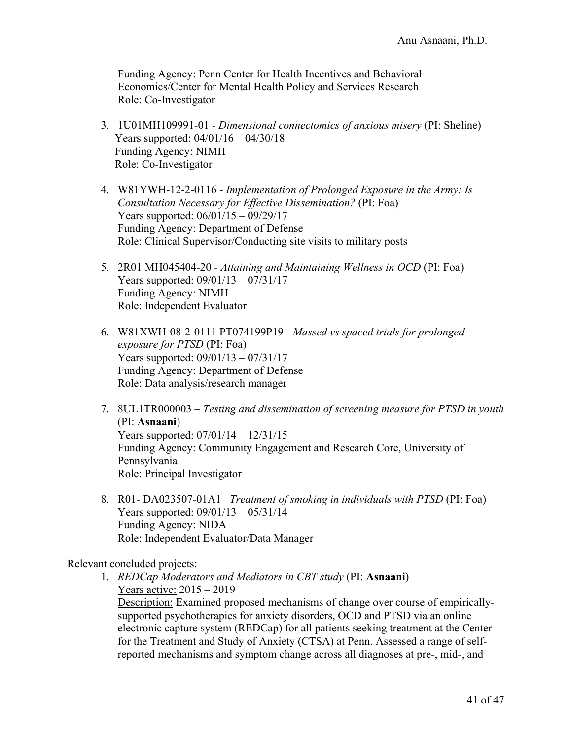Funding Agency: Penn Center for Health Incentives and Behavioral Economics/Center for Mental Health Policy and Services Research
Role: Co-Investigator

3. 1U01MH109991-01 - *Dimensional connectomics of anxious misery* (PI: Sheline)
   Years supported: 04/01/16 – 04/30/18
   Funding Agency: NIMH
   Role: Co-Investigator

4. W81YWH-12-2-0116 - *Implementation of Prolonged Exposure in the Army: Is Consultation Necessary for Effective Dissemination?* (PI: Foa)
   Years supported: 06/01/15 – 09/29/17
   Funding Agency: Department of Defense
   Role: Clinical Supervisor/Conducting site visits to military posts

5. 2R01 MH045404-20 - *Attaining and Maintaining Wellness in OCD* (PI: Foa)
   Years supported: 09/01/13 – 07/31/17
   Funding Agency: NIMH
   Role: Independent Evaluator

6. W81XWH-08-2-0111 PT074199P19 - *Massed vs spaced trials for prolonged exposure for PTSD* (PI: Foa)
   Years supported: 09/01/13 – 07/31/17
   Funding Agency: Department of Defense
   Role: Data analysis/research manager

7. 8UL1TR000003 – *Testing and dissemination of screening measure for PTSD in youth* (PI: **Asnaani**)
   Years supported: 07/01/14 – 12/31/15
   Funding Agency: Community Engagement and Research Core, University of Pennsylvania
   Role: Principal Investigator

8. R01- DA023507-01A1– *Treatment of smoking in individuals with PTSD* (PI: Foa)
   Years supported: 09/01/13 – 05/31/14
   Funding Agency: NIDA
   Role: Independent Evaluator/Data Manager

Relevant concluded projects:

1. *REDCap Moderators and Mediators in CBT study* (PI: **Asnaani**)
   Years active: 2015 – 2019
   Description: Examined proposed mechanisms of change over course of empirically-supported psychotherapies for anxiety disorders, OCD and PTSD via an online electronic capture system (REDCap) for all patients seeking treatment at the Center for the Treatment and Study of Anxiety (CTSA) at Penn. Assessed a range of self-reported mechanisms and symptom change across all diagnoses at pre-, mid-, and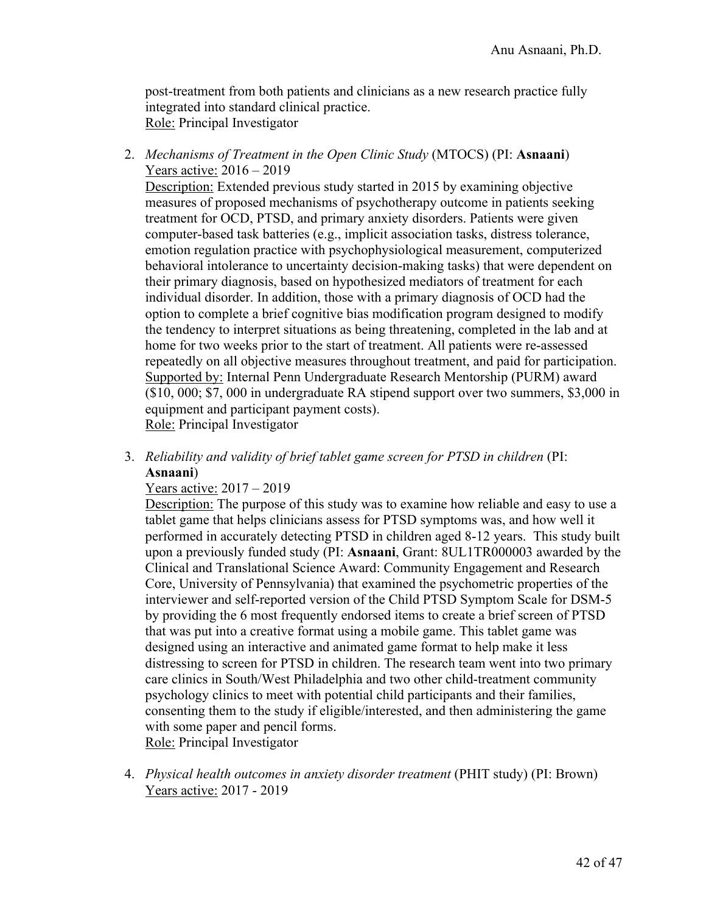post-treatment from both patients and clinicians as a new research practice fully integrated into standard clinical practice.
Role: Principal Investigator

2. *Mechanisms of Treatment in the Open Clinic Study* (MTOCS) (PI: **Asnaani**)
   Years active: 2016 – 2019
   Description: Extended previous study started in 2015 by examining objective measures of proposed mechanisms of psychotherapy outcome in patients seeking treatment for OCD, PTSD, and primary anxiety disorders. Patients were given computer-based task batteries (e.g., implicit association tasks, distress tolerance, emotion regulation practice with psychophysiological measurement, computerized behavioral intolerance to uncertainty decision-making tasks) that were dependent on their primary diagnosis, based on hypothesized mediators of treatment for each individual disorder. In addition, those with a primary diagnosis of OCD had the option to complete a brief cognitive bias modification program designed to modify the tendency to interpret situations as being threatening, completed in the lab and at home for two weeks prior to the start of treatment. All patients were re-assessed repeatedly on all objective measures throughout treatment, and paid for participation.
   Supported by: Internal Penn Undergraduate Research Mentorship (PURM) award ($10, 000; $7, 000 in undergraduate RA stipend support over two summers, $3,000 in equipment and participant payment costs).
   Role: Principal Investigator

3. *Reliability and validity of brief tablet game screen for PTSD in children* (PI: **Asnaani**)
   Years active: 2017 – 2019
   Description: The purpose of this study was to examine how reliable and easy to use a tablet game that helps clinicians assess for PTSD symptoms was, and how well it performed in accurately detecting PTSD in children aged 8-12 years. This study built upon a previously funded study (PI: **Asnaani**, Grant: 8UL1TR000003 awarded by the Clinical and Translational Science Award: Community Engagement and Research Core, University of Pennsylvania) that examined the psychometric properties of the interviewer and self-reported version of the Child PTSD Symptom Scale for DSM-5 by providing the 6 most frequently endorsed items to create a brief screen of PTSD that was put into a creative format using a mobile game. This tablet game was designed using an interactive and animated game format to help make it less distressing to screen for PTSD in children. The research team went into two primary care clinics in South/West Philadelphia and two other child-treatment community psychology clinics to meet with potential child participants and their families, consenting them to the study if eligible/interested, and then administering the game with some paper and pencil forms.
   Role: Principal Investigator

4. *Physical health outcomes in anxiety disorder treatment* (PHIT study) (PI: Brown)
   Years active: 2017 - 2019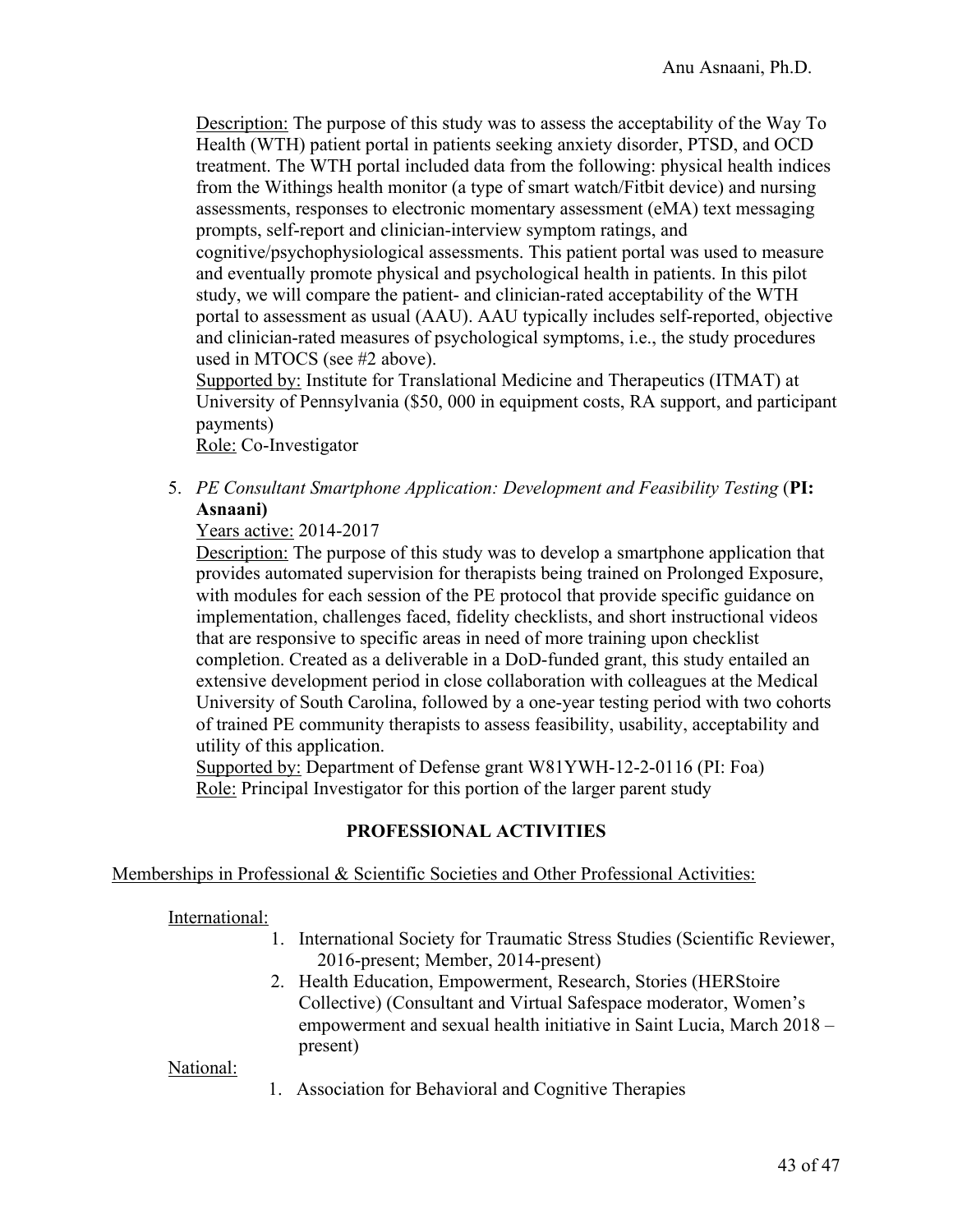Description: The purpose of this study was to assess the acceptability of the Way To Health (WTH) patient portal in patients seeking anxiety disorder, PTSD, and OCD treatment. The WTH portal included data from the following: physical health indices from the Withings health monitor (a type of smart watch/Fitbit device) and nursing assessments, responses to electronic momentary assessment (eMA) text messaging prompts, self-report and clinician-interview symptom ratings, and cognitive/psychophysiological assessments. This patient portal was used to measure and eventually promote physical and psychological health in patients. In this pilot study, we will compare the patient- and clinician-rated acceptability of the WTH portal to assessment as usual (AAU). AAU typically includes self-reported, objective and clinician-rated measures of psychological symptoms, i.e., the study procedures used in MTOCS (see #2 above).
Supported by: Institute for Translational Medicine and Therapeutics (ITMAT) at University of Pennsylvania ($50, 000 in equipment costs, RA support, and participant payments)
Role: Co-Investigator

5. *PE Consultant Smartphone Application: Development and Feasibility Testing* (**PI: Asnaani)**
   Years active: 2014-2017
   Description: The purpose of this study was to develop a smartphone application that provides automated supervision for therapists being trained on Prolonged Exposure, with modules for each session of the PE protocol that provide specific guidance on implementation, challenges faced, fidelity checklists, and short instructional videos that are responsive to specific areas in need of more training upon checklist completion. Created as a deliverable in a DoD-funded grant, this study entailed an extensive development period in close collaboration with colleagues at the Medical University of South Carolina, followed by a one-year testing period with two cohorts of trained PE community therapists to assess feasibility, usability, acceptability and utility of this application.
   Supported by: Department of Defense grant W81YWH-12-2-0116 (PI: Foa)
   Role: Principal Investigator for this portion of the larger parent study

## PROFESSIONAL ACTIVITIES

Memberships in Professional & Scientific Societies and Other Professional Activities:

International:

1. International Society for Traumatic Stress Studies (Scientific Reviewer, 2016-present; Member, 2014-present)
2. Health Education, Empowerment, Research, Stories (HERStoire Collective) (Consultant and Virtual Safespace moderator, Women's empowerment and sexual health initiative in Saint Lucia, March 2018 – present)

National:

1. Association for Behavioral and Cognitive Therapies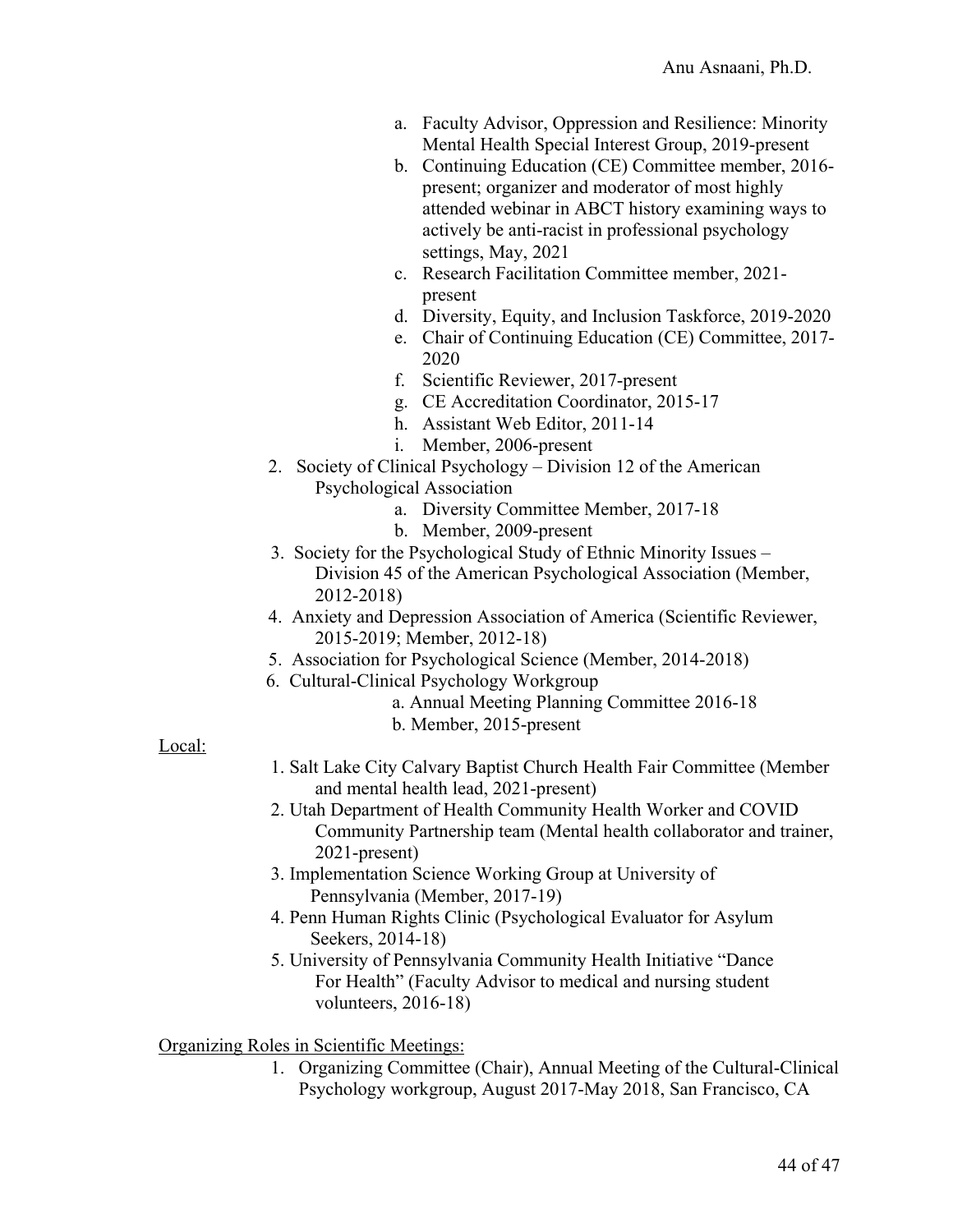a. Faculty Advisor, Oppression and Resilience: Minority Mental Health Special Interest Group, 2019-present
b. Continuing Education (CE) Committee member, 2016-present; organizer and moderator of most highly attended webinar in ABCT history examining ways to actively be anti-racist in professional psychology settings, May, 2021
c. Research Facilitation Committee member, 2021-present
d. Diversity, Equity, and Inclusion Taskforce, 2019-2020
e. Chair of Continuing Education (CE) Committee, 2017-2020
f. Scientific Reviewer, 2017-present
g. CE Accreditation Coordinator, 2015-17
h. Assistant Web Editor, 2011-14
i. Member, 2006-present

2. Society of Clinical Psychology – Division 12 of the American Psychological Association
   a. Diversity Committee Member, 2017-18
   b. Member, 2009-present
3. Society for the Psychological Study of Ethnic Minority Issues – Division 45 of the American Psychological Association (Member, 2012-2018)
4. Anxiety and Depression Association of America (Scientific Reviewer, 2015-2019; Member, 2012-18)
5. Association for Psychological Science (Member, 2014-2018)
6. Cultural-Clinical Psychology Workgroup
   a. Annual Meeting Planning Committee 2016-18
   b. Member, 2015-present

<u>Local:</u>

1. Salt Lake City Calvary Baptist Church Health Fair Committee (Member and mental health lead, 2021-present)
2. Utah Department of Health Community Health Worker and COVID Community Partnership team (Mental health collaborator and trainer, 2021-present)
3. Implementation Science Working Group at University of Pennsylvania (Member, 2017-19)
4. Penn Human Rights Clinic (Psychological Evaluator for Asylum Seekers, 2014-18)
5. University of Pennsylvania Community Health Initiative "Dance For Health" (Faculty Advisor to medical and nursing student volunteers, 2016-18)

<u>Organizing Roles in Scientific Meetings:</u>

1. Organizing Committee (Chair), Annual Meeting of the Cultural-Clinical Psychology workgroup, August 2017-May 2018, San Francisco, CA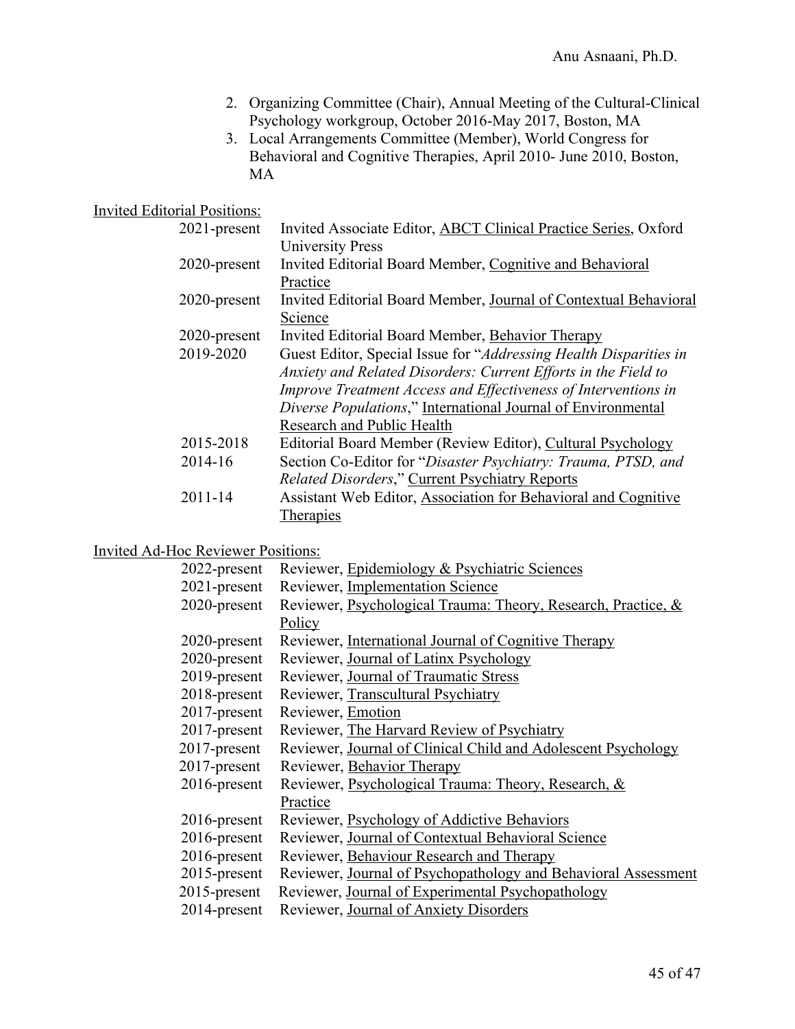2. Organizing Committee (Chair), Annual Meeting of the Cultural-Clinical Psychology workgroup, October 2016-May 2017, Boston, MA
3. Local Arrangements Committee (Member), World Congress for Behavioral and Cognitive Therapies, April 2010- June 2010, Boston, MA

<u>Invited Editorial Positions:</u>

| | |
|---|---|
| 2021-present | Invited Associate Editor, <u>ABCT Clinical Practice Series</u>, Oxford University Press |
| 2020-present | Invited Editorial Board Member, <u>Cognitive and Behavioral Practice</u> |
| 2020-present | Invited Editorial Board Member, <u>Journal of Contextual Behavioral Science</u> |
| 2020-present | Invited Editorial Board Member, <u>Behavior Therapy</u> |
| 2019-2020 | Guest Editor, Special Issue for "*Addressing Health Disparities in Anxiety and Related Disorders: Current Efforts in the Field to Improve Treatment Access and Effectiveness of Interventions in Diverse Populations*," <u>International Journal of Environmental Research and Public Health</u> |
| 2015-2018 | Editorial Board Member (Review Editor), <u>Cultural Psychology</u> |
| 2014-16 | Section Co-Editor for "*Disaster Psychiatry: Trauma, PTSD, and Related Disorders*," <u>Current Psychiatry Reports</u> |
| 2011-14 | Assistant Web Editor, <u>Association for Behavioral and Cognitive Therapies</u> |

<u>Invited Ad-Hoc Reviewer Positions:</u>

| | |
|---|---|
| 2022-present | Reviewer, <u>Epidemiology & Psychiatric Sciences</u> |
| 2021-present | Reviewer, <u>Implementation Science</u> |
| 2020-present | Reviewer, <u>Psychological Trauma: Theory, Research, Practice, & Policy</u> |
| 2020-present | Reviewer, <u>International Journal of Cognitive Therapy</u> |
| 2020-present | Reviewer, <u>Journal of Latinx Psychology</u> |
| 2019-present | Reviewer, <u>Journal of Traumatic Stress</u> |
| 2018-present | Reviewer, <u>Transcultural Psychiatry</u> |
| 2017-present | Reviewer, <u>Emotion</u> |
| 2017-present | Reviewer, <u>The Harvard Review of Psychiatry</u> |
| 2017-present | Reviewer, <u>Journal of Clinical Child and Adolescent Psychology</u> |
| 2017-present | Reviewer, <u>Behavior Therapy</u> |
| 2016-present | Reviewer, <u>Psychological Trauma: Theory, Research, & Practice</u> |
| 2016-present | Reviewer, <u>Psychology of Addictive Behaviors</u> |
| 2016-present | Reviewer, <u>Journal of Contextual Behavioral Science</u> |
| 2016-present | Reviewer, <u>Behaviour Research and Therapy</u> |
| 2015-present | Reviewer, <u>Journal of Psychopathology and Behavioral Assessment</u> |
| 2015-present | Reviewer, <u>Journal of Experimental Psychopathology</u> |
| 2014-present | Reviewer, <u>Journal of Anxiety Disorders</u> |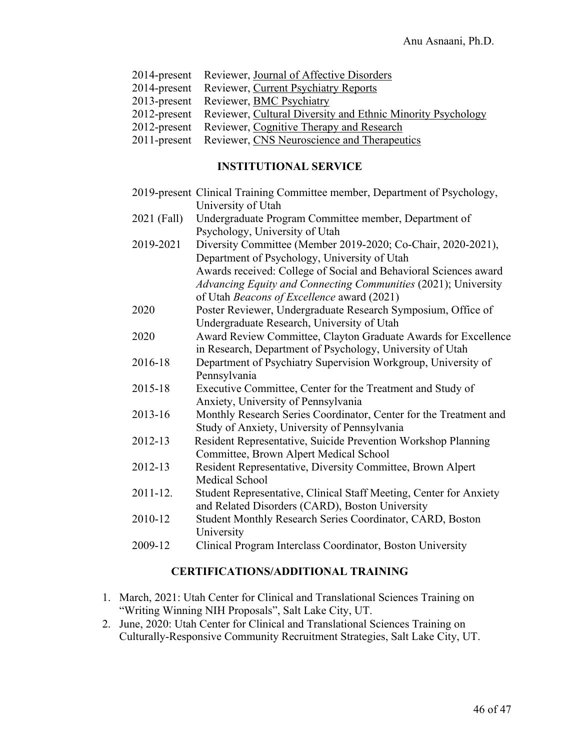2014-present Reviewer, Journal of Affective Disorders
2014-present Reviewer, Current Psychiatry Reports
2013-present Reviewer, BMC Psychiatry
2012-present Reviewer, Cultural Diversity and Ethnic Minority Psychology
2012-present Reviewer, Cognitive Therapy and Research
2011-present Reviewer, CNS Neuroscience and Therapeutics

## INSTITUTIONAL SERVICE

2019-present Clinical Training Committee member, Department of Psychology, University of Utah

2021 (Fall) Undergraduate Program Committee member, Department of Psychology, University of Utah

2019-2021 Diversity Committee (Member 2019-2020; Co-Chair, 2020-2021), Department of Psychology, University of Utah
Awards received: College of Social and Behavioral Sciences award *Advancing Equity and Connecting Communities* (2021); University of Utah *Beacons of Excellence* award (2021)

2020 Poster Reviewer, Undergraduate Research Symposium, Office of Undergraduate Research, University of Utah

2020 Award Review Committee, Clayton Graduate Awards for Excellence in Research, Department of Psychology, University of Utah

2016-18 Department of Psychiatry Supervision Workgroup, University of Pennsylvania

2015-18 Executive Committee, Center for the Treatment and Study of Anxiety, University of Pennsylvania

2013-16 Monthly Research Series Coordinator, Center for the Treatment and Study of Anxiety, University of Pennsylvania

2012-13 Resident Representative, Suicide Prevention Workshop Planning Committee, Brown Alpert Medical School

2012-13 Resident Representative, Diversity Committee, Brown Alpert Medical School

2011-12. Student Representative, Clinical Staff Meeting, Center for Anxiety and Related Disorders (CARD), Boston University

2010-12 Student Monthly Research Series Coordinator, CARD, Boston University

2009-12 Clinical Program Interclass Coordinator, Boston University

## CERTIFICATIONS/ADDITIONAL TRAINING

1. March, 2021: Utah Center for Clinical and Translational Sciences Training on "Writing Winning NIH Proposals", Salt Lake City, UT.
2. June, 2020: Utah Center for Clinical and Translational Sciences Training on Culturally-Responsive Community Recruitment Strategies, Salt Lake City, UT.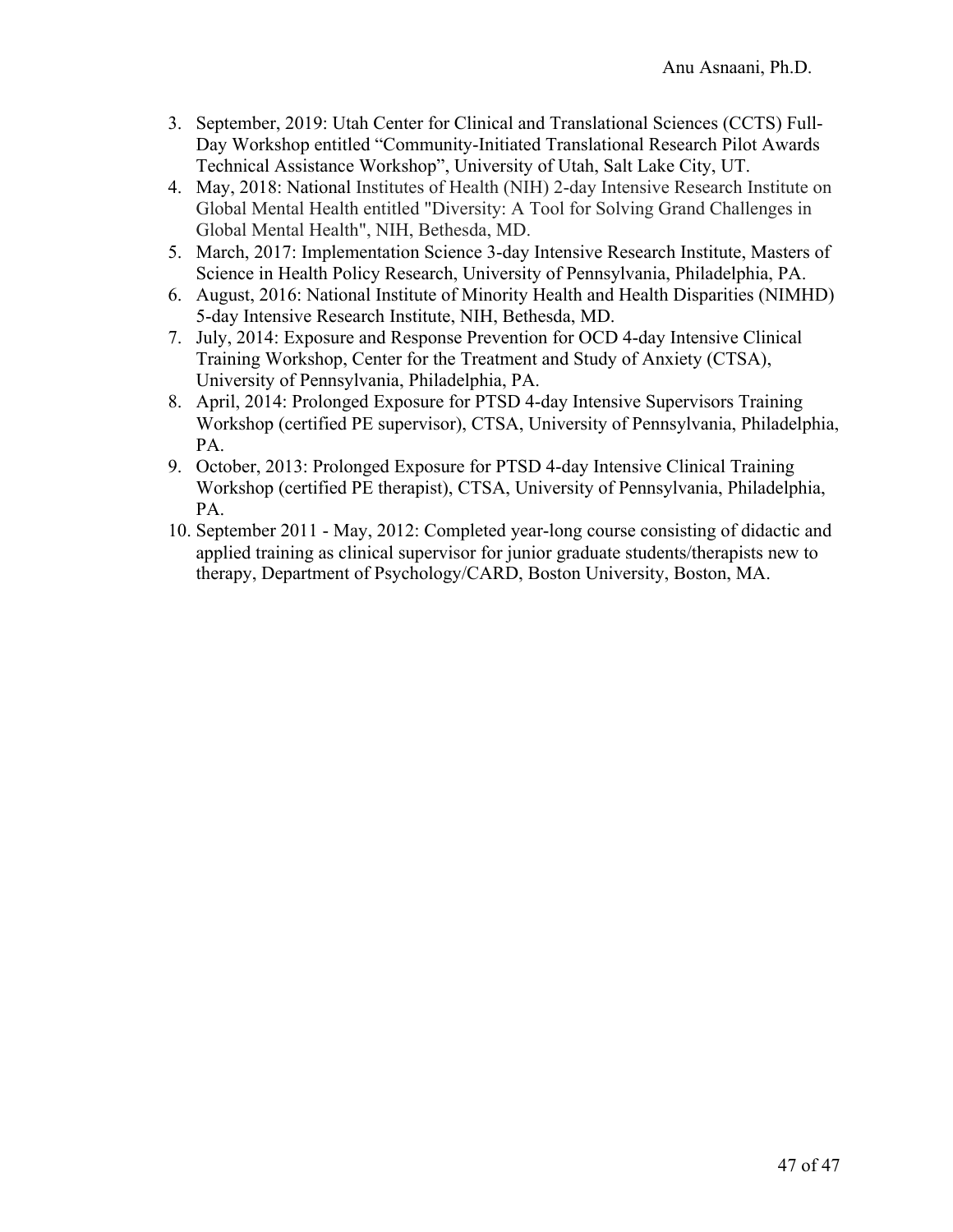3. September, 2019: Utah Center for Clinical and Translational Sciences (CCTS) Full-Day Workshop entitled "Community-Initiated Translational Research Pilot Awards Technical Assistance Workshop", University of Utah, Salt Lake City, UT.
4. May, 2018: National Institutes of Health (NIH) 2-day Intensive Research Institute on Global Mental Health entitled "Diversity: A Tool for Solving Grand Challenges in Global Mental Health", NIH, Bethesda, MD.
5. March, 2017: Implementation Science 3-day Intensive Research Institute, Masters of Science in Health Policy Research, University of Pennsylvania, Philadelphia, PA.
6. August, 2016: National Institute of Minority Health and Health Disparities (NIMHD) 5-day Intensive Research Institute, NIH, Bethesda, MD.
7. July, 2014: Exposure and Response Prevention for OCD 4-day Intensive Clinical Training Workshop, Center for the Treatment and Study of Anxiety (CTSA), University of Pennsylvania, Philadelphia, PA.
8. April, 2014: Prolonged Exposure for PTSD 4-day Intensive Supervisors Training Workshop (certified PE supervisor), CTSA, University of Pennsylvania, Philadelphia, PA.
9. October, 2013: Prolonged Exposure for PTSD 4-day Intensive Clinical Training Workshop (certified PE therapist), CTSA, University of Pennsylvania, Philadelphia, PA.
10. September 2011 - May, 2012: Completed year-long course consisting of didactic and applied training as clinical supervisor for junior graduate students/therapists new to therapy, Department of Psychology/CARD, Boston University, Boston, MA.